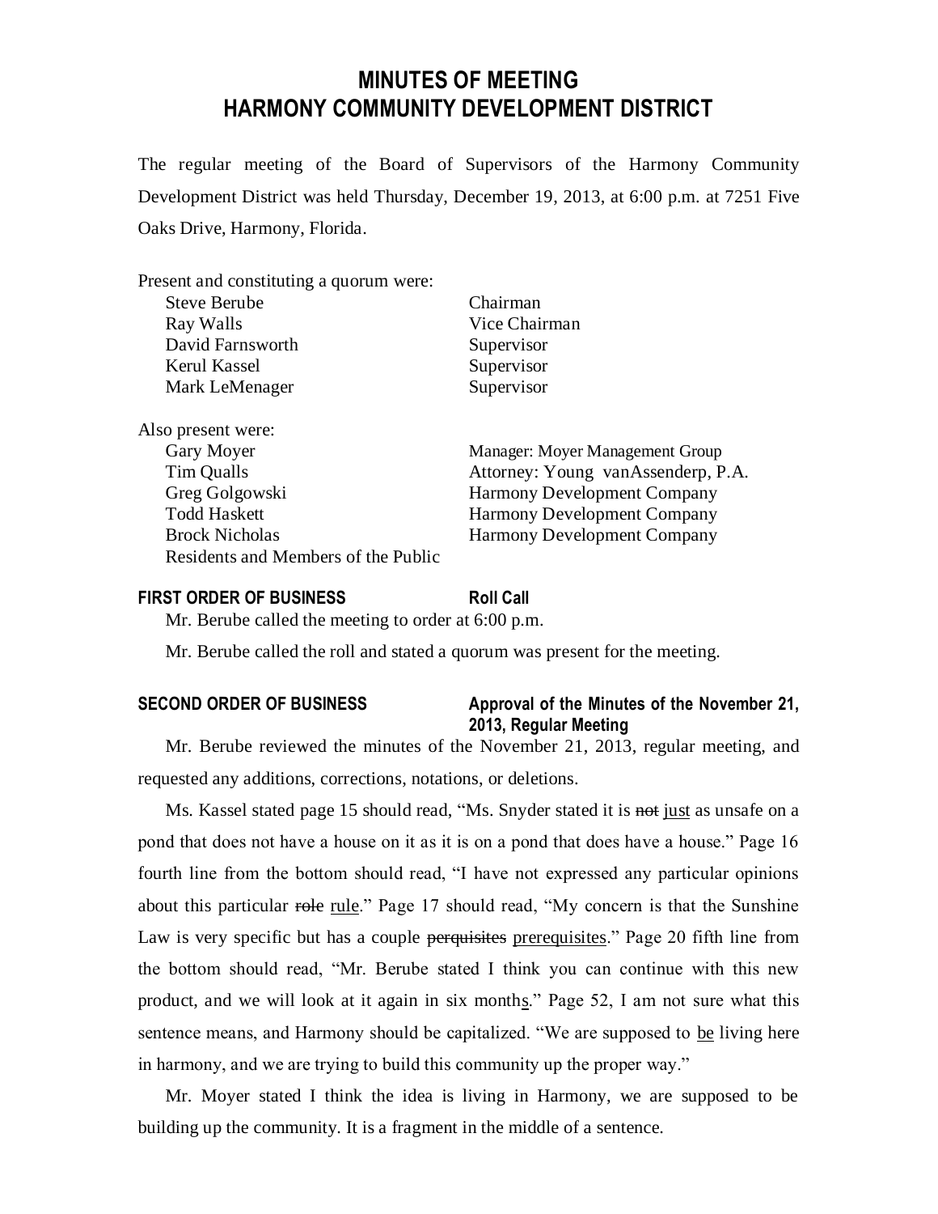# MINUTES OF MEETING
# HARMONY COMMUNITY DEVELOPMENT DISTRICT

The regular meeting of the Board of Supervisors of the Harmony Community Development District was held Thursday, December 19, 2013, at 6:00 p.m. at 7251 Five Oaks Drive, Harmony, Florida.

Present and constituting a quorum were:

| | |
|---|---|
| Steve Berube | Chairman |
| Ray Walls | Vice Chairman |
| David Farnsworth | Supervisor |
| Kerul Kassel | Supervisor |
| Mark LeMenager | Supervisor |

Also present were:

| | |
|---|---|
| Gary Moyer | Manager: Moyer Management Group |
| Tim Qualls | Attorney: Young vanAssenderp, P.A. |
| Greg Golgowski | Harmony Development Company |
| Todd Haskett | Harmony Development Company |
| Brock Nicholas | Harmony Development Company |
| Residents and Members of the Public | |

**FIRST ORDER OF BUSINESS** **Roll Call**

Mr. Berube called the meeting to order at 6:00 p.m.

Mr. Berube called the roll and stated a quorum was present for the meeting.

**SECOND ORDER OF BUSINESS** **Approval of the Minutes of the November 21, 2013, Regular Meeting**

Mr. Berube reviewed the minutes of the November 21, 2013, regular meeting, and requested any additions, corrections, notations, or deletions.

Ms. Kassel stated page 15 should read, "Ms. Snyder stated it is ~~not~~ <u>just</u> as unsafe on a pond that does not have a house on it as it is on a pond that does have a house." Page 16 fourth line from the bottom should read, "I have not expressed any particular opinions about this particular ~~role~~ <u>rule</u>." Page 17 should read, "My concern is that the Sunshine Law is very specific but has a couple ~~perquisites~~ <u>prerequisites</u>." Page 20 fifth line from the bottom should read, "Mr. Berube stated I think you can continue with this new product, and we will look at it again in six month<u>s</u>." Page 52, I am not sure what this sentence means, and Harmony should be capitalized. "We are supposed to <u>be</u> living here in harmony, and we are trying to build this community up the proper way."

Mr. Moyer stated I think the idea is living in Harmony, we are supposed to be building up the community. It is a fragment in the middle of a sentence.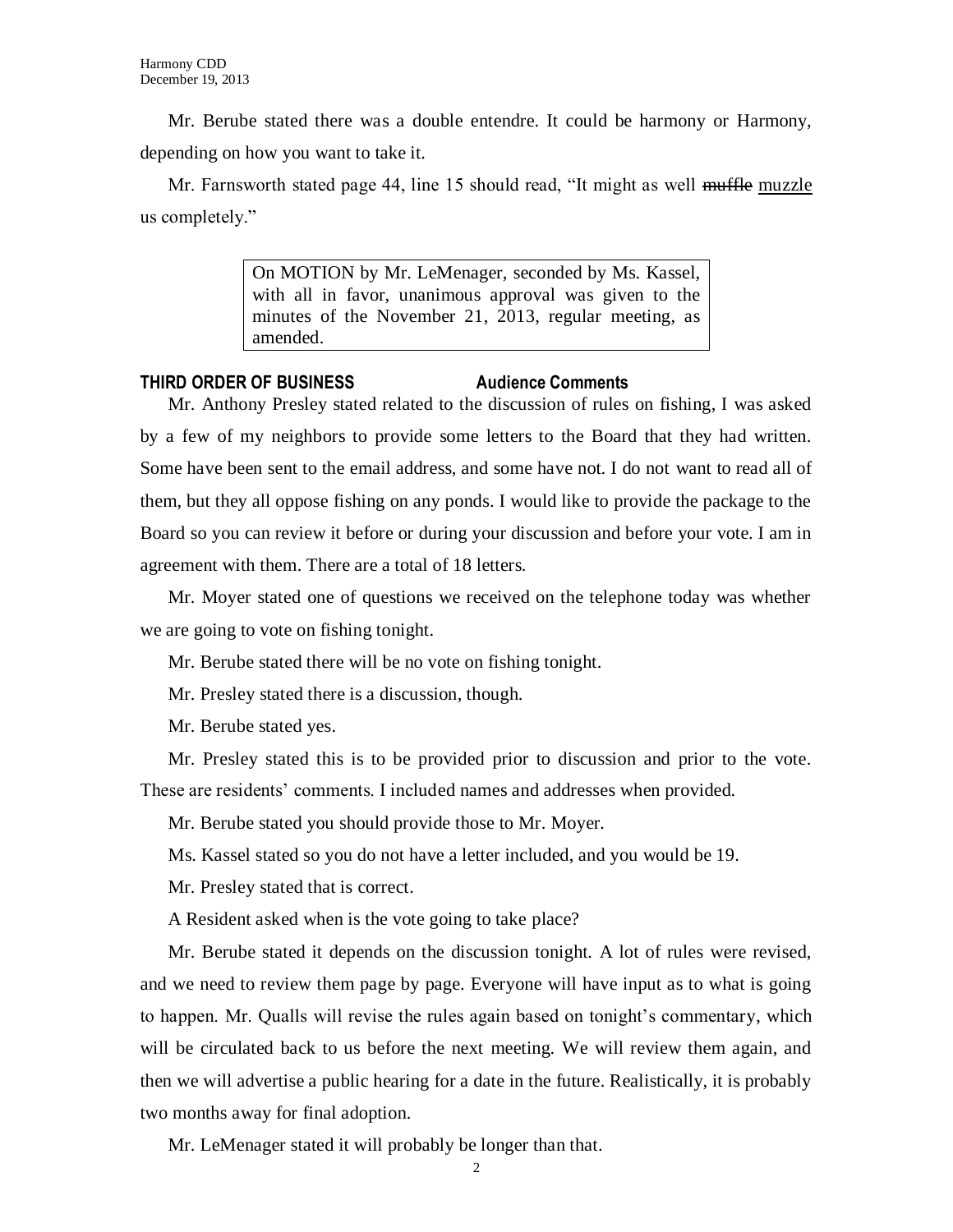Mr. Berube stated there was a double entendre. It could be harmony or Harmony, depending on how you want to take it.

Mr. Farnsworth stated page 44, line 15 should read, "It might as well ~~muffle~~ muzzle us completely."

> On MOTION by Mr. LeMenager, seconded by Ms. Kassel, with all in favor, unanimous approval was given to the minutes of the November 21, 2013, regular meeting, as amended.

**THIRD ORDER OF BUSINESS Audience Comments**

Mr. Anthony Presley stated related to the discussion of rules on fishing, I was asked by a few of my neighbors to provide some letters to the Board that they had written. Some have been sent to the email address, and some have not. I do not want to read all of them, but they all oppose fishing on any ponds. I would like to provide the package to the Board so you can review it before or during your discussion and before your vote. I am in agreement with them. There are a total of 18 letters.

Mr. Moyer stated one of questions we received on the telephone today was whether we are going to vote on fishing tonight.

Mr. Berube stated there will be no vote on fishing tonight.

Mr. Presley stated there is a discussion, though.

Mr. Berube stated yes.

Mr. Presley stated this is to be provided prior to discussion and prior to the vote. These are residents' comments. I included names and addresses when provided.

Mr. Berube stated you should provide those to Mr. Moyer.

Ms. Kassel stated so you do not have a letter included, and you would be 19.

Mr. Presley stated that is correct.

A Resident asked when is the vote going to take place?

Mr. Berube stated it depends on the discussion tonight. A lot of rules were revised, and we need to review them page by page. Everyone will have input as to what is going to happen. Mr. Qualls will revise the rules again based on tonight's commentary, which will be circulated back to us before the next meeting. We will review them again, and then we will advertise a public hearing for a date in the future. Realistically, it is probably two months away for final adoption.

Mr. LeMenager stated it will probably be longer than that.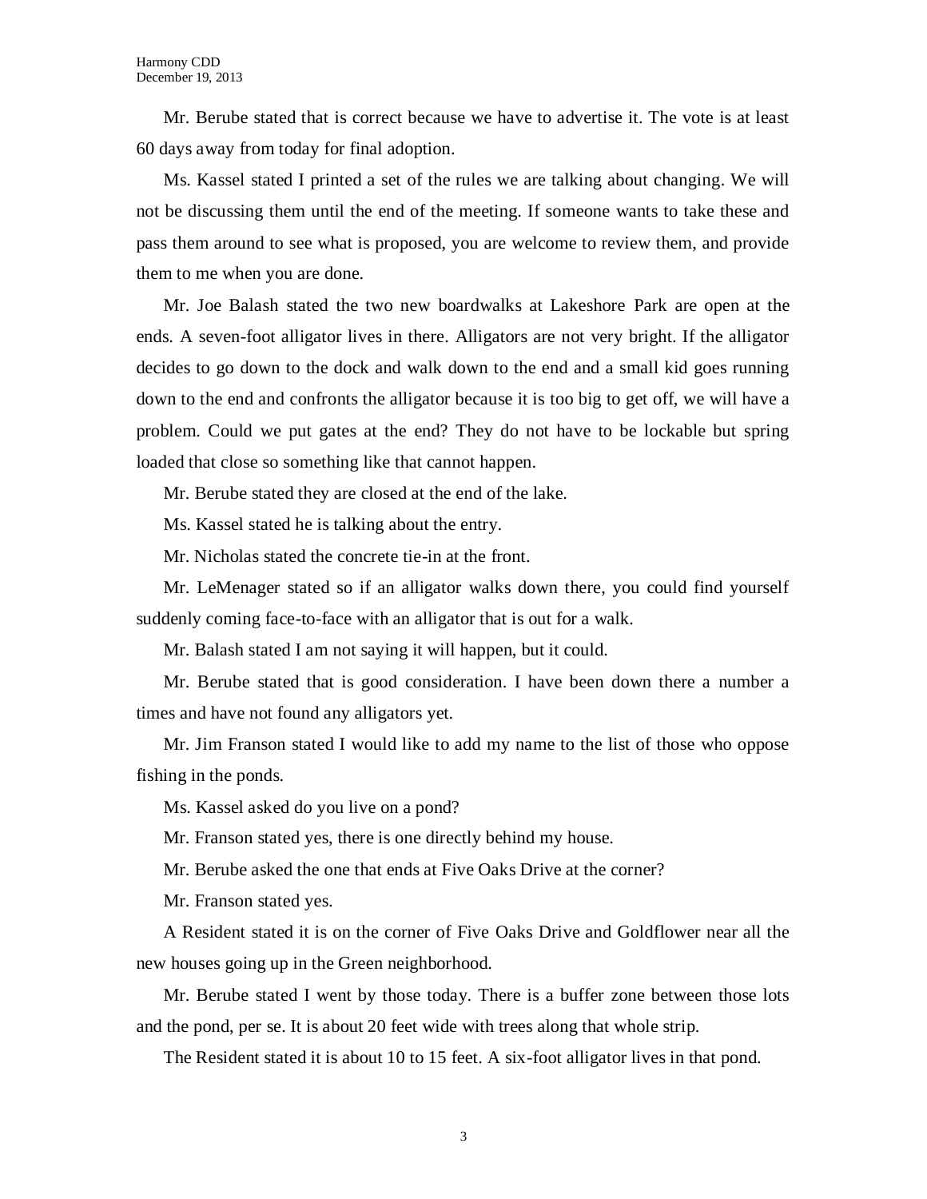Mr. Berube stated that is correct because we have to advertise it. The vote is at least 60 days away from today for final adoption.

Ms. Kassel stated I printed a set of the rules we are talking about changing. We will not be discussing them until the end of the meeting. If someone wants to take these and pass them around to see what is proposed, you are welcome to review them, and provide them to me when you are done.

Mr. Joe Balash stated the two new boardwalks at Lakeshore Park are open at the ends. A seven-foot alligator lives in there. Alligators are not very bright. If the alligator decides to go down to the dock and walk down to the end and a small kid goes running down to the end and confronts the alligator because it is too big to get off, we will have a problem. Could we put gates at the end? They do not have to be lockable but spring loaded that close so something like that cannot happen.

Mr. Berube stated they are closed at the end of the lake.

Ms. Kassel stated he is talking about the entry.

Mr. Nicholas stated the concrete tie-in at the front.

Mr. LeMenager stated so if an alligator walks down there, you could find yourself suddenly coming face-to-face with an alligator that is out for a walk.

Mr. Balash stated I am not saying it will happen, but it could.

Mr. Berube stated that is good consideration. I have been down there a number a times and have not found any alligators yet.

Mr. Jim Franson stated I would like to add my name to the list of those who oppose fishing in the ponds.

Ms. Kassel asked do you live on a pond?

Mr. Franson stated yes, there is one directly behind my house.

Mr. Berube asked the one that ends at Five Oaks Drive at the corner?

Mr. Franson stated yes.

A Resident stated it is on the corner of Five Oaks Drive and Goldflower near all the new houses going up in the Green neighborhood.

Mr. Berube stated I went by those today. There is a buffer zone between those lots and the pond, per se. It is about 20 feet wide with trees along that whole strip.

The Resident stated it is about 10 to 15 feet. A six-foot alligator lives in that pond.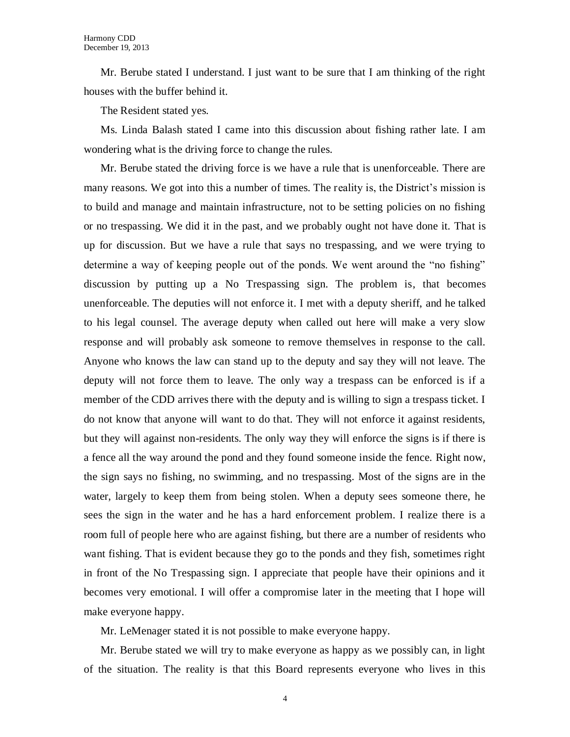Mr. Berube stated I understand. I just want to be sure that I am thinking of the right houses with the buffer behind it.

The Resident stated yes.

Ms. Linda Balash stated I came into this discussion about fishing rather late. I am wondering what is the driving force to change the rules.

Mr. Berube stated the driving force is we have a rule that is unenforceable. There are many reasons. We got into this a number of times. The reality is, the District's mission is to build and manage and maintain infrastructure, not to be setting policies on no fishing or no trespassing. We did it in the past, and we probably ought not have done it. That is up for discussion. But we have a rule that says no trespassing, and we were trying to determine a way of keeping people out of the ponds. We went around the "no fishing" discussion by putting up a No Trespassing sign. The problem is, that becomes unenforceable. The deputies will not enforce it. I met with a deputy sheriff, and he talked to his legal counsel. The average deputy when called out here will make a very slow response and will probably ask someone to remove themselves in response to the call. Anyone who knows the law can stand up to the deputy and say they will not leave. The deputy will not force them to leave. The only way a trespass can be enforced is if a member of the CDD arrives there with the deputy and is willing to sign a trespass ticket. I do not know that anyone will want to do that. They will not enforce it against residents, but they will against non-residents. The only way they will enforce the signs is if there is a fence all the way around the pond and they found someone inside the fence. Right now, the sign says no fishing, no swimming, and no trespassing. Most of the signs are in the water, largely to keep them from being stolen. When a deputy sees someone there, he sees the sign in the water and he has a hard enforcement problem. I realize there is a room full of people here who are against fishing, but there are a number of residents who want fishing. That is evident because they go to the ponds and they fish, sometimes right in front of the No Trespassing sign. I appreciate that people have their opinions and it becomes very emotional. I will offer a compromise later in the meeting that I hope will make everyone happy.

Mr. LeMenager stated it is not possible to make everyone happy.

Mr. Berube stated we will try to make everyone as happy as we possibly can, in light of the situation. The reality is that this Board represents everyone who lives in this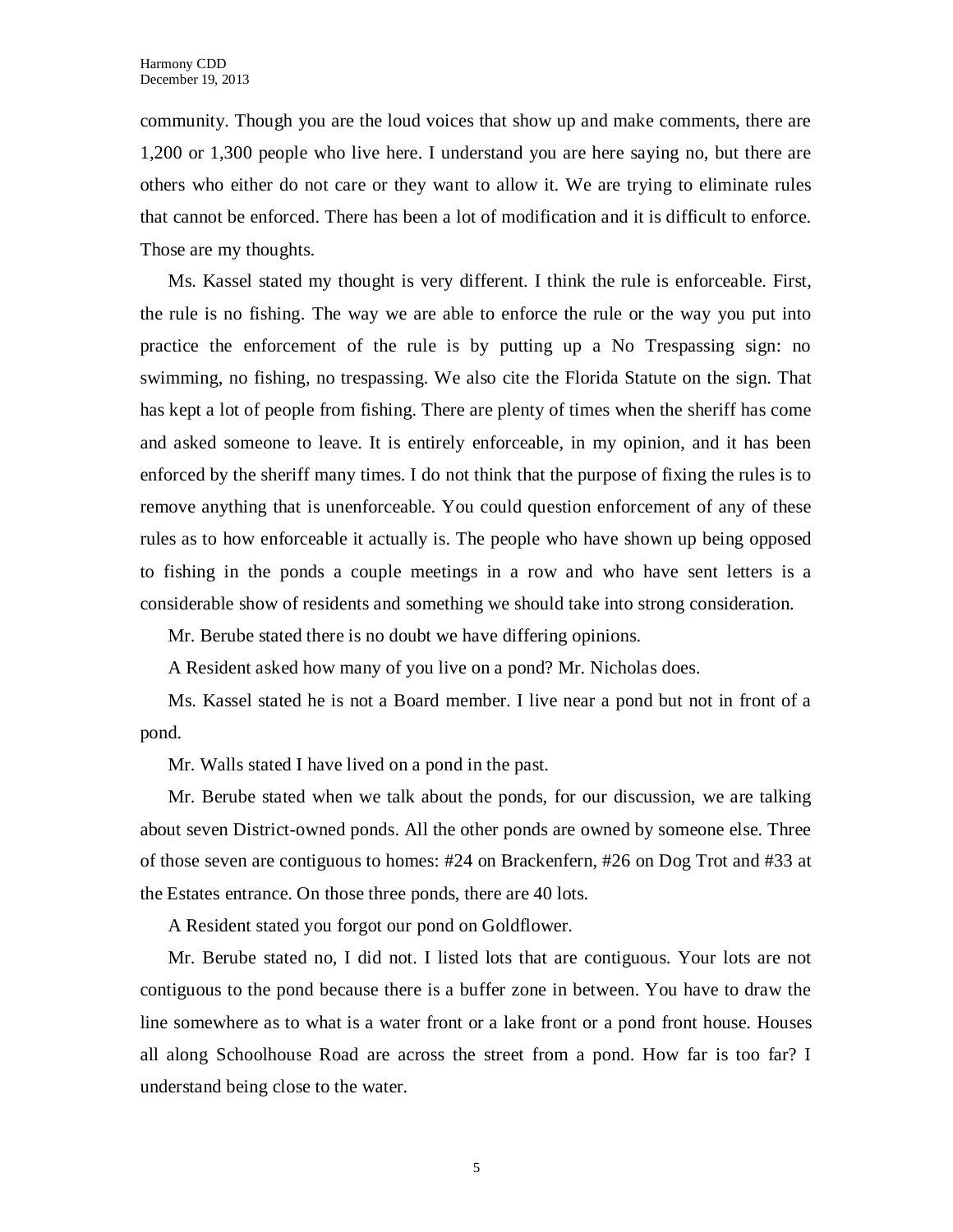community. Though you are the loud voices that show up and make comments, there are 1,200 or 1,300 people who live here. I understand you are here saying no, but there are others who either do not care or they want to allow it. We are trying to eliminate rules that cannot be enforced. There has been a lot of modification and it is difficult to enforce. Those are my thoughts.

Ms. Kassel stated my thought is very different. I think the rule is enforceable. First, the rule is no fishing. The way we are able to enforce the rule or the way you put into practice the enforcement of the rule is by putting up a No Trespassing sign: no swimming, no fishing, no trespassing. We also cite the Florida Statute on the sign. That has kept a lot of people from fishing. There are plenty of times when the sheriff has come and asked someone to leave. It is entirely enforceable, in my opinion, and it has been enforced by the sheriff many times. I do not think that the purpose of fixing the rules is to remove anything that is unenforceable. You could question enforcement of any of these rules as to how enforceable it actually is. The people who have shown up being opposed to fishing in the ponds a couple meetings in a row and who have sent letters is a considerable show of residents and something we should take into strong consideration.

Mr. Berube stated there is no doubt we have differing opinions.

A Resident asked how many of you live on a pond? Mr. Nicholas does.

Ms. Kassel stated he is not a Board member. I live near a pond but not in front of a pond.

Mr. Walls stated I have lived on a pond in the past.

Mr. Berube stated when we talk about the ponds, for our discussion, we are talking about seven District-owned ponds. All the other ponds are owned by someone else. Three of those seven are contiguous to homes: #24 on Brackenfern, #26 on Dog Trot and #33 at the Estates entrance. On those three ponds, there are 40 lots.

A Resident stated you forgot our pond on Goldflower.

Mr. Berube stated no, I did not. I listed lots that are contiguous. Your lots are not contiguous to the pond because there is a buffer zone in between. You have to draw the line somewhere as to what is a water front or a lake front or a pond front house. Houses all along Schoolhouse Road are across the street from a pond. How far is too far? I understand being close to the water.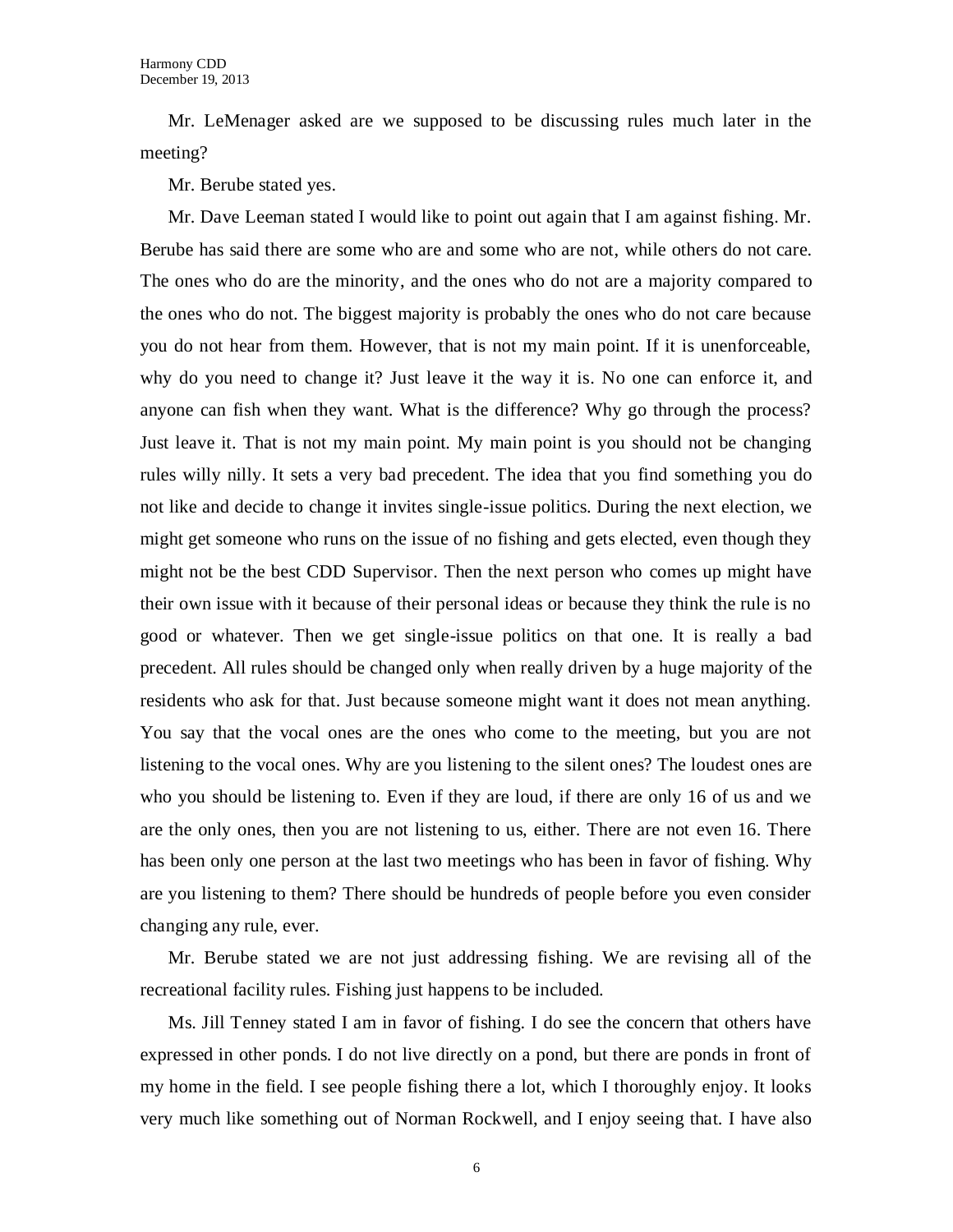Mr. LeMenager asked are we supposed to be discussing rules much later in the meeting?

Mr. Berube stated yes.

Mr. Dave Leeman stated I would like to point out again that I am against fishing. Mr. Berube has said there are some who are and some who are not, while others do not care. The ones who do are the minority, and the ones who do not are a majority compared to the ones who do not. The biggest majority is probably the ones who do not care because you do not hear from them. However, that is not my main point. If it is unenforceable, why do you need to change it? Just leave it the way it is. No one can enforce it, and anyone can fish when they want. What is the difference? Why go through the process? Just leave it. That is not my main point. My main point is you should not be changing rules willy nilly. It sets a very bad precedent. The idea that you find something you do not like and decide to change it invites single-issue politics. During the next election, we might get someone who runs on the issue of no fishing and gets elected, even though they might not be the best CDD Supervisor. Then the next person who comes up might have their own issue with it because of their personal ideas or because they think the rule is no good or whatever. Then we get single-issue politics on that one. It is really a bad precedent. All rules should be changed only when really driven by a huge majority of the residents who ask for that. Just because someone might want it does not mean anything. You say that the vocal ones are the ones who come to the meeting, but you are not listening to the vocal ones. Why are you listening to the silent ones? The loudest ones are who you should be listening to. Even if they are loud, if there are only 16 of us and we are the only ones, then you are not listening to us, either. There are not even 16. There has been only one person at the last two meetings who has been in favor of fishing. Why are you listening to them? There should be hundreds of people before you even consider changing any rule, ever.

Mr. Berube stated we are not just addressing fishing. We are revising all of the recreational facility rules. Fishing just happens to be included.

Ms. Jill Tenney stated I am in favor of fishing. I do see the concern that others have expressed in other ponds. I do not live directly on a pond, but there are ponds in front of my home in the field. I see people fishing there a lot, which I thoroughly enjoy. It looks very much like something out of Norman Rockwell, and I enjoy seeing that. I have also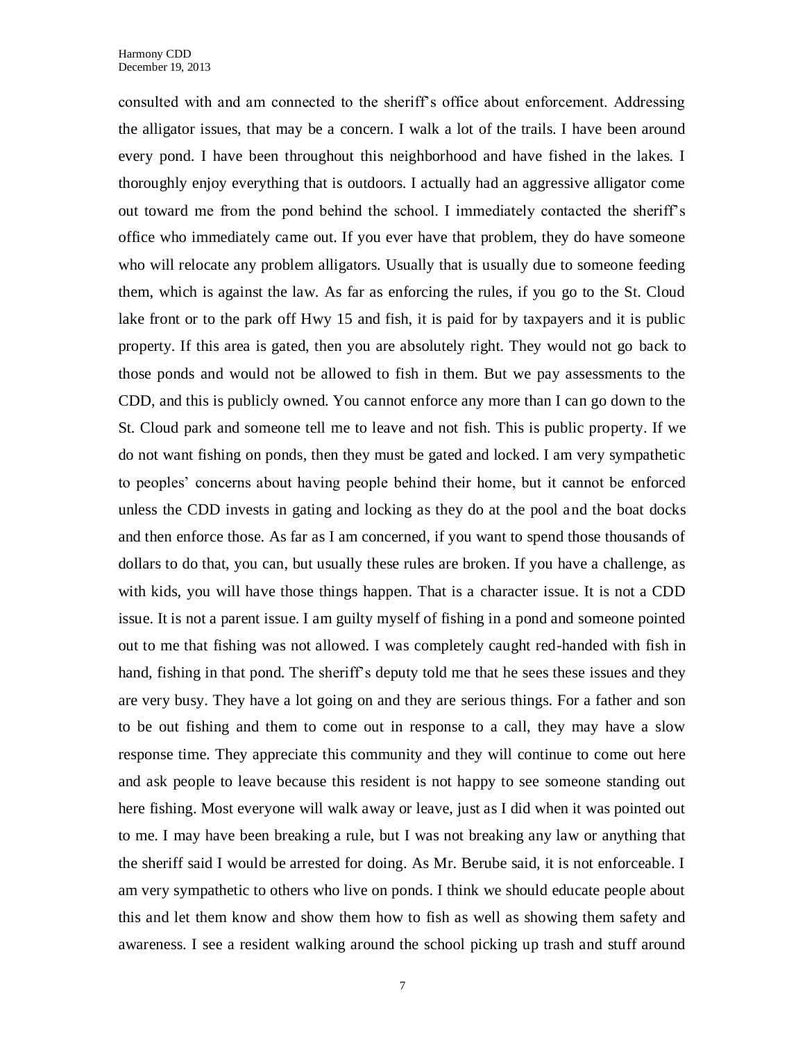consulted with and am connected to the sheriff's office about enforcement. Addressing the alligator issues, that may be a concern. I walk a lot of the trails. I have been around every pond. I have been throughout this neighborhood and have fished in the lakes. I thoroughly enjoy everything that is outdoors. I actually had an aggressive alligator come out toward me from the pond behind the school. I immediately contacted the sheriff's office who immediately came out. If you ever have that problem, they do have someone who will relocate any problem alligators. Usually that is usually due to someone feeding them, which is against the law. As far as enforcing the rules, if you go to the St. Cloud lake front or to the park off Hwy 15 and fish, it is paid for by taxpayers and it is public property. If this area is gated, then you are absolutely right. They would not go back to those ponds and would not be allowed to fish in them. But we pay assessments to the CDD, and this is publicly owned. You cannot enforce any more than I can go down to the St. Cloud park and someone tell me to leave and not fish. This is public property. If we do not want fishing on ponds, then they must be gated and locked. I am very sympathetic to peoples' concerns about having people behind their home, but it cannot be enforced unless the CDD invests in gating and locking as they do at the pool and the boat docks and then enforce those. As far as I am concerned, if you want to spend those thousands of dollars to do that, you can, but usually these rules are broken. If you have a challenge, as with kids, you will have those things happen. That is a character issue. It is not a CDD issue. It is not a parent issue. I am guilty myself of fishing in a pond and someone pointed out to me that fishing was not allowed. I was completely caught red-handed with fish in hand, fishing in that pond. The sheriff's deputy told me that he sees these issues and they are very busy. They have a lot going on and they are serious things. For a father and son to be out fishing and them to come out in response to a call, they may have a slow response time. They appreciate this community and they will continue to come out here and ask people to leave because this resident is not happy to see someone standing out here fishing. Most everyone will walk away or leave, just as I did when it was pointed out to me. I may have been breaking a rule, but I was not breaking any law or anything that the sheriff said I would be arrested for doing. As Mr. Berube said, it is not enforceable. I am very sympathetic to others who live on ponds. I think we should educate people about this and let them know and show them how to fish as well as showing them safety and awareness. I see a resident walking around the school picking up trash and stuff around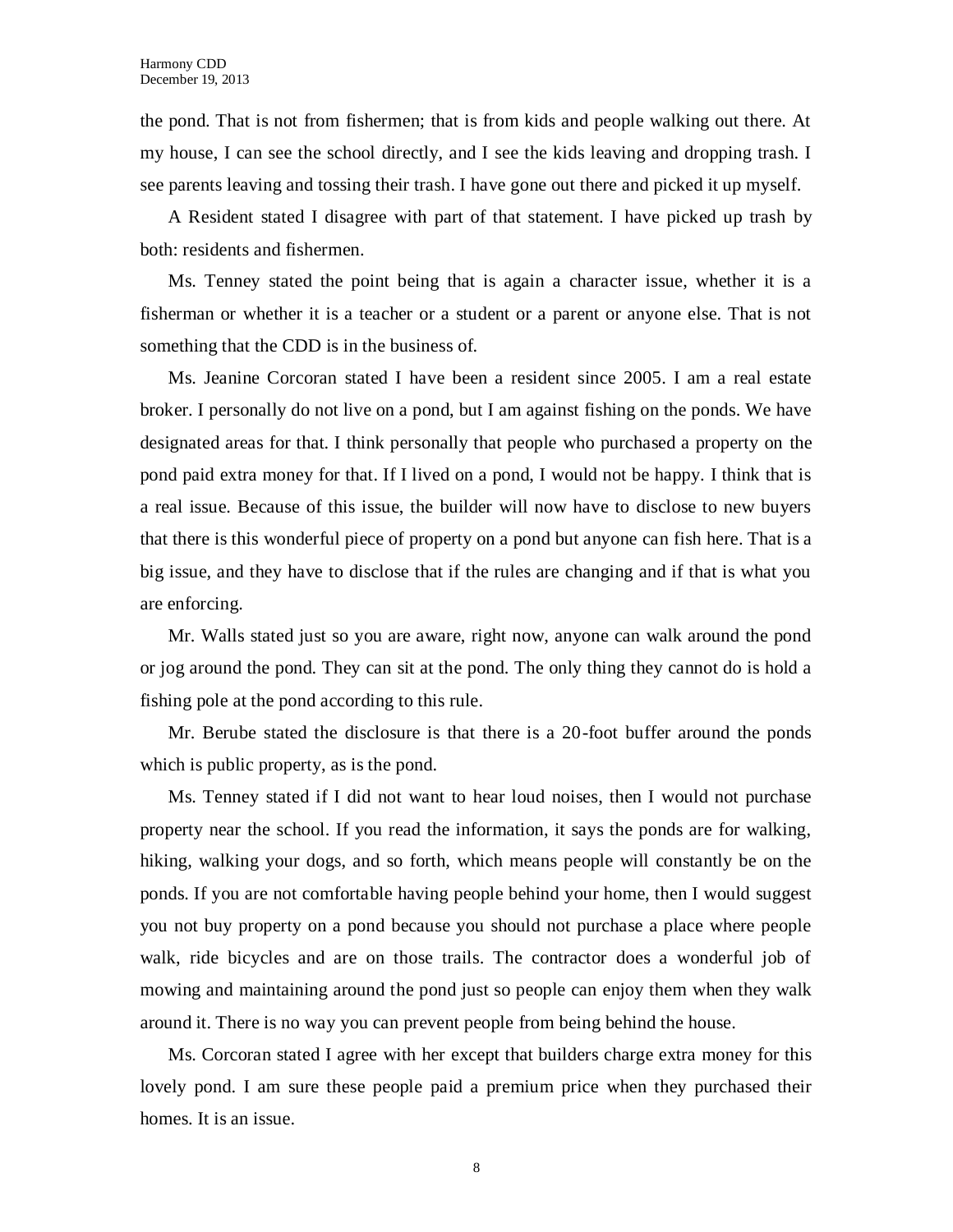the pond. That is not from fishermen; that is from kids and people walking out there. At my house, I can see the school directly, and I see the kids leaving and dropping trash. I see parents leaving and tossing their trash. I have gone out there and picked it up myself.

A Resident stated I disagree with part of that statement. I have picked up trash by both: residents and fishermen.

Ms. Tenney stated the point being that is again a character issue, whether it is a fisherman or whether it is a teacher or a student or a parent or anyone else. That is not something that the CDD is in the business of.

Ms. Jeanine Corcoran stated I have been a resident since 2005. I am a real estate broker. I personally do not live on a pond, but I am against fishing on the ponds. We have designated areas for that. I think personally that people who purchased a property on the pond paid extra money for that. If I lived on a pond, I would not be happy. I think that is a real issue. Because of this issue, the builder will now have to disclose to new buyers that there is this wonderful piece of property on a pond but anyone can fish here. That is a big issue, and they have to disclose that if the rules are changing and if that is what you are enforcing.

Mr. Walls stated just so you are aware, right now, anyone can walk around the pond or jog around the pond. They can sit at the pond. The only thing they cannot do is hold a fishing pole at the pond according to this rule.

Mr. Berube stated the disclosure is that there is a 20-foot buffer around the ponds which is public property, as is the pond.

Ms. Tenney stated if I did not want to hear loud noises, then I would not purchase property near the school. If you read the information, it says the ponds are for walking, hiking, walking your dogs, and so forth, which means people will constantly be on the ponds. If you are not comfortable having people behind your home, then I would suggest you not buy property on a pond because you should not purchase a place where people walk, ride bicycles and are on those trails. The contractor does a wonderful job of mowing and maintaining around the pond just so people can enjoy them when they walk around it. There is no way you can prevent people from being behind the house.

Ms. Corcoran stated I agree with her except that builders charge extra money for this lovely pond. I am sure these people paid a premium price when they purchased their homes. It is an issue.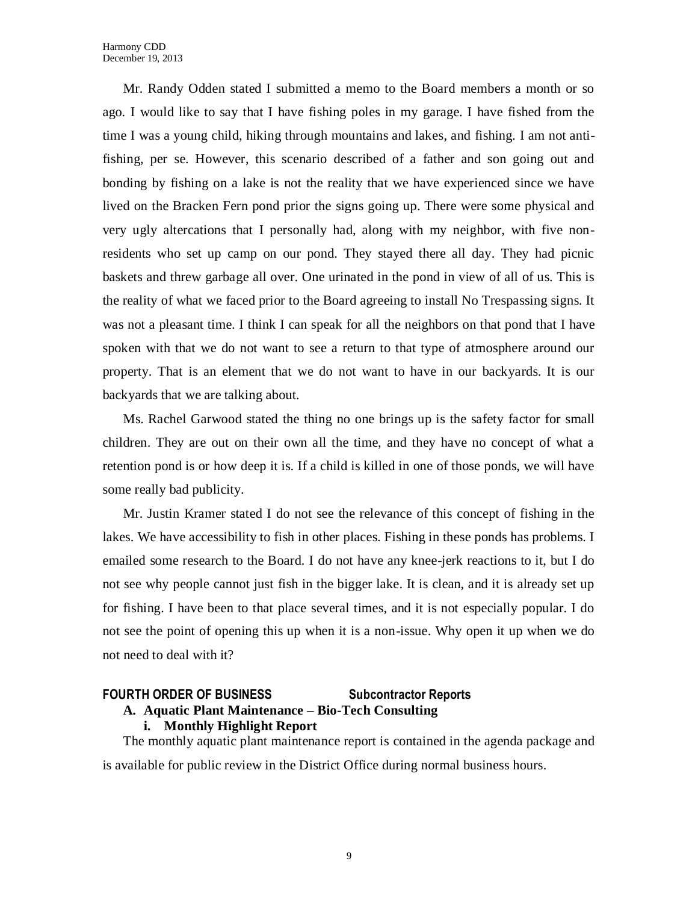Mr. Randy Odden stated I submitted a memo to the Board members a month or so ago. I would like to say that I have fishing poles in my garage. I have fished from the time I was a young child, hiking through mountains and lakes, and fishing. I am not anti-fishing, per se. However, this scenario described of a father and son going out and bonding by fishing on a lake is not the reality that we have experienced since we have lived on the Bracken Fern pond prior the signs going up. There were some physical and very ugly altercations that I personally had, along with my neighbor, with five non-residents who set up camp on our pond. They stayed there all day. They had picnic baskets and threw garbage all over. One urinated in the pond in view of all of us. This is the reality of what we faced prior to the Board agreeing to install No Trespassing signs. It was not a pleasant time. I think I can speak for all the neighbors on that pond that I have spoken with that we do not want to see a return to that type of atmosphere around our property. That is an element that we do not want to have in our backyards. It is our backyards that we are talking about.

Ms. Rachel Garwood stated the thing no one brings up is the safety factor for small children. They are out on their own all the time, and they have no concept of what a retention pond is or how deep it is. If a child is killed in one of those ponds, we will have some really bad publicity.

Mr. Justin Kramer stated I do not see the relevance of this concept of fishing in the lakes. We have accessibility to fish in other places. Fishing in these ponds has problems. I emailed some research to the Board. I do not have any knee-jerk reactions to it, but I do not see why people cannot just fish in the bigger lake. It is clean, and it is already set up for fishing. I have been to that place several times, and it is not especially popular. I do not see the point of opening this up when it is a non-issue. Why open it up when we do not need to deal with it?

**FOURTH ORDER OF BUSINESS Subcontractor Reports**

**A. Aquatic Plant Maintenance – Bio-Tech Consulting**

**i. Monthly Highlight Report**

The monthly aquatic plant maintenance report is contained in the agenda package and is available for public review in the District Office during normal business hours.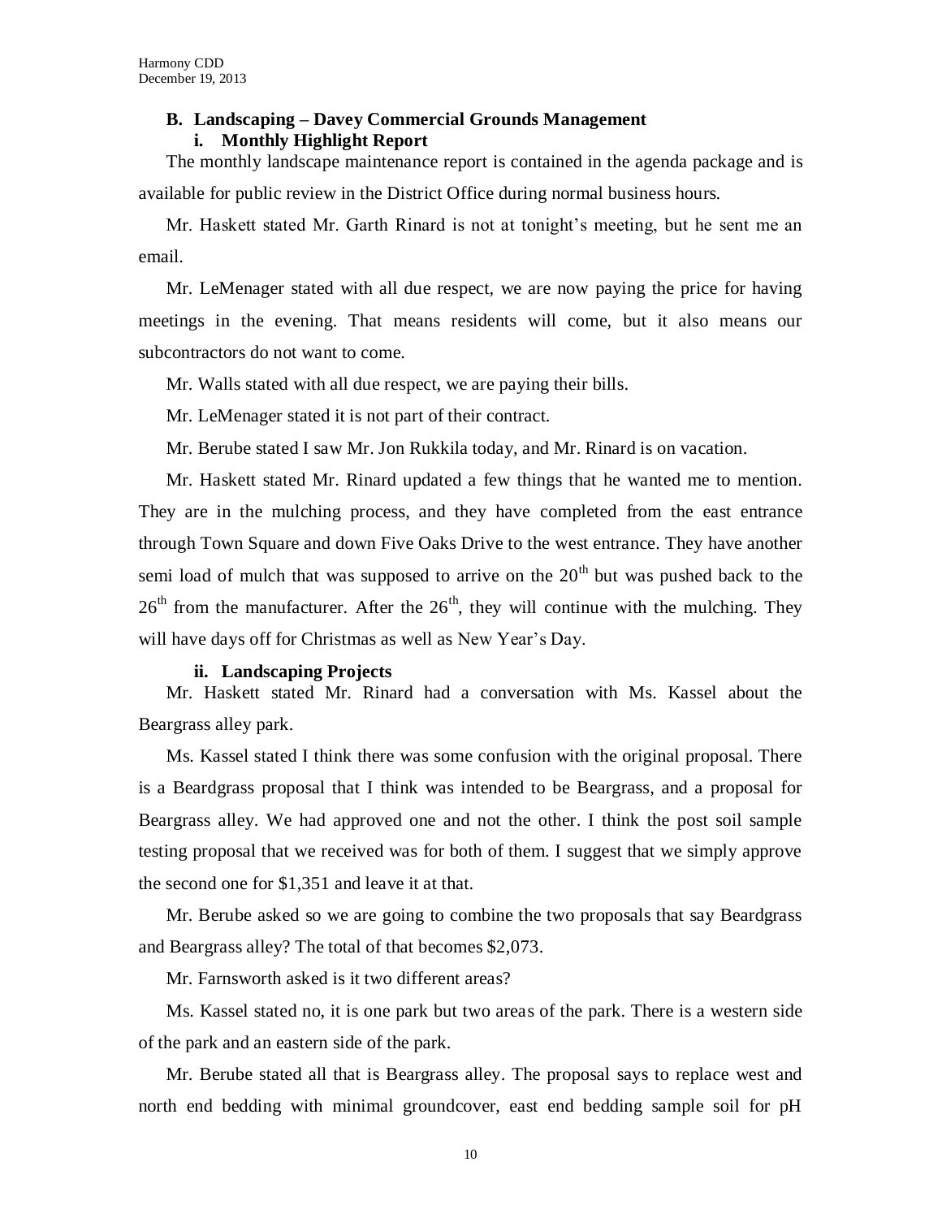### B. Landscaping – Davey Commercial Grounds Management

#### i. Monthly Highlight Report

The monthly landscape maintenance report is contained in the agenda package and is available for public review in the District Office during normal business hours.

Mr. Haskett stated Mr. Garth Rinard is not at tonight's meeting, but he sent me an email.

Mr. LeMenager stated with all due respect, we are now paying the price for having meetings in the evening. That means residents will come, but it also means our subcontractors do not want to come.

Mr. Walls stated with all due respect, we are paying their bills.

Mr. LeMenager stated it is not part of their contract.

Mr. Berube stated I saw Mr. Jon Rukkila today, and Mr. Rinard is on vacation.

Mr. Haskett stated Mr. Rinard updated a few things that he wanted me to mention. They are in the mulching process, and they have completed from the east entrance through Town Square and down Five Oaks Drive to the west entrance. They have another semi load of mulch that was supposed to arrive on the 20th but was pushed back to the 26th from the manufacturer. After the 26th, they will continue with the mulching. They will have days off for Christmas as well as New Year's Day.

#### ii. Landscaping Projects

Mr. Haskett stated Mr. Rinard had a conversation with Ms. Kassel about the Beargrass alley park.

Ms. Kassel stated I think there was some confusion with the original proposal. There is a Beardgrass proposal that I think was intended to be Beargrass, and a proposal for Beargrass alley. We had approved one and not the other. I think the post soil sample testing proposal that we received was for both of them. I suggest that we simply approve the second one for $1,351 and leave it at that.

Mr. Berube asked so we are going to combine the two proposals that say Beardgrass and Beargrass alley? The total of that becomes $2,073.

Mr. Farnsworth asked is it two different areas?

Ms. Kassel stated no, it is one park but two areas of the park. There is a western side of the park and an eastern side of the park.

Mr. Berube stated all that is Beargrass alley. The proposal says to replace west and north end bedding with minimal groundcover, east end bedding sample soil for pH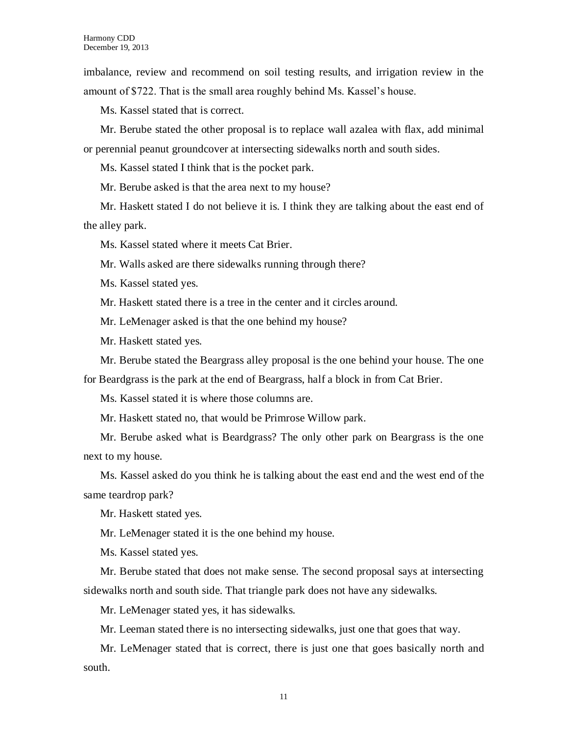imbalance, review and recommend on soil testing results, and irrigation review in the amount of $722. That is the small area roughly behind Ms. Kassel's house.

Ms. Kassel stated that is correct.

Mr. Berube stated the other proposal is to replace wall azalea with flax, add minimal or perennial peanut groundcover at intersecting sidewalks north and south sides.

Ms. Kassel stated I think that is the pocket park.

Mr. Berube asked is that the area next to my house?

Mr. Haskett stated I do not believe it is. I think they are talking about the east end of the alley park.

Ms. Kassel stated where it meets Cat Brier.

Mr. Walls asked are there sidewalks running through there?

Ms. Kassel stated yes.

Mr. Haskett stated there is a tree in the center and it circles around.

Mr. LeMenager asked is that the one behind my house?

Mr. Haskett stated yes.

Mr. Berube stated the Beargrass alley proposal is the one behind your house. The one for Beardgrass is the park at the end of Beargrass, half a block in from Cat Brier.

Ms. Kassel stated it is where those columns are.

Mr. Haskett stated no, that would be Primrose Willow park.

Mr. Berube asked what is Beardgrass? The only other park on Beargrass is the one next to my house.

Ms. Kassel asked do you think he is talking about the east end and the west end of the same teardrop park?

Mr. Haskett stated yes.

Mr. LeMenager stated it is the one behind my house.

Ms. Kassel stated yes.

Mr. Berube stated that does not make sense. The second proposal says at intersecting sidewalks north and south side. That triangle park does not have any sidewalks.

Mr. LeMenager stated yes, it has sidewalks.

Mr. Leeman stated there is no intersecting sidewalks, just one that goes that way.

Mr. LeMenager stated that is correct, there is just one that goes basically north and south.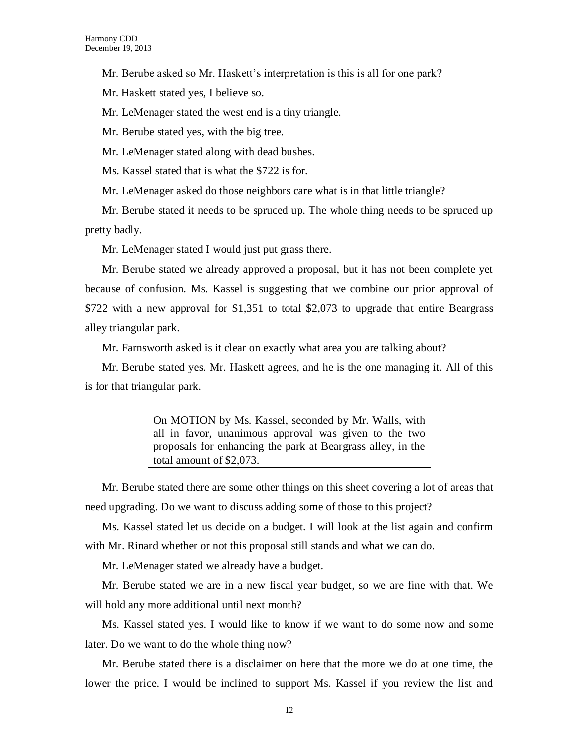Mr. Berube asked so Mr. Haskett's interpretation is this is all for one park?

Mr. Haskett stated yes, I believe so.

Mr. LeMenager stated the west end is a tiny triangle.

Mr. Berube stated yes, with the big tree.

Mr. LeMenager stated along with dead bushes.

Ms. Kassel stated that is what the $722 is for.

Mr. LeMenager asked do those neighbors care what is in that little triangle?

Mr. Berube stated it needs to be spruced up. The whole thing needs to be spruced up pretty badly.

Mr. LeMenager stated I would just put grass there.

Mr. Berube stated we already approved a proposal, but it has not been complete yet because of confusion. Ms. Kassel is suggesting that we combine our prior approval of $722 with a new approval for $1,351 to total $2,073 to upgrade that entire Beargrass alley triangular park.

Mr. Farnsworth asked is it clear on exactly what area you are talking about?

Mr. Berube stated yes. Mr. Haskett agrees, and he is the one managing it. All of this is for that triangular park.

> On MOTION by Ms. Kassel, seconded by Mr. Walls, with all in favor, unanimous approval was given to the two proposals for enhancing the park at Beargrass alley, in the total amount of $2,073.

Mr. Berube stated there are some other things on this sheet covering a lot of areas that need upgrading. Do we want to discuss adding some of those to this project?

Ms. Kassel stated let us decide on a budget. I will look at the list again and confirm with Mr. Rinard whether or not this proposal still stands and what we can do.

Mr. LeMenager stated we already have a budget.

Mr. Berube stated we are in a new fiscal year budget, so we are fine with that. We will hold any more additional until next month?

Ms. Kassel stated yes. I would like to know if we want to do some now and some later. Do we want to do the whole thing now?

Mr. Berube stated there is a disclaimer on here that the more we do at one time, the lower the price. I would be inclined to support Ms. Kassel if you review the list and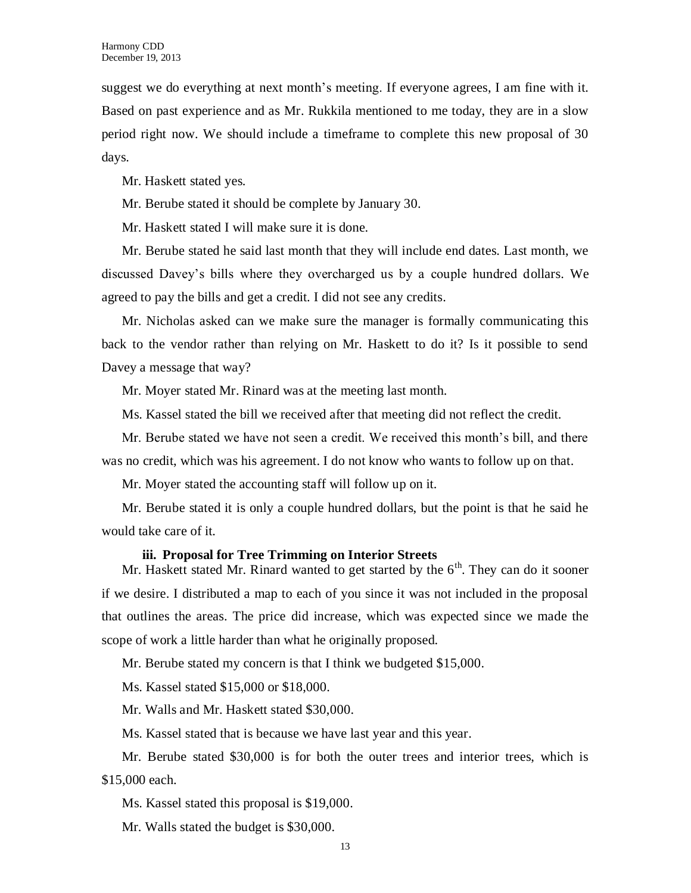suggest we do everything at next month's meeting. If everyone agrees, I am fine with it. Based on past experience and as Mr. Rukkila mentioned to me today, they are in a slow period right now. We should include a timeframe to complete this new proposal of 30 days.

Mr. Haskett stated yes.

Mr. Berube stated it should be complete by January 30.

Mr. Haskett stated I will make sure it is done.

Mr. Berube stated he said last month that they will include end dates. Last month, we discussed Davey's bills where they overcharged us by a couple hundred dollars. We agreed to pay the bills and get a credit. I did not see any credits.

Mr. Nicholas asked can we make sure the manager is formally communicating this back to the vendor rather than relying on Mr. Haskett to do it? Is it possible to send Davey a message that way?

Mr. Moyer stated Mr. Rinard was at the meeting last month.

Ms. Kassel stated the bill we received after that meeting did not reflect the credit.

Mr. Berube stated we have not seen a credit. We received this month's bill, and there was no credit, which was his agreement. I do not know who wants to follow up on that.

Mr. Moyer stated the accounting staff will follow up on it.

Mr. Berube stated it is only a couple hundred dollars, but the point is that he said he would take care of it.

**iii. Proposal for Tree Trimming on Interior Streets**

Mr. Haskett stated Mr. Rinard wanted to get started by the 6th. They can do it sooner if we desire. I distributed a map to each of you since it was not included in the proposal that outlines the areas. The price did increase, which was expected since we made the scope of work a little harder than what he originally proposed.

Mr. Berube stated my concern is that I think we budgeted $15,000.

Ms. Kassel stated $15,000 or $18,000.

Mr. Walls and Mr. Haskett stated $30,000.

Ms. Kassel stated that is because we have last year and this year.

Mr. Berube stated $30,000 is for both the outer trees and interior trees, which is $15,000 each.

Ms. Kassel stated this proposal is $19,000.

Mr. Walls stated the budget is $30,000.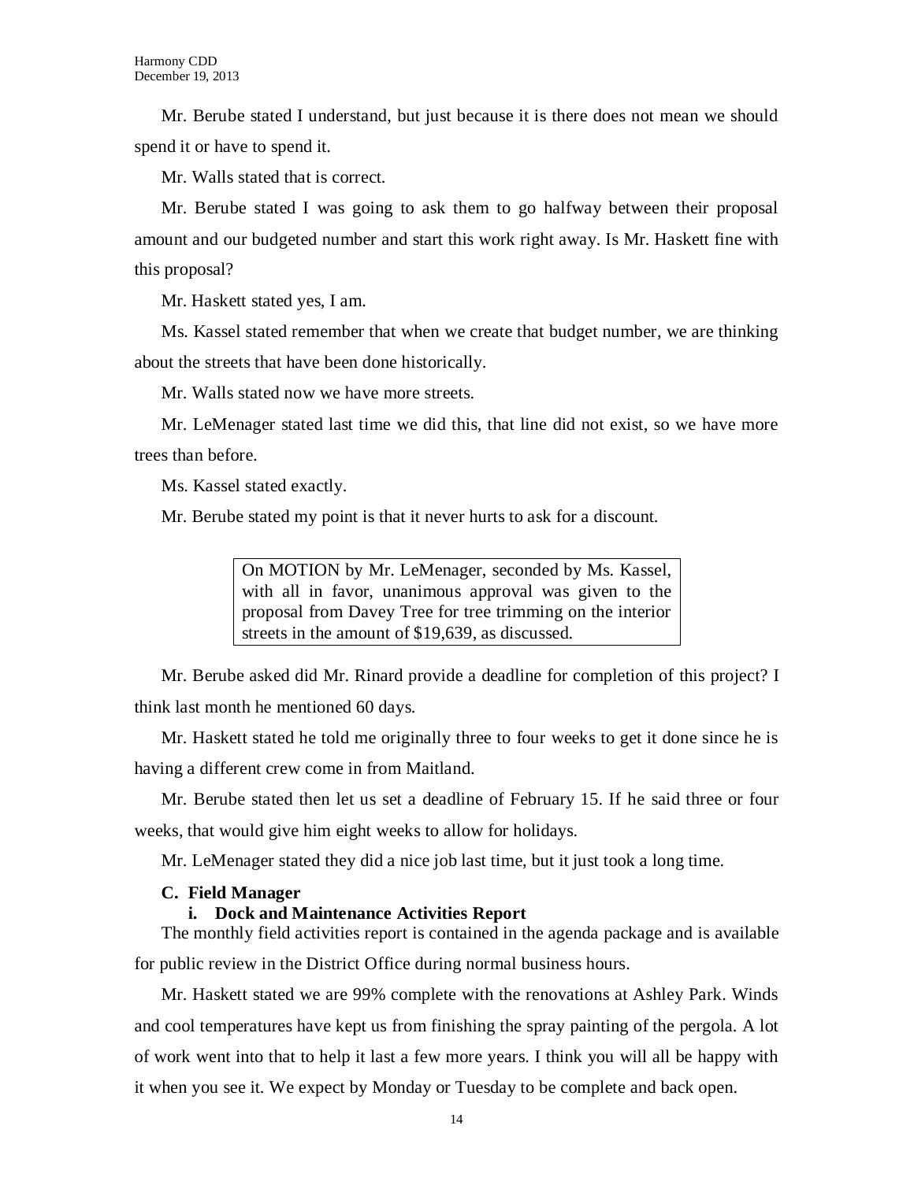Mr. Berube stated I understand, but just because it is there does not mean we should spend it or have to spend it.

Mr. Walls stated that is correct.

Mr. Berube stated I was going to ask them to go halfway between their proposal amount and our budgeted number and start this work right away. Is Mr. Haskett fine with this proposal?

Mr. Haskett stated yes, I am.

Ms. Kassel stated remember that when we create that budget number, we are thinking about the streets that have been done historically.

Mr. Walls stated now we have more streets.

Mr. LeMenager stated last time we did this, that line did not exist, so we have more trees than before.

Ms. Kassel stated exactly.

Mr. Berube stated my point is that it never hurts to ask for a discount.

> On MOTION by Mr. LeMenager, seconded by Ms. Kassel, with all in favor, unanimous approval was given to the proposal from Davey Tree for tree trimming on the interior streets in the amount of $19,639, as discussed.

Mr. Berube asked did Mr. Rinard provide a deadline for completion of this project? I think last month he mentioned 60 days.

Mr. Haskett stated he told me originally three to four weeks to get it done since he is having a different crew come in from Maitland.

Mr. Berube stated then let us set a deadline of February 15. If he said three or four weeks, that would give him eight weeks to allow for holidays.

Mr. LeMenager stated they did a nice job last time, but it just took a long time.

**C. Field Manager**

**i. Dock and Maintenance Activities Report**

The monthly field activities report is contained in the agenda package and is available for public review in the District Office during normal business hours.

Mr. Haskett stated we are 99% complete with the renovations at Ashley Park. Winds and cool temperatures have kept us from finishing the spray painting of the pergola. A lot of work went into that to help it last a few more years. I think you will all be happy with it when you see it. We expect by Monday or Tuesday to be complete and back open.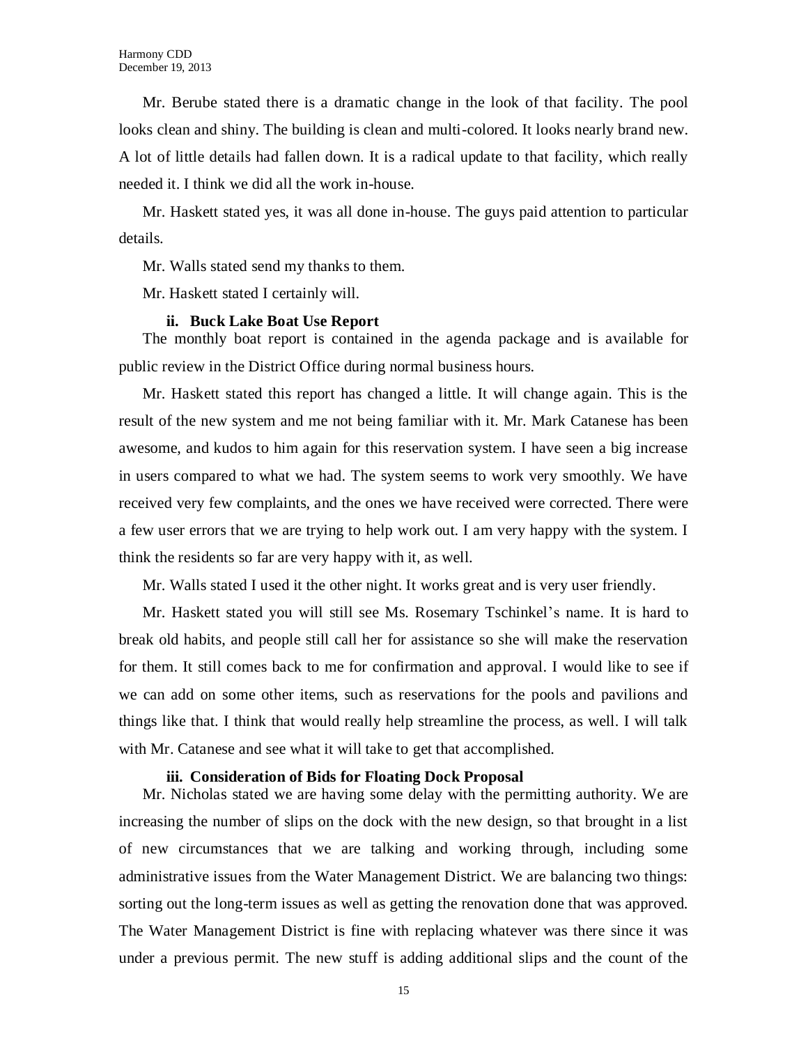Mr. Berube stated there is a dramatic change in the look of that facility. The pool looks clean and shiny. The building is clean and multi-colored. It looks nearly brand new. A lot of little details had fallen down. It is a radical update to that facility, which really needed it. I think we did all the work in-house.

Mr. Haskett stated yes, it was all done in-house. The guys paid attention to particular details.

Mr. Walls stated send my thanks to them.

Mr. Haskett stated I certainly will.

**ii. Buck Lake Boat Use Report**

The monthly boat report is contained in the agenda package and is available for public review in the District Office during normal business hours.

Mr. Haskett stated this report has changed a little. It will change again. This is the result of the new system and me not being familiar with it. Mr. Mark Catanese has been awesome, and kudos to him again for this reservation system. I have seen a big increase in users compared to what we had. The system seems to work very smoothly. We have received very few complaints, and the ones we have received were corrected. There were a few user errors that we are trying to help work out. I am very happy with the system. I think the residents so far are very happy with it, as well.

Mr. Walls stated I used it the other night. It works great and is very user friendly.

Mr. Haskett stated you will still see Ms. Rosemary Tschinkel's name. It is hard to break old habits, and people still call her for assistance so she will make the reservation for them. It still comes back to me for confirmation and approval. I would like to see if we can add on some other items, such as reservations for the pools and pavilions and things like that. I think that would really help streamline the process, as well. I will talk with Mr. Catanese and see what it will take to get that accomplished.

**iii. Consideration of Bids for Floating Dock Proposal**

Mr. Nicholas stated we are having some delay with the permitting authority. We are increasing the number of slips on the dock with the new design, so that brought in a list of new circumstances that we are talking and working through, including some administrative issues from the Water Management District. We are balancing two things: sorting out the long-term issues as well as getting the renovation done that was approved. The Water Management District is fine with replacing whatever was there since it was under a previous permit. The new stuff is adding additional slips and the count of the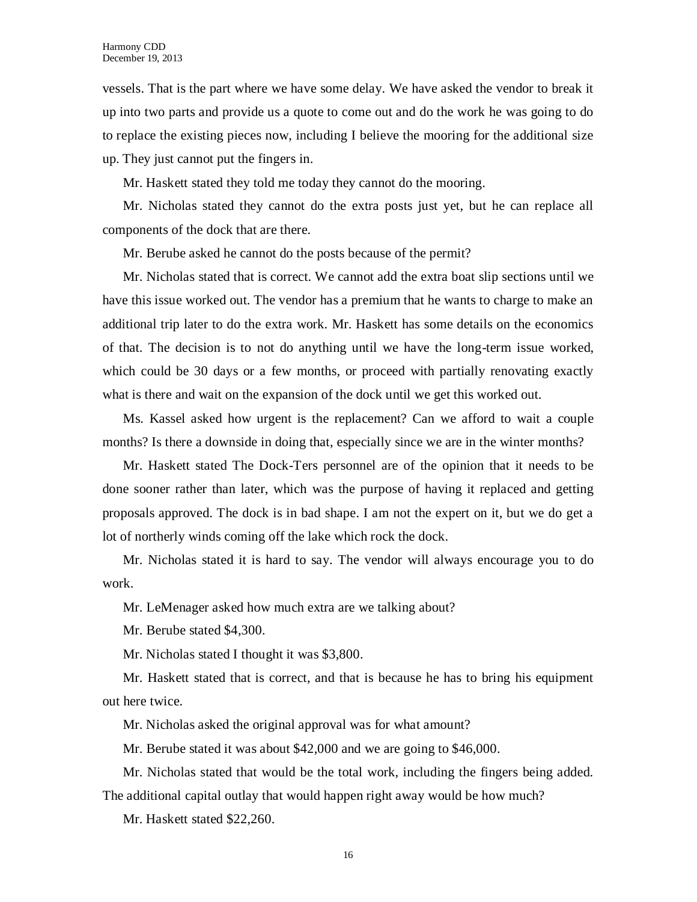vessels. That is the part where we have some delay. We have asked the vendor to break it up into two parts and provide us a quote to come out and do the work he was going to do to replace the existing pieces now, including I believe the mooring for the additional size up. They just cannot put the fingers in.

Mr. Haskett stated they told me today they cannot do the mooring.

Mr. Nicholas stated they cannot do the extra posts just yet, but he can replace all components of the dock that are there.

Mr. Berube asked he cannot do the posts because of the permit?

Mr. Nicholas stated that is correct. We cannot add the extra boat slip sections until we have this issue worked out. The vendor has a premium that he wants to charge to make an additional trip later to do the extra work. Mr. Haskett has some details on the economics of that. The decision is to not do anything until we have the long-term issue worked, which could be 30 days or a few months, or proceed with partially renovating exactly what is there and wait on the expansion of the dock until we get this worked out.

Ms. Kassel asked how urgent is the replacement? Can we afford to wait a couple months? Is there a downside in doing that, especially since we are in the winter months?

Mr. Haskett stated The Dock-Ters personnel are of the opinion that it needs to be done sooner rather than later, which was the purpose of having it replaced and getting proposals approved. The dock is in bad shape. I am not the expert on it, but we do get a lot of northerly winds coming off the lake which rock the dock.

Mr. Nicholas stated it is hard to say. The vendor will always encourage you to do work.

Mr. LeMenager asked how much extra are we talking about?

Mr. Berube stated $4,300.

Mr. Nicholas stated I thought it was $3,800.

Mr. Haskett stated that is correct, and that is because he has to bring his equipment out here twice.

Mr. Nicholas asked the original approval was for what amount?

Mr. Berube stated it was about $42,000 and we are going to $46,000.

Mr. Nicholas stated that would be the total work, including the fingers being added. The additional capital outlay that would happen right away would be how much?

Mr. Haskett stated $22,260.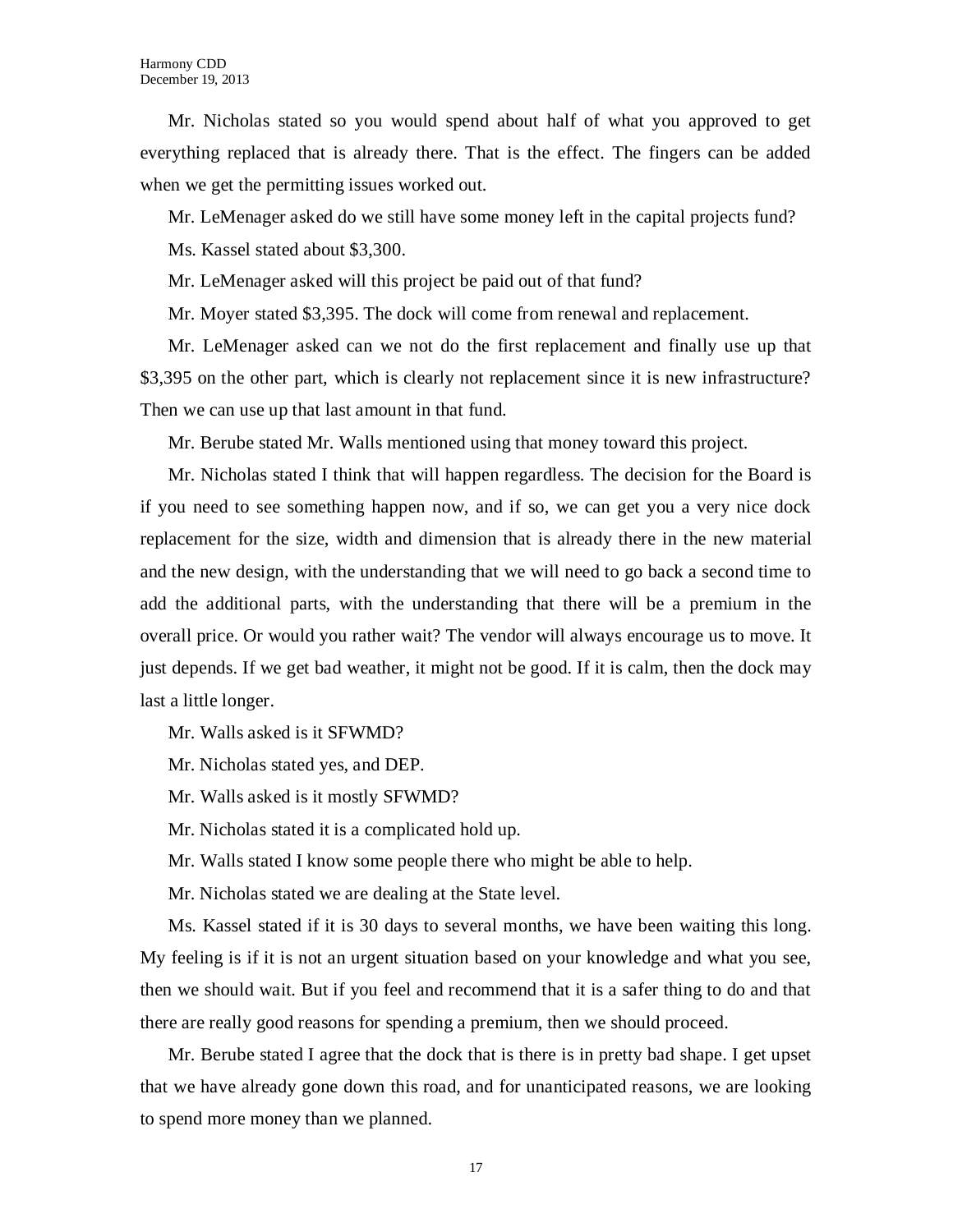Mr. Nicholas stated so you would spend about half of what you approved to get everything replaced that is already there. That is the effect. The fingers can be added when we get the permitting issues worked out.

Mr. LeMenager asked do we still have some money left in the capital projects fund?

Ms. Kassel stated about $3,300.

Mr. LeMenager asked will this project be paid out of that fund?

Mr. Moyer stated $3,395. The dock will come from renewal and replacement.

Mr. LeMenager asked can we not do the first replacement and finally use up that $3,395 on the other part, which is clearly not replacement since it is new infrastructure? Then we can use up that last amount in that fund.

Mr. Berube stated Mr. Walls mentioned using that money toward this project.

Mr. Nicholas stated I think that will happen regardless. The decision for the Board is if you need to see something happen now, and if so, we can get you a very nice dock replacement for the size, width and dimension that is already there in the new material and the new design, with the understanding that we will need to go back a second time to add the additional parts, with the understanding that there will be a premium in the overall price. Or would you rather wait? The vendor will always encourage us to move. It just depends. If we get bad weather, it might not be good. If it is calm, then the dock may last a little longer.

Mr. Walls asked is it SFWMD?

Mr. Nicholas stated yes, and DEP.

Mr. Walls asked is it mostly SFWMD?

Mr. Nicholas stated it is a complicated hold up.

Mr. Walls stated I know some people there who might be able to help.

Mr. Nicholas stated we are dealing at the State level.

Ms. Kassel stated if it is 30 days to several months, we have been waiting this long. My feeling is if it is not an urgent situation based on your knowledge and what you see, then we should wait. But if you feel and recommend that it is a safer thing to do and that there are really good reasons for spending a premium, then we should proceed.

Mr. Berube stated I agree that the dock that is there is in pretty bad shape. I get upset that we have already gone down this road, and for unanticipated reasons, we are looking to spend more money than we planned.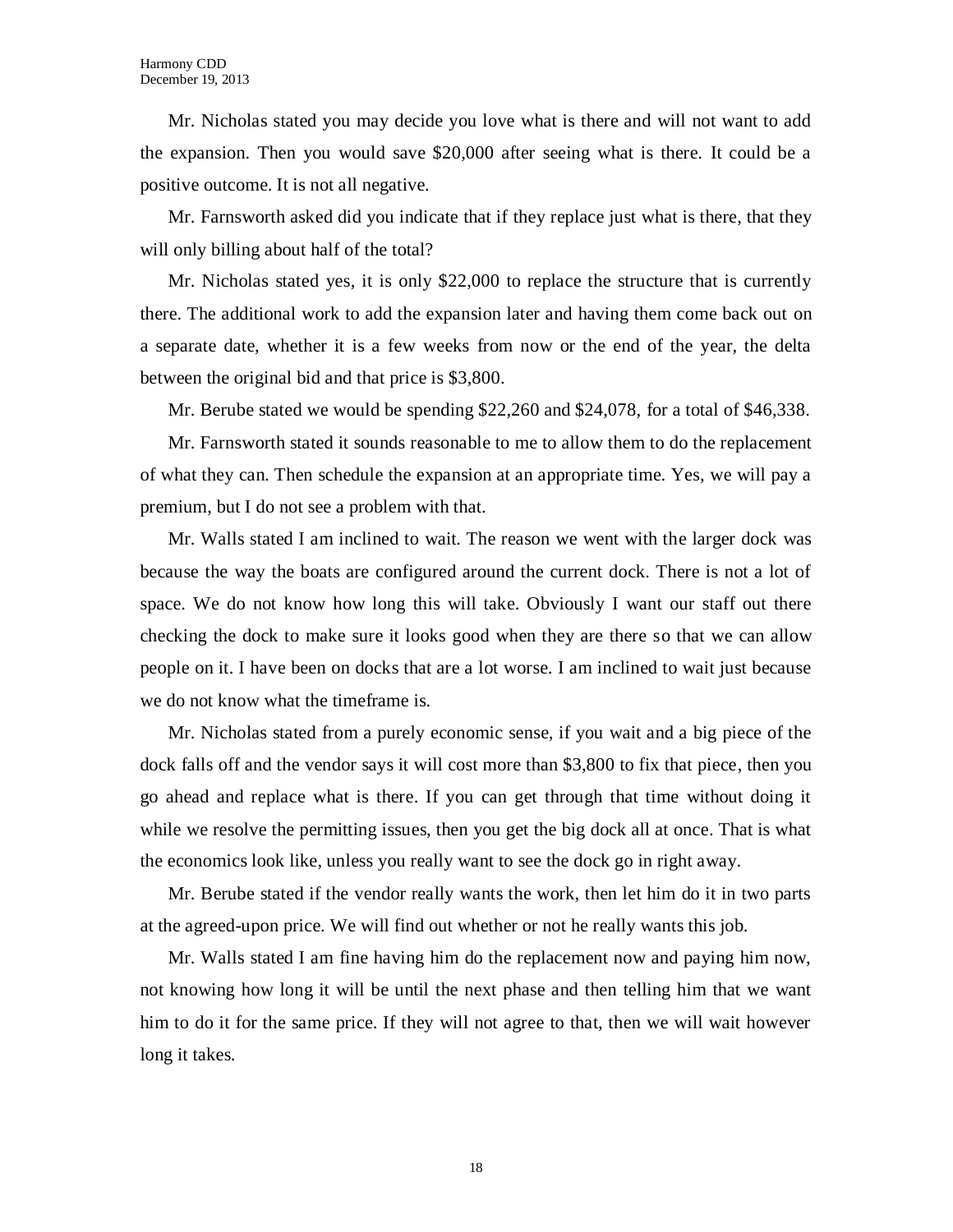Mr. Nicholas stated you may decide you love what is there and will not want to add the expansion. Then you would save $20,000 after seeing what is there. It could be a positive outcome. It is not all negative.

Mr. Farnsworth asked did you indicate that if they replace just what is there, that they will only billing about half of the total?

Mr. Nicholas stated yes, it is only $22,000 to replace the structure that is currently there. The additional work to add the expansion later and having them come back out on a separate date, whether it is a few weeks from now or the end of the year, the delta between the original bid and that price is $3,800.

Mr. Berube stated we would be spending $22,260 and $24,078, for a total of $46,338.

Mr. Farnsworth stated it sounds reasonable to me to allow them to do the replacement of what they can. Then schedule the expansion at an appropriate time. Yes, we will pay a premium, but I do not see a problem with that.

Mr. Walls stated I am inclined to wait. The reason we went with the larger dock was because the way the boats are configured around the current dock. There is not a lot of space. We do not know how long this will take. Obviously I want our staff out there checking the dock to make sure it looks good when they are there so that we can allow people on it. I have been on docks that are a lot worse. I am inclined to wait just because we do not know what the timeframe is.

Mr. Nicholas stated from a purely economic sense, if you wait and a big piece of the dock falls off and the vendor says it will cost more than $3,800 to fix that piece, then you go ahead and replace what is there. If you can get through that time without doing it while we resolve the permitting issues, then you get the big dock all at once. That is what the economics look like, unless you really want to see the dock go in right away.

Mr. Berube stated if the vendor really wants the work, then let him do it in two parts at the agreed-upon price. We will find out whether or not he really wants this job.

Mr. Walls stated I am fine having him do the replacement now and paying him now, not knowing how long it will be until the next phase and then telling him that we want him to do it for the same price. If they will not agree to that, then we will wait however long it takes.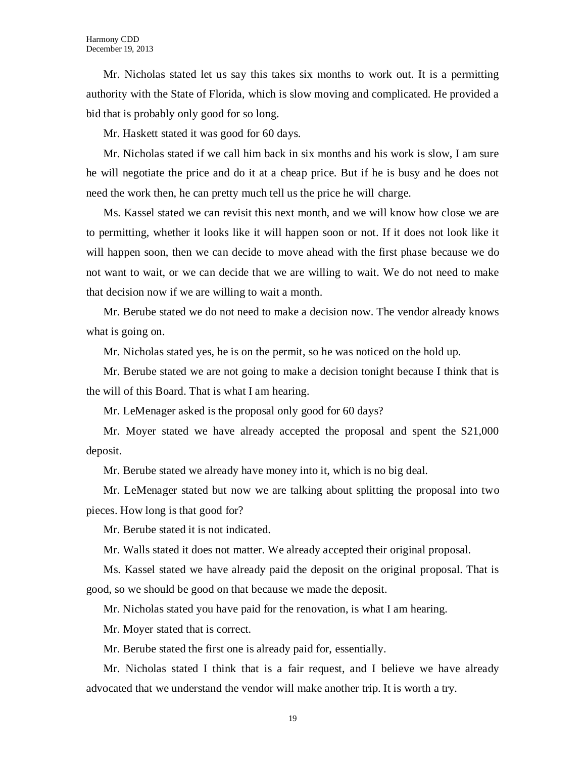Mr. Nicholas stated let us say this takes six months to work out. It is a permitting authority with the State of Florida, which is slow moving and complicated. He provided a bid that is probably only good for so long.

Mr. Haskett stated it was good for 60 days.

Mr. Nicholas stated if we call him back in six months and his work is slow, I am sure he will negotiate the price and do it at a cheap price. But if he is busy and he does not need the work then, he can pretty much tell us the price he will charge.

Ms. Kassel stated we can revisit this next month, and we will know how close we are to permitting, whether it looks like it will happen soon or not. If it does not look like it will happen soon, then we can decide to move ahead with the first phase because we do not want to wait, or we can decide that we are willing to wait. We do not need to make that decision now if we are willing to wait a month.

Mr. Berube stated we do not need to make a decision now. The vendor already knows what is going on.

Mr. Nicholas stated yes, he is on the permit, so he was noticed on the hold up.

Mr. Berube stated we are not going to make a decision tonight because I think that is the will of this Board. That is what I am hearing.

Mr. LeMenager asked is the proposal only good for 60 days?

Mr. Moyer stated we have already accepted the proposal and spent the $21,000 deposit.

Mr. Berube stated we already have money into it, which is no big deal.

Mr. LeMenager stated but now we are talking about splitting the proposal into two pieces. How long is that good for?

Mr. Berube stated it is not indicated.

Mr. Walls stated it does not matter. We already accepted their original proposal.

Ms. Kassel stated we have already paid the deposit on the original proposal. That is good, so we should be good on that because we made the deposit.

Mr. Nicholas stated you have paid for the renovation, is what I am hearing.

Mr. Moyer stated that is correct.

Mr. Berube stated the first one is already paid for, essentially.

Mr. Nicholas stated I think that is a fair request, and I believe we have already advocated that we understand the vendor will make another trip. It is worth a try.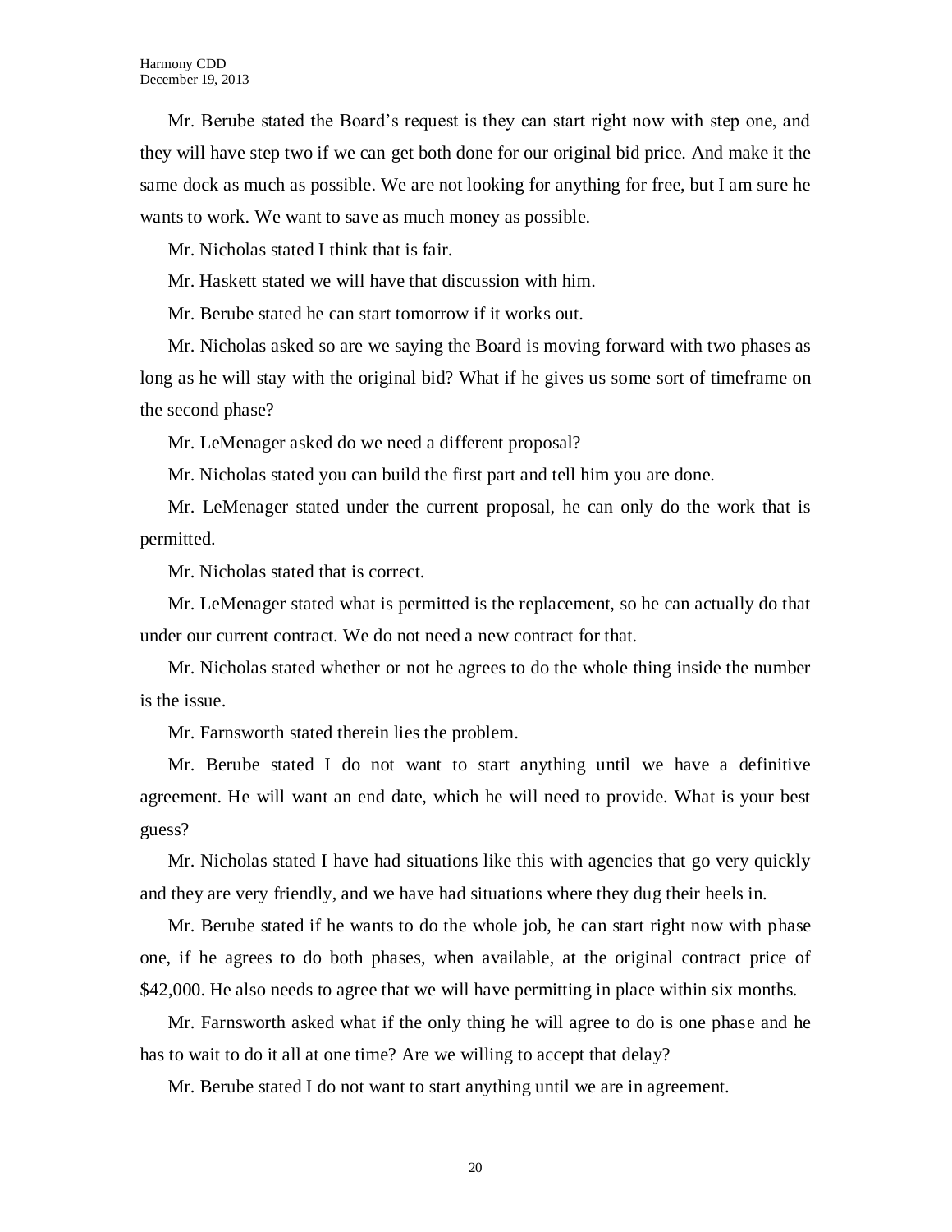Mr. Berube stated the Board's request is they can start right now with step one, and they will have step two if we can get both done for our original bid price. And make it the same dock as much as possible. We are not looking for anything for free, but I am sure he wants to work. We want to save as much money as possible.

Mr. Nicholas stated I think that is fair.

Mr. Haskett stated we will have that discussion with him.

Mr. Berube stated he can start tomorrow if it works out.

Mr. Nicholas asked so are we saying the Board is moving forward with two phases as long as he will stay with the original bid? What if he gives us some sort of timeframe on the second phase?

Mr. LeMenager asked do we need a different proposal?

Mr. Nicholas stated you can build the first part and tell him you are done.

Mr. LeMenager stated under the current proposal, he can only do the work that is permitted.

Mr. Nicholas stated that is correct.

Mr. LeMenager stated what is permitted is the replacement, so he can actually do that under our current contract. We do not need a new contract for that.

Mr. Nicholas stated whether or not he agrees to do the whole thing inside the number is the issue.

Mr. Farnsworth stated therein lies the problem.

Mr. Berube stated I do not want to start anything until we have a definitive agreement. He will want an end date, which he will need to provide. What is your best guess?

Mr. Nicholas stated I have had situations like this with agencies that go very quickly and they are very friendly, and we have had situations where they dug their heels in.

Mr. Berube stated if he wants to do the whole job, he can start right now with phase one, if he agrees to do both phases, when available, at the original contract price of $42,000. He also needs to agree that we will have permitting in place within six months.

Mr. Farnsworth asked what if the only thing he will agree to do is one phase and he has to wait to do it all at one time? Are we willing to accept that delay?

Mr. Berube stated I do not want to start anything until we are in agreement.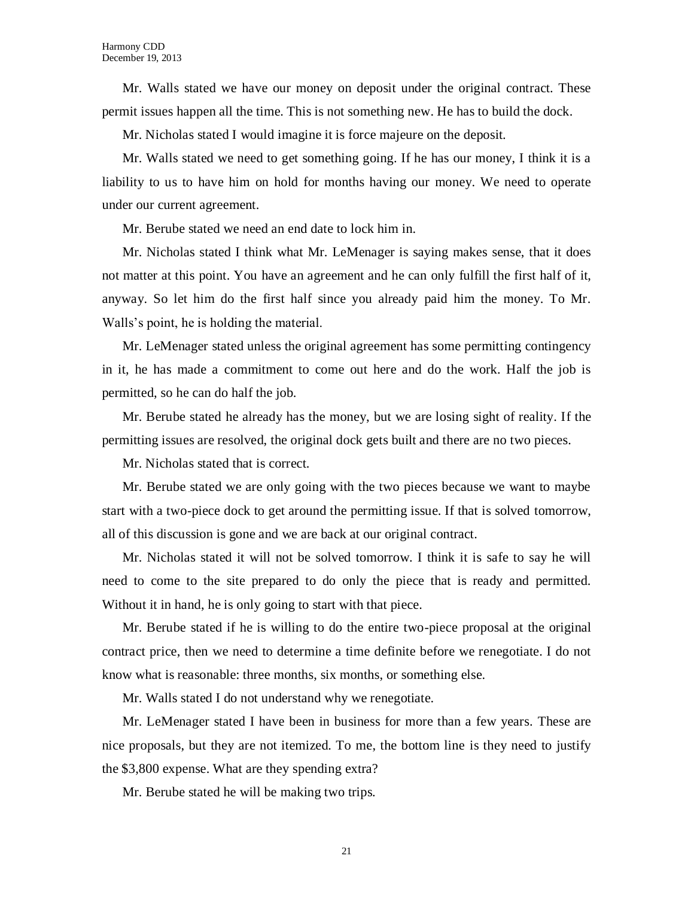Mr. Walls stated we have our money on deposit under the original contract. These permit issues happen all the time. This is not something new. He has to build the dock.

Mr. Nicholas stated I would imagine it is force majeure on the deposit.

Mr. Walls stated we need to get something going. If he has our money, I think it is a liability to us to have him on hold for months having our money. We need to operate under our current agreement.

Mr. Berube stated we need an end date to lock him in.

Mr. Nicholas stated I think what Mr. LeMenager is saying makes sense, that it does not matter at this point. You have an agreement and he can only fulfill the first half of it, anyway. So let him do the first half since you already paid him the money. To Mr. Walls's point, he is holding the material.

Mr. LeMenager stated unless the original agreement has some permitting contingency in it, he has made a commitment to come out here and do the work. Half the job is permitted, so he can do half the job.

Mr. Berube stated he already has the money, but we are losing sight of reality. If the permitting issues are resolved, the original dock gets built and there are no two pieces.

Mr. Nicholas stated that is correct.

Mr. Berube stated we are only going with the two pieces because we want to maybe start with a two-piece dock to get around the permitting issue. If that is solved tomorrow, all of this discussion is gone and we are back at our original contract.

Mr. Nicholas stated it will not be solved tomorrow. I think it is safe to say he will need to come to the site prepared to do only the piece that is ready and permitted. Without it in hand, he is only going to start with that piece.

Mr. Berube stated if he is willing to do the entire two-piece proposal at the original contract price, then we need to determine a time definite before we renegotiate. I do not know what is reasonable: three months, six months, or something else.

Mr. Walls stated I do not understand why we renegotiate.

Mr. LeMenager stated I have been in business for more than a few years. These are nice proposals, but they are not itemized. To me, the bottom line is they need to justify the $3,800 expense. What are they spending extra?

Mr. Berube stated he will be making two trips.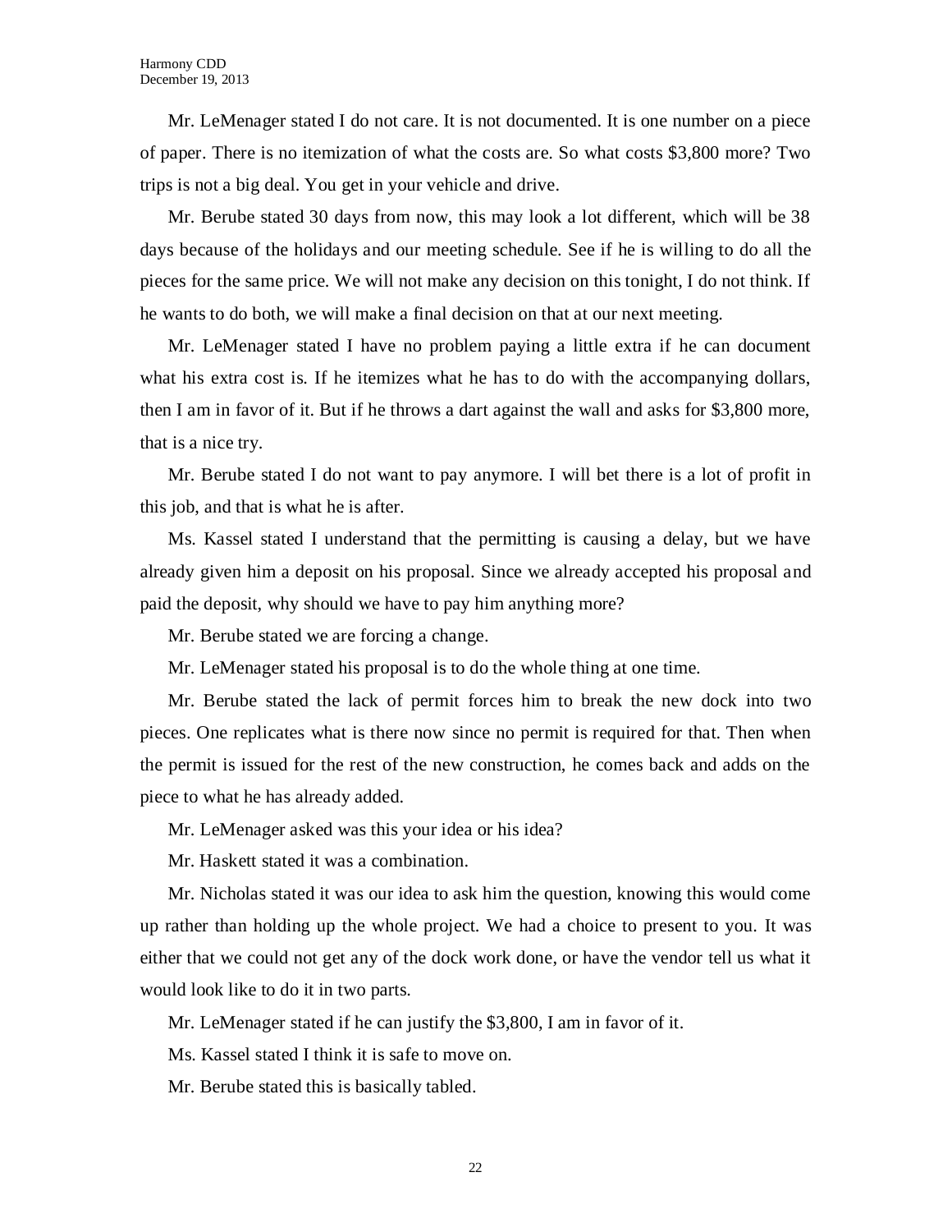Mr. LeMenager stated I do not care. It is not documented. It is one number on a piece of paper. There is no itemization of what the costs are. So what costs $3,800 more? Two trips is not a big deal. You get in your vehicle and drive.

Mr. Berube stated 30 days from now, this may look a lot different, which will be 38 days because of the holidays and our meeting schedule. See if he is willing to do all the pieces for the same price. We will not make any decision on this tonight, I do not think. If he wants to do both, we will make a final decision on that at our next meeting.

Mr. LeMenager stated I have no problem paying a little extra if he can document what his extra cost is. If he itemizes what he has to do with the accompanying dollars, then I am in favor of it. But if he throws a dart against the wall and asks for $3,800 more, that is a nice try.

Mr. Berube stated I do not want to pay anymore. I will bet there is a lot of profit in this job, and that is what he is after.

Ms. Kassel stated I understand that the permitting is causing a delay, but we have already given him a deposit on his proposal. Since we already accepted his proposal and paid the deposit, why should we have to pay him anything more?

Mr. Berube stated we are forcing a change.

Mr. LeMenager stated his proposal is to do the whole thing at one time.

Mr. Berube stated the lack of permit forces him to break the new dock into two pieces. One replicates what is there now since no permit is required for that. Then when the permit is issued for the rest of the new construction, he comes back and adds on the piece to what he has already added.

Mr. LeMenager asked was this your idea or his idea?

Mr. Haskett stated it was a combination.

Mr. Nicholas stated it was our idea to ask him the question, knowing this would come up rather than holding up the whole project. We had a choice to present to you. It was either that we could not get any of the dock work done, or have the vendor tell us what it would look like to do it in two parts.

Mr. LeMenager stated if he can justify the $3,800, I am in favor of it.

Ms. Kassel stated I think it is safe to move on.

Mr. Berube stated this is basically tabled.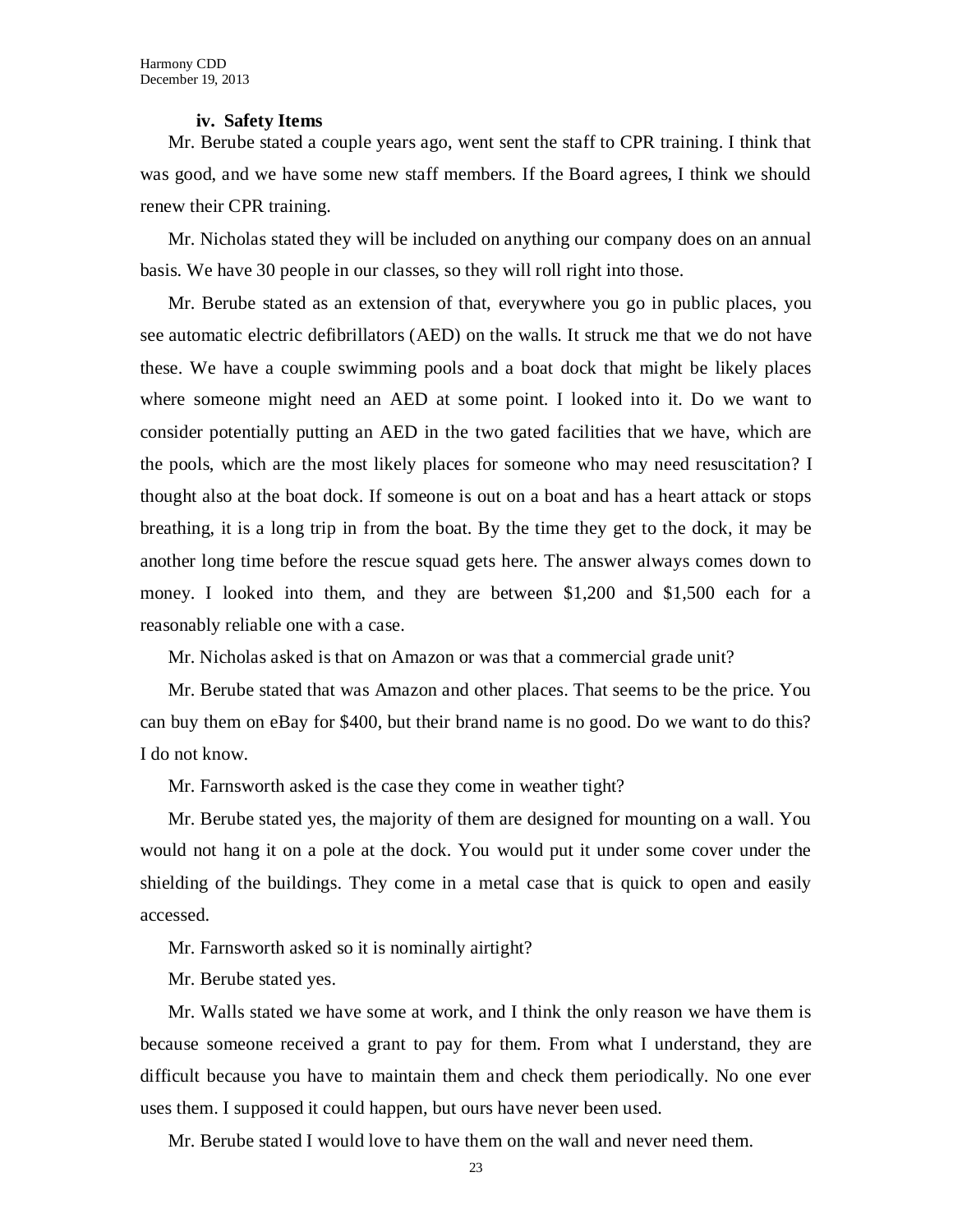### iv. Safety Items

Mr. Berube stated a couple years ago, went sent the staff to CPR training. I think that was good, and we have some new staff members. If the Board agrees, I think we should renew their CPR training.

Mr. Nicholas stated they will be included on anything our company does on an annual basis. We have 30 people in our classes, so they will roll right into those.

Mr. Berube stated as an extension of that, everywhere you go in public places, you see automatic electric defibrillators (AED) on the walls. It struck me that we do not have these. We have a couple swimming pools and a boat dock that might be likely places where someone might need an AED at some point. I looked into it. Do we want to consider potentially putting an AED in the two gated facilities that we have, which are the pools, which are the most likely places for someone who may need resuscitation? I thought also at the boat dock. If someone is out on a boat and has a heart attack or stops breathing, it is a long trip in from the boat. By the time they get to the dock, it may be another long time before the rescue squad gets here. The answer always comes down to money. I looked into them, and they are between $1,200 and $1,500 each for a reasonably reliable one with a case.

Mr. Nicholas asked is that on Amazon or was that a commercial grade unit?

Mr. Berube stated that was Amazon and other places. That seems to be the price. You can buy them on eBay for $400, but their brand name is no good. Do we want to do this? I do not know.

Mr. Farnsworth asked is the case they come in weather tight?

Mr. Berube stated yes, the majority of them are designed for mounting on a wall. You would not hang it on a pole at the dock. You would put it under some cover under the shielding of the buildings. They come in a metal case that is quick to open and easily accessed.

Mr. Farnsworth asked so it is nominally airtight?

Mr. Berube stated yes.

Mr. Walls stated we have some at work, and I think the only reason we have them is because someone received a grant to pay for them. From what I understand, they are difficult because you have to maintain them and check them periodically. No one ever uses them. I supposed it could happen, but ours have never been used.

Mr. Berube stated I would love to have them on the wall and never need them.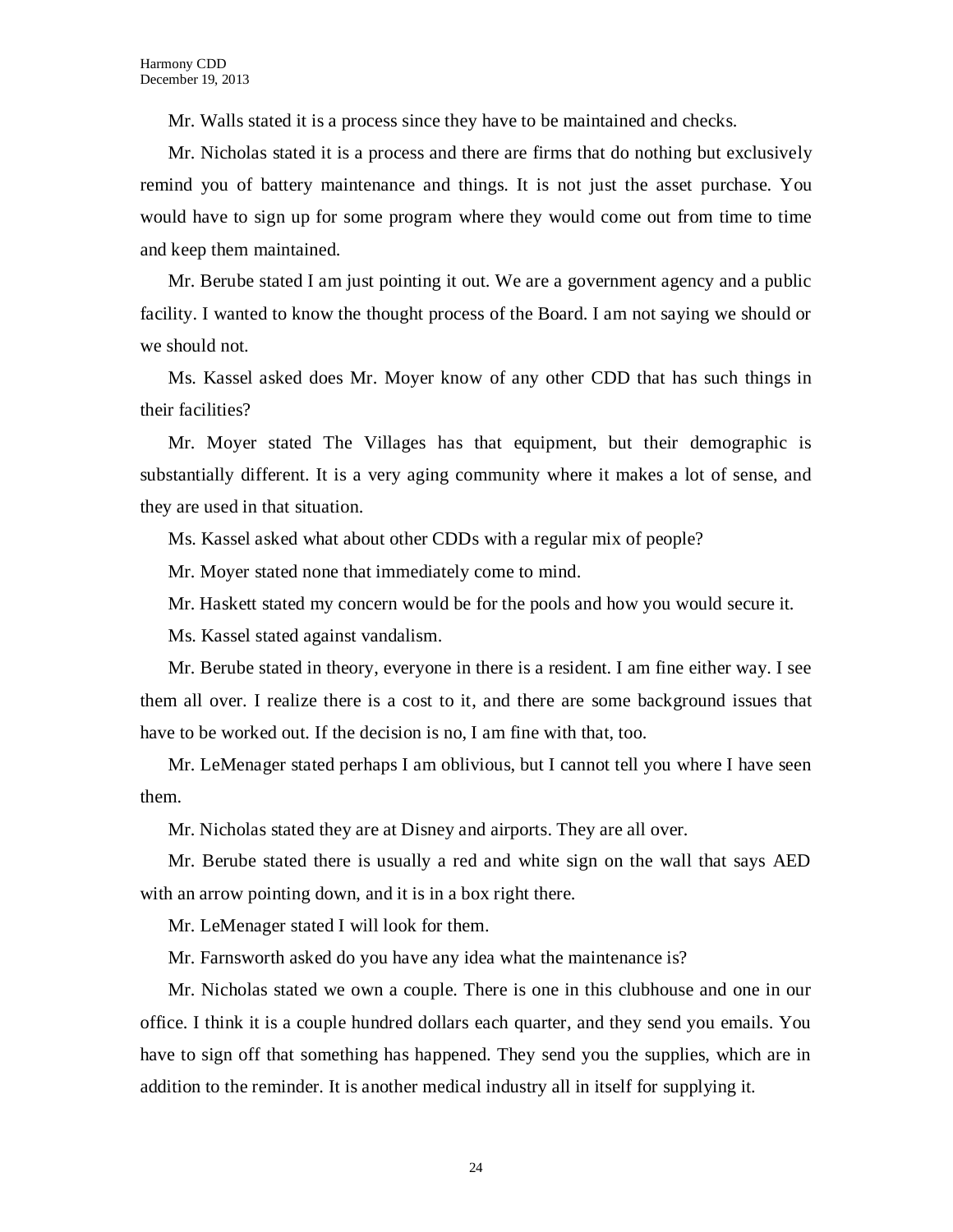Mr. Walls stated it is a process since they have to be maintained and checks.

Mr. Nicholas stated it is a process and there are firms that do nothing but exclusively remind you of battery maintenance and things. It is not just the asset purchase. You would have to sign up for some program where they would come out from time to time and keep them maintained.

Mr. Berube stated I am just pointing it out. We are a government agency and a public facility. I wanted to know the thought process of the Board. I am not saying we should or we should not.

Ms. Kassel asked does Mr. Moyer know of any other CDD that has such things in their facilities?

Mr. Moyer stated The Villages has that equipment, but their demographic is substantially different. It is a very aging community where it makes a lot of sense, and they are used in that situation.

Ms. Kassel asked what about other CDDs with a regular mix of people?

Mr. Moyer stated none that immediately come to mind.

Mr. Haskett stated my concern would be for the pools and how you would secure it.

Ms. Kassel stated against vandalism.

Mr. Berube stated in theory, everyone in there is a resident. I am fine either way. I see them all over. I realize there is a cost to it, and there are some background issues that have to be worked out. If the decision is no, I am fine with that, too.

Mr. LeMenager stated perhaps I am oblivious, but I cannot tell you where I have seen them.

Mr. Nicholas stated they are at Disney and airports. They are all over.

Mr. Berube stated there is usually a red and white sign on the wall that says AED with an arrow pointing down, and it is in a box right there.

Mr. LeMenager stated I will look for them.

Mr. Farnsworth asked do you have any idea what the maintenance is?

Mr. Nicholas stated we own a couple. There is one in this clubhouse and one in our office. I think it is a couple hundred dollars each quarter, and they send you emails. You have to sign off that something has happened. They send you the supplies, which are in addition to the reminder. It is another medical industry all in itself for supplying it.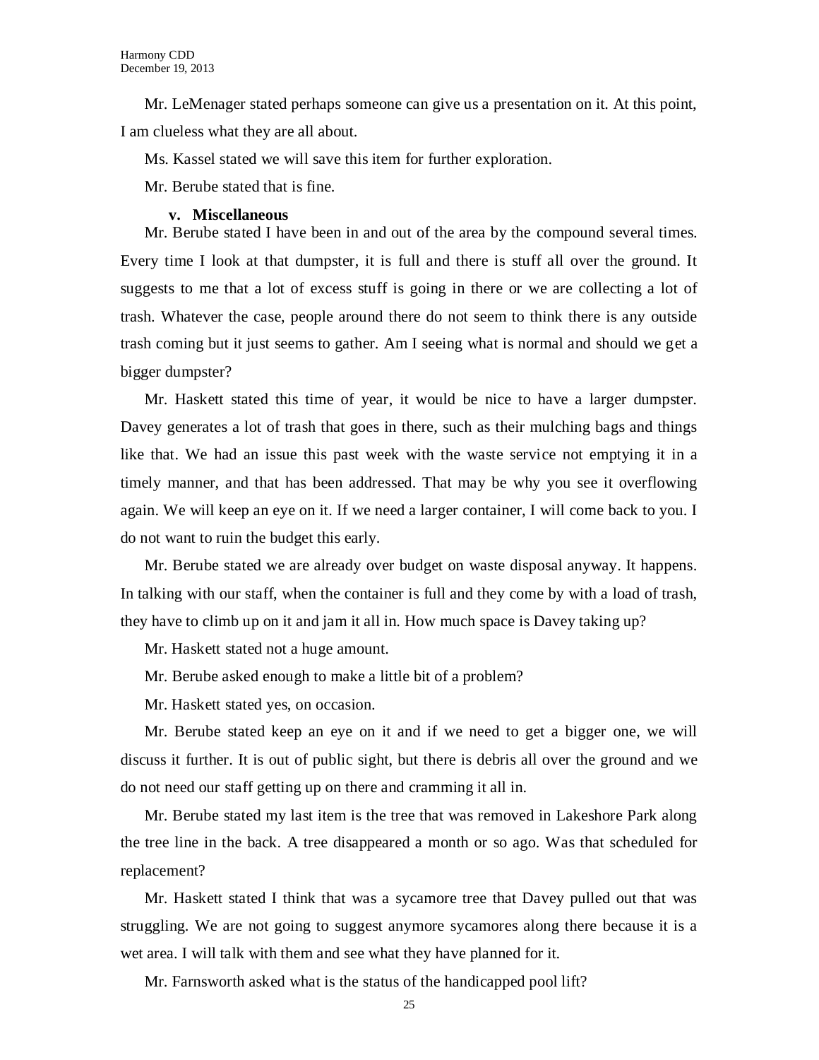Mr. LeMenager stated perhaps someone can give us a presentation on it. At this point, I am clueless what they are all about.

Ms. Kassel stated we will save this item for further exploration.

Mr. Berube stated that is fine.

**v. Miscellaneous**

Mr. Berube stated I have been in and out of the area by the compound several times. Every time I look at that dumpster, it is full and there is stuff all over the ground. It suggests to me that a lot of excess stuff is going in there or we are collecting a lot of trash. Whatever the case, people around there do not seem to think there is any outside trash coming but it just seems to gather. Am I seeing what is normal and should we get a bigger dumpster?

Mr. Haskett stated this time of year, it would be nice to have a larger dumpster. Davey generates a lot of trash that goes in there, such as their mulching bags and things like that. We had an issue this past week with the waste service not emptying it in a timely manner, and that has been addressed. That may be why you see it overflowing again. We will keep an eye on it. If we need a larger container, I will come back to you. I do not want to ruin the budget this early.

Mr. Berube stated we are already over budget on waste disposal anyway. It happens. In talking with our staff, when the container is full and they come by with a load of trash, they have to climb up on it and jam it all in. How much space is Davey taking up?

Mr. Haskett stated not a huge amount.

Mr. Berube asked enough to make a little bit of a problem?

Mr. Haskett stated yes, on occasion.

Mr. Berube stated keep an eye on it and if we need to get a bigger one, we will discuss it further. It is out of public sight, but there is debris all over the ground and we do not need our staff getting up on there and cramming it all in.

Mr. Berube stated my last item is the tree that was removed in Lakeshore Park along the tree line in the back. A tree disappeared a month or so ago. Was that scheduled for replacement?

Mr. Haskett stated I think that was a sycamore tree that Davey pulled out that was struggling. We are not going to suggest anymore sycamores along there because it is a wet area. I will talk with them and see what they have planned for it.

Mr. Farnsworth asked what is the status of the handicapped pool lift?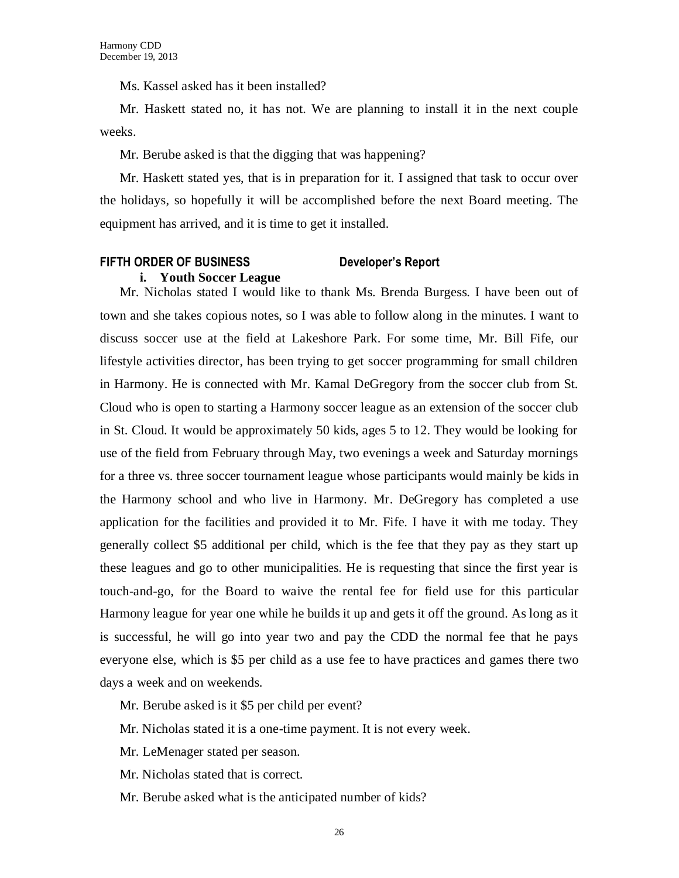Ms. Kassel asked has it been installed?

Mr. Haskett stated no, it has not. We are planning to install it in the next couple weeks.

Mr. Berube asked is that the digging that was happening?

Mr. Haskett stated yes, that is in preparation for it. I assigned that task to occur over the holidays, so hopefully it will be accomplished before the next Board meeting. The equipment has arrived, and it is time to get it installed.

## FIFTH ORDER OF BUSINESS — Developer's Report

### i. Youth Soccer League

Mr. Nicholas stated I would like to thank Ms. Brenda Burgess. I have been out of town and she takes copious notes, so I was able to follow along in the minutes. I want to discuss soccer use at the field at Lakeshore Park. For some time, Mr. Bill Fife, our lifestyle activities director, has been trying to get soccer programming for small children in Harmony. He is connected with Mr. Kamal DeGregory from the soccer club from St. Cloud who is open to starting a Harmony soccer league as an extension of the soccer club in St. Cloud. It would be approximately 50 kids, ages 5 to 12. They would be looking for use of the field from February through May, two evenings a week and Saturday mornings for a three vs. three soccer tournament league whose participants would mainly be kids in the Harmony school and who live in Harmony. Mr. DeGregory has completed a use application for the facilities and provided it to Mr. Fife. I have it with me today. They generally collect $5 additional per child, which is the fee that they pay as they start up these leagues and go to other municipalities. He is requesting that since the first year is touch-and-go, for the Board to waive the rental fee for field use for this particular Harmony league for year one while he builds it up and gets it off the ground. As long as it is successful, he will go into year two and pay the CDD the normal fee that he pays everyone else, which is $5 per child as a use fee to have practices and games there two days a week and on weekends.

Mr. Berube asked is it $5 per child per event?

Mr. Nicholas stated it is a one-time payment. It is not every week.

Mr. LeMenager stated per season.

Mr. Nicholas stated that is correct.

Mr. Berube asked what is the anticipated number of kids?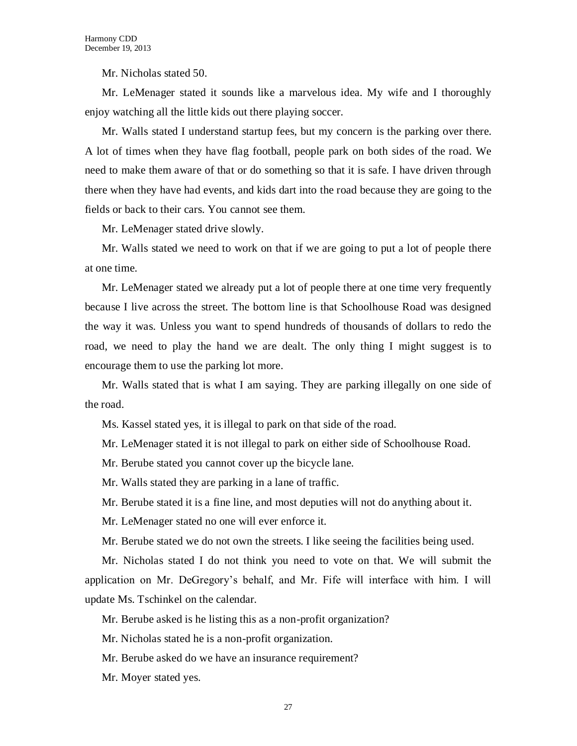Mr. Nicholas stated 50.

Mr. LeMenager stated it sounds like a marvelous idea. My wife and I thoroughly enjoy watching all the little kids out there playing soccer.

Mr. Walls stated I understand startup fees, but my concern is the parking over there. A lot of times when they have flag football, people park on both sides of the road. We need to make them aware of that or do something so that it is safe. I have driven through there when they have had events, and kids dart into the road because they are going to the fields or back to their cars. You cannot see them.

Mr. LeMenager stated drive slowly.

Mr. Walls stated we need to work on that if we are going to put a lot of people there at one time.

Mr. LeMenager stated we already put a lot of people there at one time very frequently because I live across the street. The bottom line is that Schoolhouse Road was designed the way it was. Unless you want to spend hundreds of thousands of dollars to redo the road, we need to play the hand we are dealt. The only thing I might suggest is to encourage them to use the parking lot more.

Mr. Walls stated that is what I am saying. They are parking illegally on one side of the road.

Ms. Kassel stated yes, it is illegal to park on that side of the road.

Mr. LeMenager stated it is not illegal to park on either side of Schoolhouse Road.

Mr. Berube stated you cannot cover up the bicycle lane.

Mr. Walls stated they are parking in a lane of traffic.

Mr. Berube stated it is a fine line, and most deputies will not do anything about it.

Mr. LeMenager stated no one will ever enforce it.

Mr. Berube stated we do not own the streets. I like seeing the facilities being used.

Mr. Nicholas stated I do not think you need to vote on that. We will submit the application on Mr. DeGregory's behalf, and Mr. Fife will interface with him. I will update Ms. Tschinkel on the calendar.

Mr. Berube asked is he listing this as a non-profit organization?

Mr. Nicholas stated he is a non-profit organization.

Mr. Berube asked do we have an insurance requirement?

Mr. Moyer stated yes.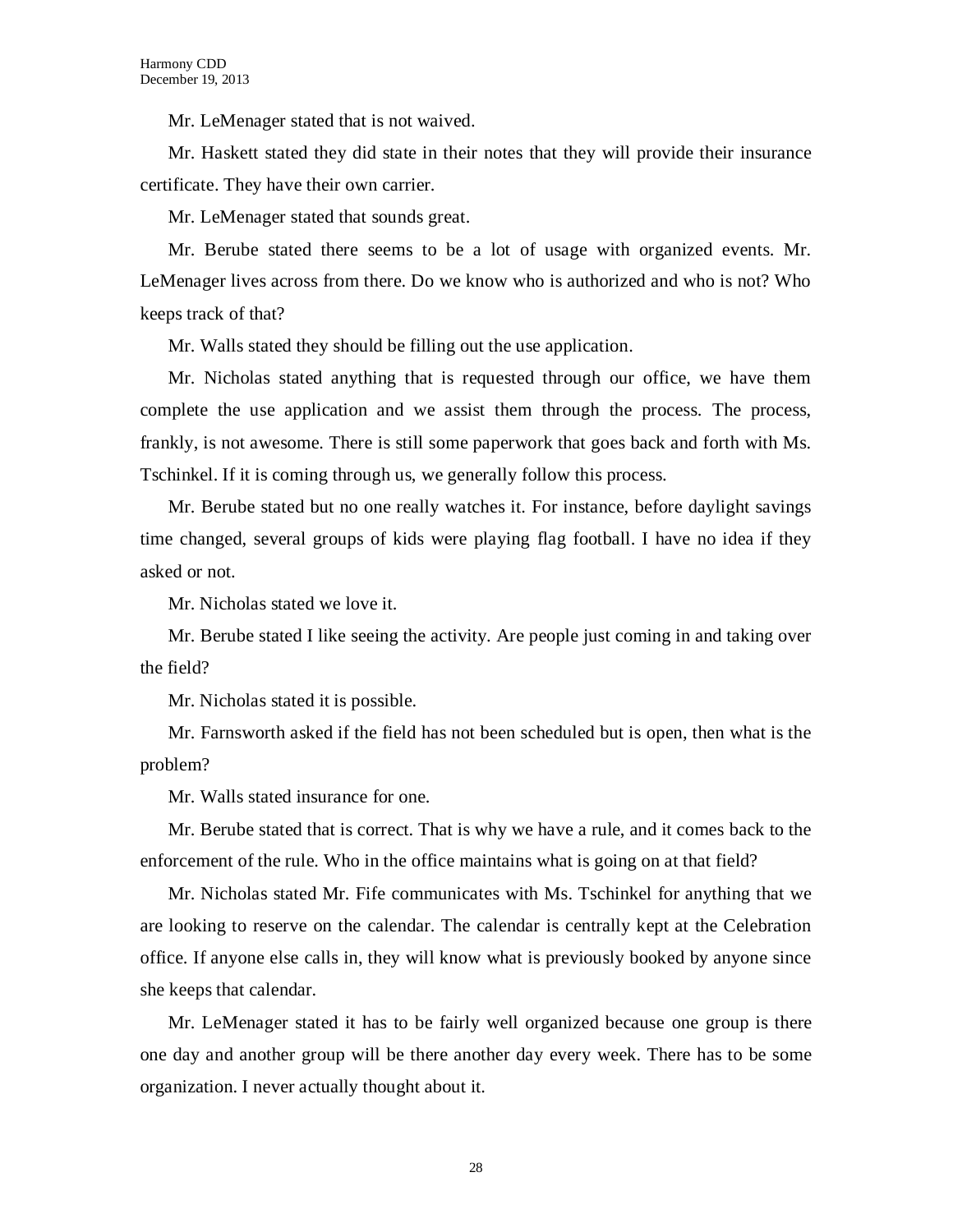Mr. LeMenager stated that is not waived.

Mr. Haskett stated they did state in their notes that they will provide their insurance certificate. They have their own carrier.

Mr. LeMenager stated that sounds great.

Mr. Berube stated there seems to be a lot of usage with organized events. Mr. LeMenager lives across from there. Do we know who is authorized and who is not? Who keeps track of that?

Mr. Walls stated they should be filling out the use application.

Mr. Nicholas stated anything that is requested through our office, we have them complete the use application and we assist them through the process. The process, frankly, is not awesome. There is still some paperwork that goes back and forth with Ms. Tschinkel. If it is coming through us, we generally follow this process.

Mr. Berube stated but no one really watches it. For instance, before daylight savings time changed, several groups of kids were playing flag football. I have no idea if they asked or not.

Mr. Nicholas stated we love it.

Mr. Berube stated I like seeing the activity. Are people just coming in and taking over the field?

Mr. Nicholas stated it is possible.

Mr. Farnsworth asked if the field has not been scheduled but is open, then what is the problem?

Mr. Walls stated insurance for one.

Mr. Berube stated that is correct. That is why we have a rule, and it comes back to the enforcement of the rule. Who in the office maintains what is going on at that field?

Mr. Nicholas stated Mr. Fife communicates with Ms. Tschinkel for anything that we are looking to reserve on the calendar. The calendar is centrally kept at the Celebration office. If anyone else calls in, they will know what is previously booked by anyone since she keeps that calendar.

Mr. LeMenager stated it has to be fairly well organized because one group is there one day and another group will be there another day every week. There has to be some organization. I never actually thought about it.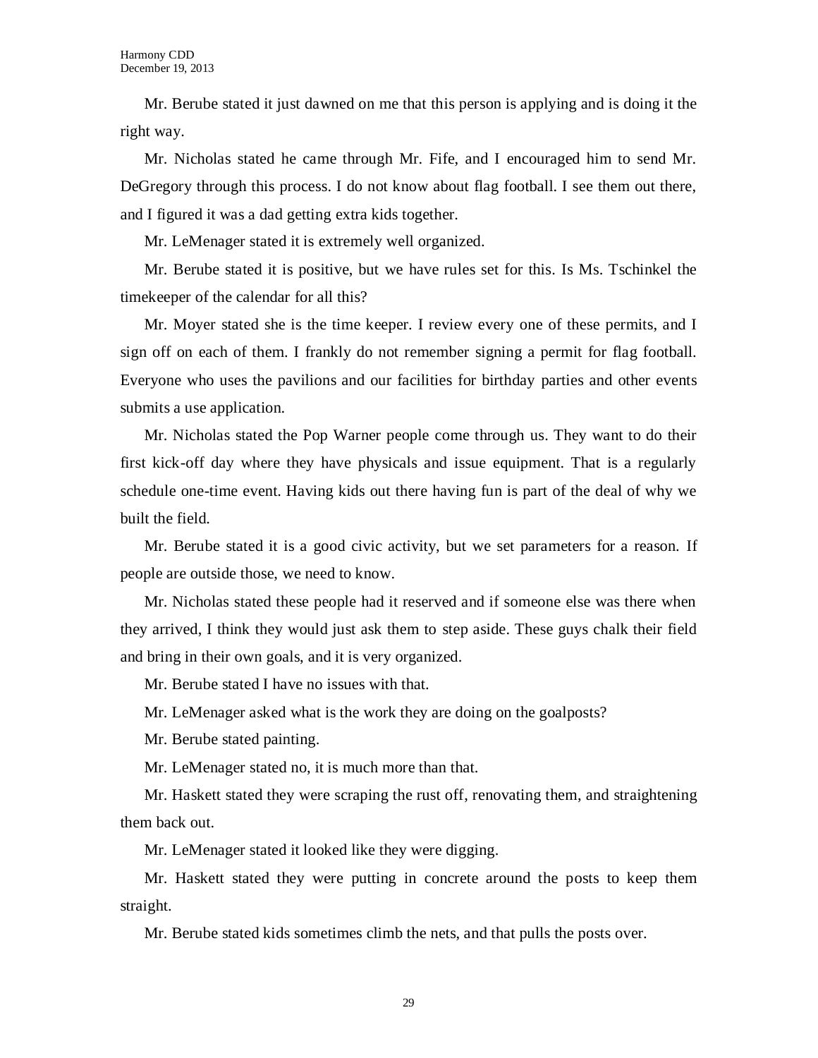Mr. Berube stated it just dawned on me that this person is applying and is doing it the right way.

Mr. Nicholas stated he came through Mr. Fife, and I encouraged him to send Mr. DeGregory through this process. I do not know about flag football. I see them out there, and I figured it was a dad getting extra kids together.

Mr. LeMenager stated it is extremely well organized.

Mr. Berube stated it is positive, but we have rules set for this. Is Ms. Tschinkel the timekeeper of the calendar for all this?

Mr. Moyer stated she is the time keeper. I review every one of these permits, and I sign off on each of them. I frankly do not remember signing a permit for flag football. Everyone who uses the pavilions and our facilities for birthday parties and other events submits a use application.

Mr. Nicholas stated the Pop Warner people come through us. They want to do their first kick-off day where they have physicals and issue equipment. That is a regularly schedule one-time event. Having kids out there having fun is part of the deal of why we built the field.

Mr. Berube stated it is a good civic activity, but we set parameters for a reason. If people are outside those, we need to know.

Mr. Nicholas stated these people had it reserved and if someone else was there when they arrived, I think they would just ask them to step aside. These guys chalk their field and bring in their own goals, and it is very organized.

Mr. Berube stated I have no issues with that.

Mr. LeMenager asked what is the work they are doing on the goalposts?

Mr. Berube stated painting.

Mr. LeMenager stated no, it is much more than that.

Mr. Haskett stated they were scraping the rust off, renovating them, and straightening them back out.

Mr. LeMenager stated it looked like they were digging.

Mr. Haskett stated they were putting in concrete around the posts to keep them straight.

Mr. Berube stated kids sometimes climb the nets, and that pulls the posts over.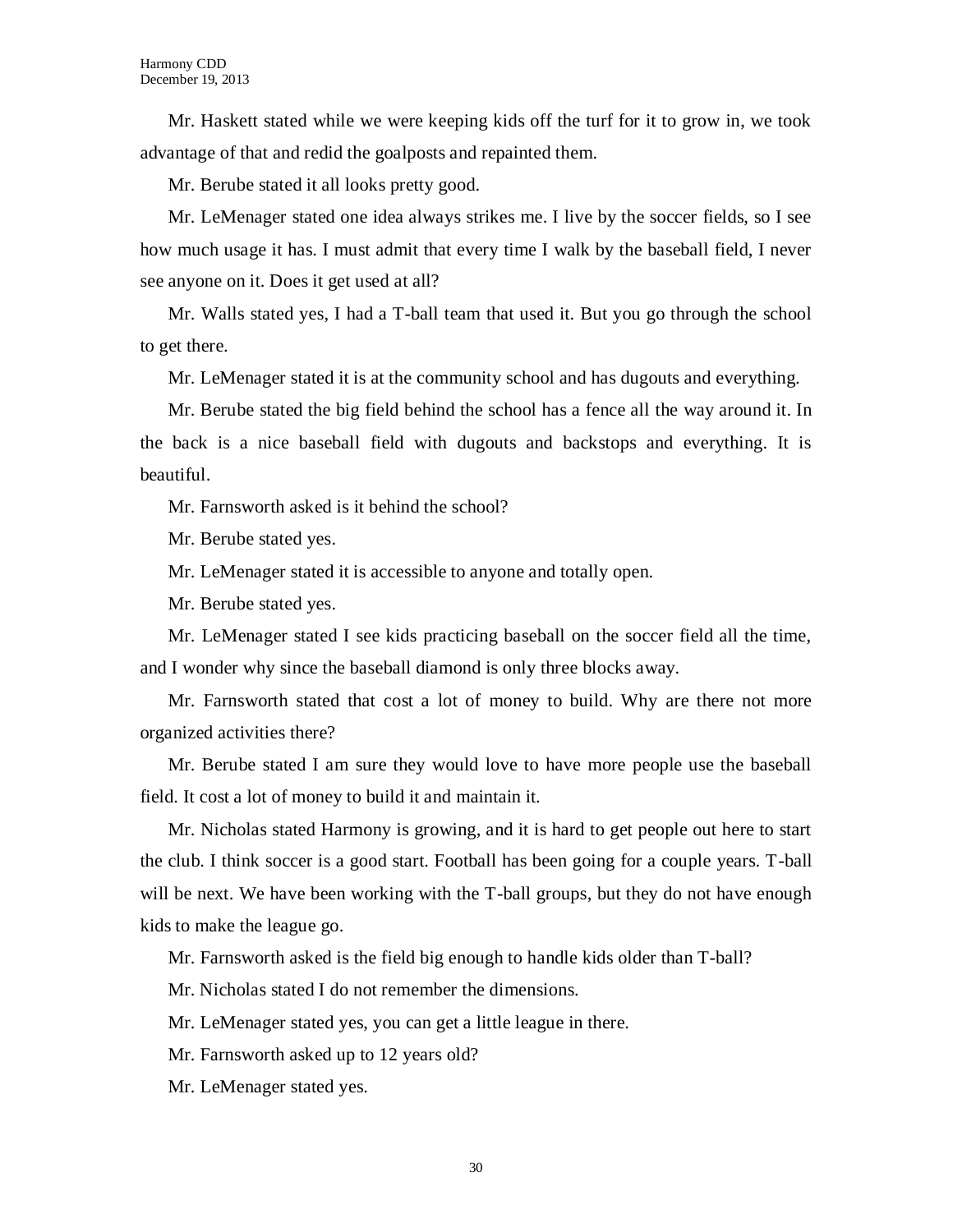Mr. Haskett stated while we were keeping kids off the turf for it to grow in, we took advantage of that and redid the goalposts and repainted them.

Mr. Berube stated it all looks pretty good.

Mr. LeMenager stated one idea always strikes me. I live by the soccer fields, so I see how much usage it has. I must admit that every time I walk by the baseball field, I never see anyone on it. Does it get used at all?

Mr. Walls stated yes, I had a T-ball team that used it. But you go through the school to get there.

Mr. LeMenager stated it is at the community school and has dugouts and everything.

Mr. Berube stated the big field behind the school has a fence all the way around it. In the back is a nice baseball field with dugouts and backstops and everything. It is beautiful.

Mr. Farnsworth asked is it behind the school?

Mr. Berube stated yes.

Mr. LeMenager stated it is accessible to anyone and totally open.

Mr. Berube stated yes.

Mr. LeMenager stated I see kids practicing baseball on the soccer field all the time, and I wonder why since the baseball diamond is only three blocks away.

Mr. Farnsworth stated that cost a lot of money to build. Why are there not more organized activities there?

Mr. Berube stated I am sure they would love to have more people use the baseball field. It cost a lot of money to build it and maintain it.

Mr. Nicholas stated Harmony is growing, and it is hard to get people out here to start the club. I think soccer is a good start. Football has been going for a couple years. T-ball will be next. We have been working with the T-ball groups, but they do not have enough kids to make the league go.

Mr. Farnsworth asked is the field big enough to handle kids older than T-ball?

Mr. Nicholas stated I do not remember the dimensions.

Mr. LeMenager stated yes, you can get a little league in there.

Mr. Farnsworth asked up to 12 years old?

Mr. LeMenager stated yes.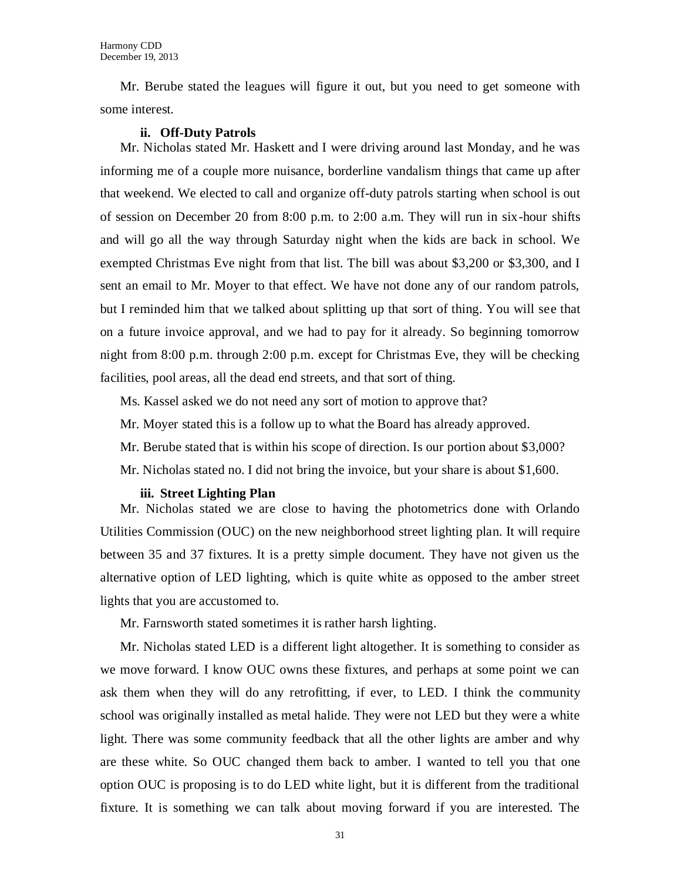Mr. Berube stated the leagues will figure it out, but you need to get someone with some interest.

### ii. Off-Duty Patrols

Mr. Nicholas stated Mr. Haskett and I were driving around last Monday, and he was informing me of a couple more nuisance, borderline vandalism things that came up after that weekend. We elected to call and organize off-duty patrols starting when school is out of session on December 20 from 8:00 p.m. to 2:00 a.m. They will run in six-hour shifts and will go all the way through Saturday night when the kids are back in school. We exempted Christmas Eve night from that list. The bill was about $3,200 or $3,300, and I sent an email to Mr. Moyer to that effect. We have not done any of our random patrols, but I reminded him that we talked about splitting up that sort of thing. You will see that on a future invoice approval, and we had to pay for it already. So beginning tomorrow night from 8:00 p.m. through 2:00 p.m. except for Christmas Eve, they will be checking facilities, pool areas, all the dead end streets, and that sort of thing.

Ms. Kassel asked we do not need any sort of motion to approve that?

Mr. Moyer stated this is a follow up to what the Board has already approved.

Mr. Berube stated that is within his scope of direction. Is our portion about $3,000?

Mr. Nicholas stated no. I did not bring the invoice, but your share is about $1,600.

### iii. Street Lighting Plan

Mr. Nicholas stated we are close to having the photometrics done with Orlando Utilities Commission (OUC) on the new neighborhood street lighting plan. It will require between 35 and 37 fixtures. It is a pretty simple document. They have not given us the alternative option of LED lighting, which is quite white as opposed to the amber street lights that you are accustomed to.

Mr. Farnsworth stated sometimes it is rather harsh lighting.

Mr. Nicholas stated LED is a different light altogether. It is something to consider as we move forward. I know OUC owns these fixtures, and perhaps at some point we can ask them when they will do any retrofitting, if ever, to LED. I think the community school was originally installed as metal halide. They were not LED but they were a white light. There was some community feedback that all the other lights are amber and why are these white. So OUC changed them back to amber. I wanted to tell you that one option OUC is proposing is to do LED white light, but it is different from the traditional fixture. It is something we can talk about moving forward if you are interested. The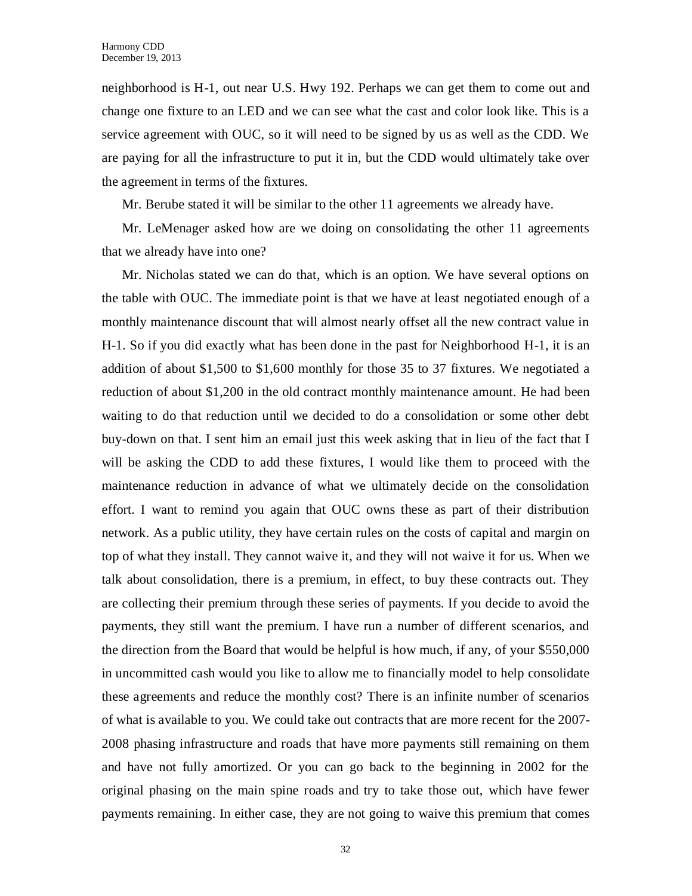neighborhood is H-1, out near U.S. Hwy 192. Perhaps we can get them to come out and change one fixture to an LED and we can see what the cast and color look like. This is a service agreement with OUC, so it will need to be signed by us as well as the CDD. We are paying for all the infrastructure to put it in, but the CDD would ultimately take over the agreement in terms of the fixtures.

Mr. Berube stated it will be similar to the other 11 agreements we already have.

Mr. LeMenager asked how are we doing on consolidating the other 11 agreements that we already have into one?

Mr. Nicholas stated we can do that, which is an option. We have several options on the table with OUC. The immediate point is that we have at least negotiated enough of a monthly maintenance discount that will almost nearly offset all the new contract value in H-1. So if you did exactly what has been done in the past for Neighborhood H-1, it is an addition of about $1,500 to $1,600 monthly for those 35 to 37 fixtures. We negotiated a reduction of about $1,200 in the old contract monthly maintenance amount. He had been waiting to do that reduction until we decided to do a consolidation or some other debt buy-down on that. I sent him an email just this week asking that in lieu of the fact that I will be asking the CDD to add these fixtures, I would like them to proceed with the maintenance reduction in advance of what we ultimately decide on the consolidation effort. I want to remind you again that OUC owns these as part of their distribution network. As a public utility, they have certain rules on the costs of capital and margin on top of what they install. They cannot waive it, and they will not waive it for us. When we talk about consolidation, there is a premium, in effect, to buy these contracts out. They are collecting their premium through these series of payments. If you decide to avoid the payments, they still want the premium. I have run a number of different scenarios, and the direction from the Board that would be helpful is how much, if any, of your $550,000 in uncommitted cash would you like to allow me to financially model to help consolidate these agreements and reduce the monthly cost? There is an infinite number of scenarios of what is available to you. We could take out contracts that are more recent for the 2007-2008 phasing infrastructure and roads that have more payments still remaining on them and have not fully amortized. Or you can go back to the beginning in 2002 for the original phasing on the main spine roads and try to take those out, which have fewer payments remaining. In either case, they are not going to waive this premium that comes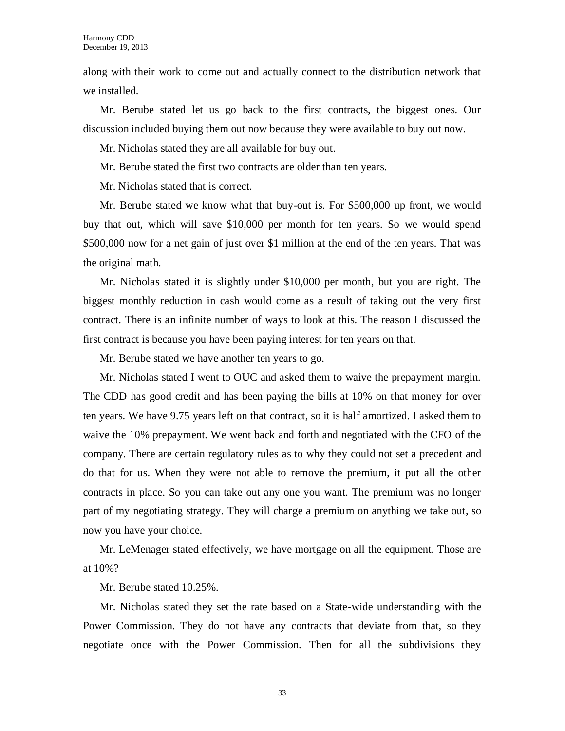along with their work to come out and actually connect to the distribution network that we installed.

Mr. Berube stated let us go back to the first contracts, the biggest ones. Our discussion included buying them out now because they were available to buy out now.

Mr. Nicholas stated they are all available for buy out.

Mr. Berube stated the first two contracts are older than ten years.

Mr. Nicholas stated that is correct.

Mr. Berube stated we know what that buy-out is. For $500,000 up front, we would buy that out, which will save $10,000 per month for ten years. So we would spend $500,000 now for a net gain of just over $1 million at the end of the ten years. That was the original math.

Mr. Nicholas stated it is slightly under $10,000 per month, but you are right. The biggest monthly reduction in cash would come as a result of taking out the very first contract. There is an infinite number of ways to look at this. The reason I discussed the first contract is because you have been paying interest for ten years on that.

Mr. Berube stated we have another ten years to go.

Mr. Nicholas stated I went to OUC and asked them to waive the prepayment margin. The CDD has good credit and has been paying the bills at 10% on that money for over ten years. We have 9.75 years left on that contract, so it is half amortized. I asked them to waive the 10% prepayment. We went back and forth and negotiated with the CFO of the company. There are certain regulatory rules as to why they could not set a precedent and do that for us. When they were not able to remove the premium, it put all the other contracts in place. So you can take out any one you want. The premium was no longer part of my negotiating strategy. They will charge a premium on anything we take out, so now you have your choice.

Mr. LeMenager stated effectively, we have mortgage on all the equipment. Those are at 10%?

Mr. Berube stated 10.25%.

Mr. Nicholas stated they set the rate based on a State-wide understanding with the Power Commission. They do not have any contracts that deviate from that, so they negotiate once with the Power Commission. Then for all the subdivisions they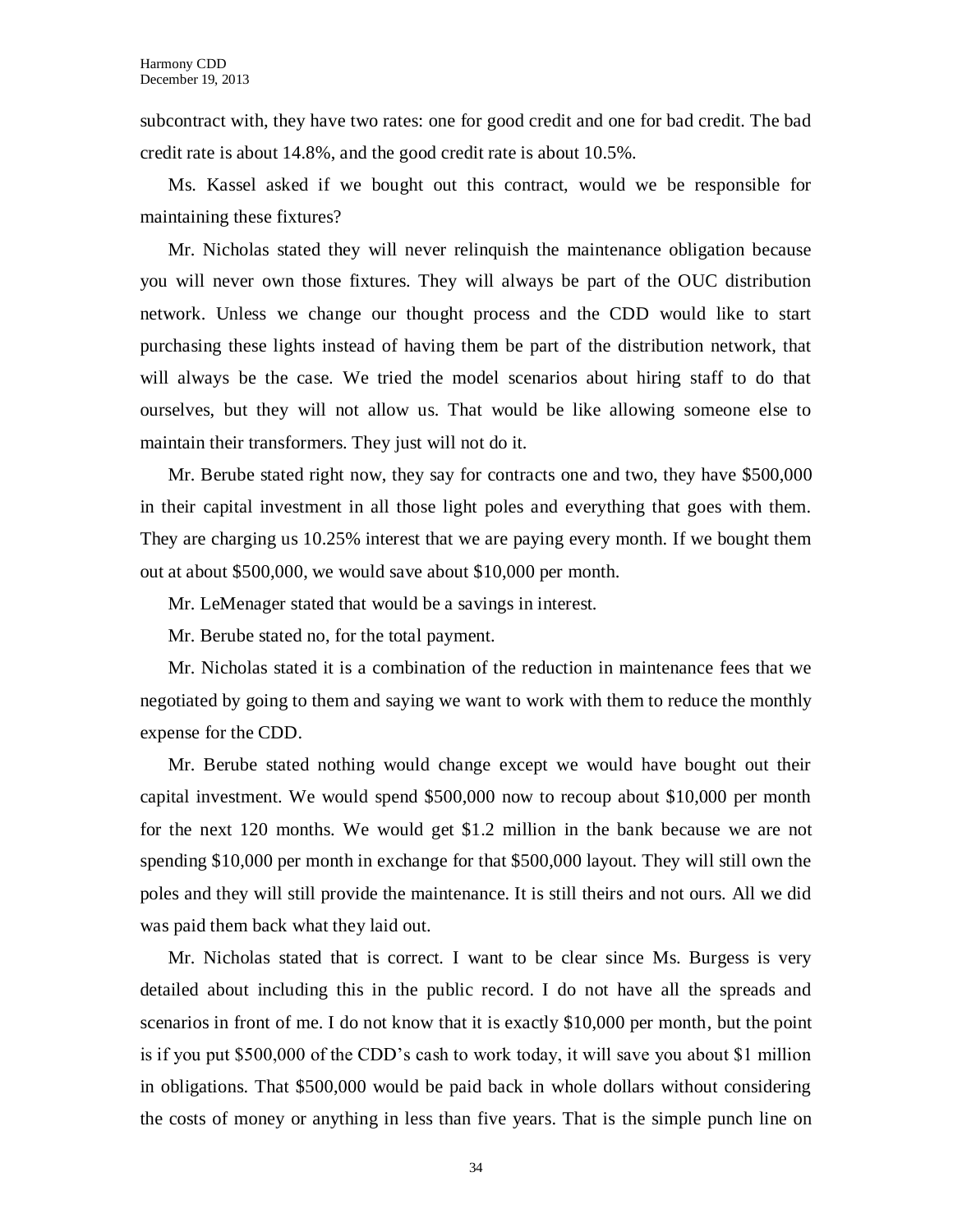subcontract with, they have two rates: one for good credit and one for bad credit. The bad credit rate is about 14.8%, and the good credit rate is about 10.5%.

Ms. Kassel asked if we bought out this contract, would we be responsible for maintaining these fixtures?

Mr. Nicholas stated they will never relinquish the maintenance obligation because you will never own those fixtures. They will always be part of the OUC distribution network. Unless we change our thought process and the CDD would like to start purchasing these lights instead of having them be part of the distribution network, that will always be the case. We tried the model scenarios about hiring staff to do that ourselves, but they will not allow us. That would be like allowing someone else to maintain their transformers. They just will not do it.

Mr. Berube stated right now, they say for contracts one and two, they have $500,000 in their capital investment in all those light poles and everything that goes with them. They are charging us 10.25% interest that we are paying every month. If we bought them out at about $500,000, we would save about $10,000 per month.

Mr. LeMenager stated that would be a savings in interest.

Mr. Berube stated no, for the total payment.

Mr. Nicholas stated it is a combination of the reduction in maintenance fees that we negotiated by going to them and saying we want to work with them to reduce the monthly expense for the CDD.

Mr. Berube stated nothing would change except we would have bought out their capital investment. We would spend $500,000 now to recoup about $10,000 per month for the next 120 months. We would get $1.2 million in the bank because we are not spending $10,000 per month in exchange for that $500,000 layout. They will still own the poles and they will still provide the maintenance. It is still theirs and not ours. All we did was paid them back what they laid out.

Mr. Nicholas stated that is correct. I want to be clear since Ms. Burgess is very detailed about including this in the public record. I do not have all the spreads and scenarios in front of me. I do not know that it is exactly $10,000 per month, but the point is if you put $500,000 of the CDD's cash to work today, it will save you about $1 million in obligations. That $500,000 would be paid back in whole dollars without considering the costs of money or anything in less than five years. That is the simple punch line on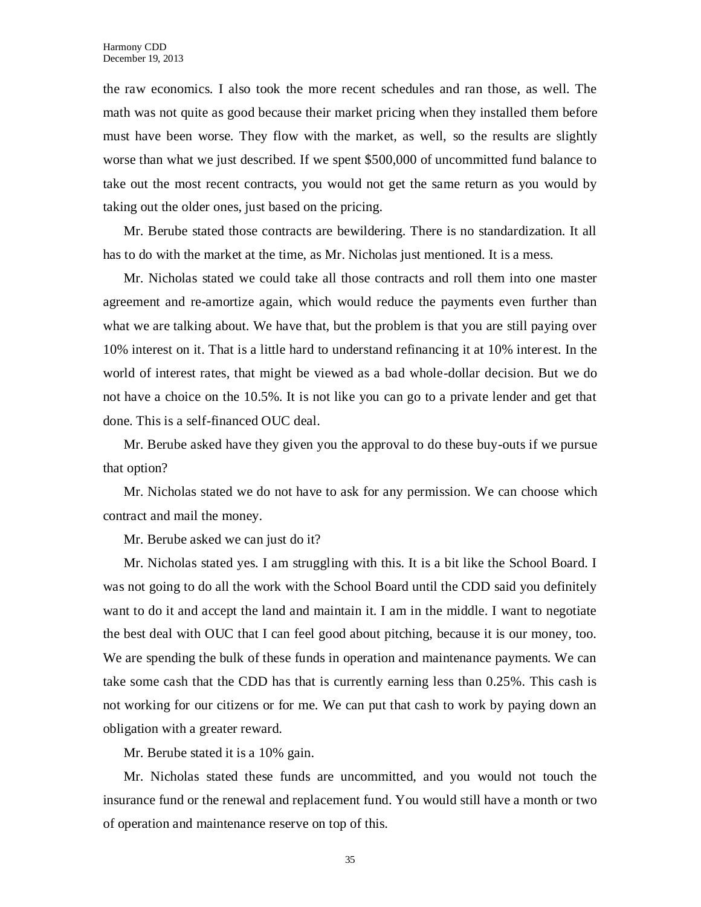the raw economics. I also took the more recent schedules and ran those, as well. The math was not quite as good because their market pricing when they installed them before must have been worse. They flow with the market, as well, so the results are slightly worse than what we just described. If we spent $500,000 of uncommitted fund balance to take out the most recent contracts, you would not get the same return as you would by taking out the older ones, just based on the pricing.

Mr. Berube stated those contracts are bewildering. There is no standardization. It all has to do with the market at the time, as Mr. Nicholas just mentioned. It is a mess.

Mr. Nicholas stated we could take all those contracts and roll them into one master agreement and re-amortize again, which would reduce the payments even further than what we are talking about. We have that, but the problem is that you are still paying over 10% interest on it. That is a little hard to understand refinancing it at 10% interest. In the world of interest rates, that might be viewed as a bad whole-dollar decision. But we do not have a choice on the 10.5%. It is not like you can go to a private lender and get that done. This is a self-financed OUC deal.

Mr. Berube asked have they given you the approval to do these buy-outs if we pursue that option?

Mr. Nicholas stated we do not have to ask for any permission. We can choose which contract and mail the money.

Mr. Berube asked we can just do it?

Mr. Nicholas stated yes. I am struggling with this. It is a bit like the School Board. I was not going to do all the work with the School Board until the CDD said you definitely want to do it and accept the land and maintain it. I am in the middle. I want to negotiate the best deal with OUC that I can feel good about pitching, because it is our money, too. We are spending the bulk of these funds in operation and maintenance payments. We can take some cash that the CDD has that is currently earning less than 0.25%. This cash is not working for our citizens or for me. We can put that cash to work by paying down an obligation with a greater reward.

Mr. Berube stated it is a 10% gain.

Mr. Nicholas stated these funds are uncommitted, and you would not touch the insurance fund or the renewal and replacement fund. You would still have a month or two of operation and maintenance reserve on top of this.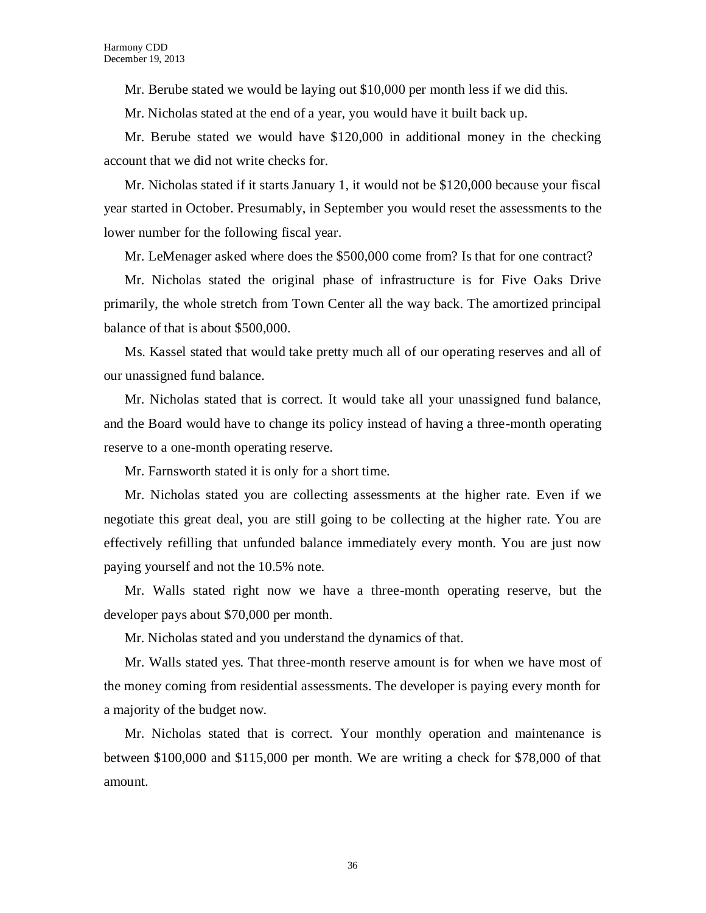Mr. Berube stated we would be laying out $10,000 per month less if we did this.

Mr. Nicholas stated at the end of a year, you would have it built back up.

Mr. Berube stated we would have $120,000 in additional money in the checking account that we did not write checks for.

Mr. Nicholas stated if it starts January 1, it would not be $120,000 because your fiscal year started in October. Presumably, in September you would reset the assessments to the lower number for the following fiscal year.

Mr. LeMenager asked where does the $500,000 come from? Is that for one contract?

Mr. Nicholas stated the original phase of infrastructure is for Five Oaks Drive primarily, the whole stretch from Town Center all the way back. The amortized principal balance of that is about $500,000.

Ms. Kassel stated that would take pretty much all of our operating reserves and all of our unassigned fund balance.

Mr. Nicholas stated that is correct. It would take all your unassigned fund balance, and the Board would have to change its policy instead of having a three-month operating reserve to a one-month operating reserve.

Mr. Farnsworth stated it is only for a short time.

Mr. Nicholas stated you are collecting assessments at the higher rate. Even if we negotiate this great deal, you are still going to be collecting at the higher rate. You are effectively refilling that unfunded balance immediately every month. You are just now paying yourself and not the 10.5% note.

Mr. Walls stated right now we have a three-month operating reserve, but the developer pays about $70,000 per month.

Mr. Nicholas stated and you understand the dynamics of that.

Mr. Walls stated yes. That three-month reserve amount is for when we have most of the money coming from residential assessments. The developer is paying every month for a majority of the budget now.

Mr. Nicholas stated that is correct. Your monthly operation and maintenance is between $100,000 and $115,000 per month. We are writing a check for $78,000 of that amount.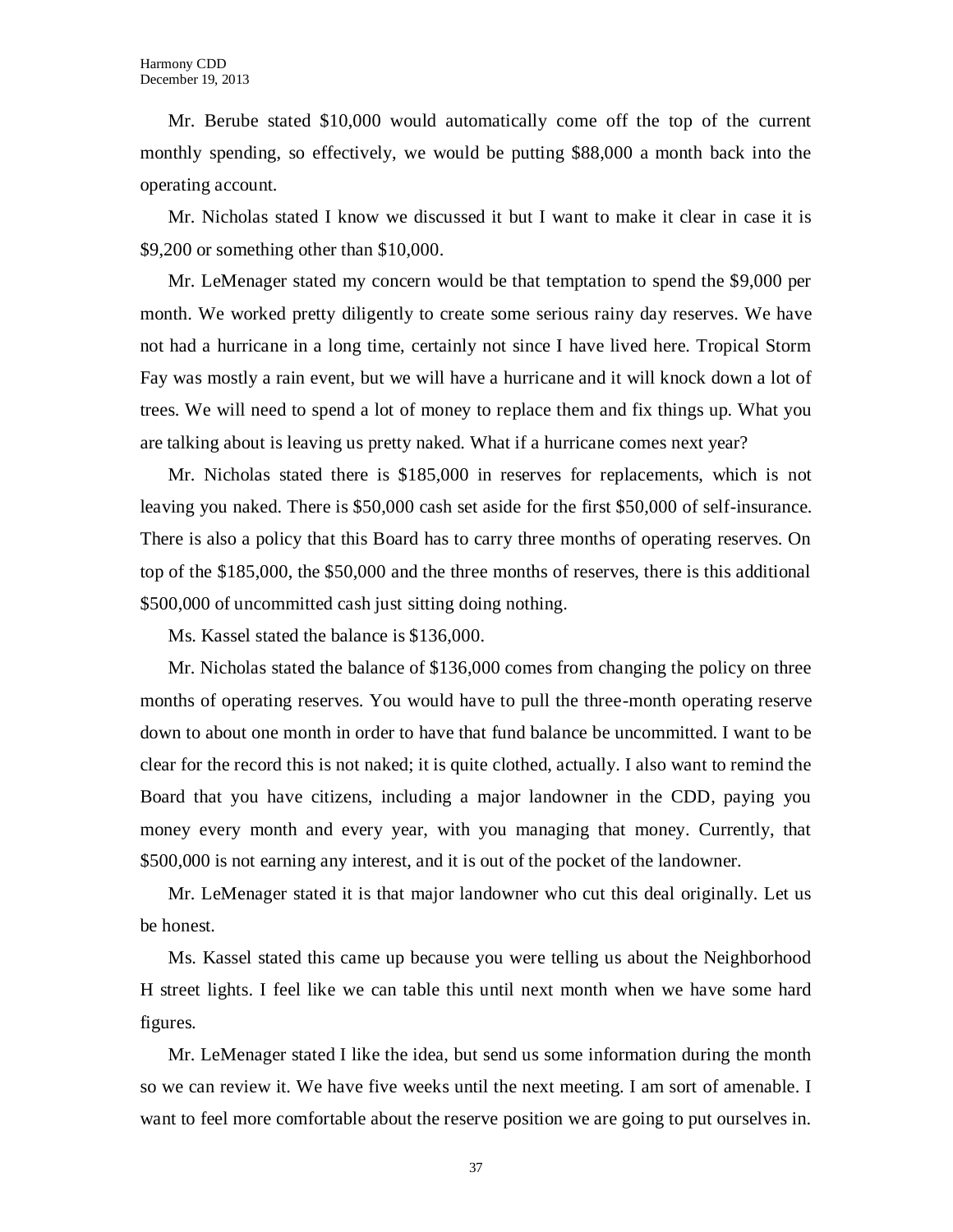Mr. Berube stated $10,000 would automatically come off the top of the current monthly spending, so effectively, we would be putting $88,000 a month back into the operating account.

Mr. Nicholas stated I know we discussed it but I want to make it clear in case it is $9,200 or something other than $10,000.

Mr. LeMenager stated my concern would be that temptation to spend the $9,000 per month. We worked pretty diligently to create some serious rainy day reserves. We have not had a hurricane in a long time, certainly not since I have lived here. Tropical Storm Fay was mostly a rain event, but we will have a hurricane and it will knock down a lot of trees. We will need to spend a lot of money to replace them and fix things up. What you are talking about is leaving us pretty naked. What if a hurricane comes next year?

Mr. Nicholas stated there is $185,000 in reserves for replacements, which is not leaving you naked. There is $50,000 cash set aside for the first $50,000 of self-insurance. There is also a policy that this Board has to carry three months of operating reserves. On top of the $185,000, the $50,000 and the three months of reserves, there is this additional $500,000 of uncommitted cash just sitting doing nothing.

Ms. Kassel stated the balance is $136,000.

Mr. Nicholas stated the balance of $136,000 comes from changing the policy on three months of operating reserves. You would have to pull the three-month operating reserve down to about one month in order to have that fund balance be uncommitted. I want to be clear for the record this is not naked; it is quite clothed, actually. I also want to remind the Board that you have citizens, including a major landowner in the CDD, paying you money every month and every year, with you managing that money. Currently, that $500,000 is not earning any interest, and it is out of the pocket of the landowner.

Mr. LeMenager stated it is that major landowner who cut this deal originally. Let us be honest.

Ms. Kassel stated this came up because you were telling us about the Neighborhood H street lights. I feel like we can table this until next month when we have some hard figures.

Mr. LeMenager stated I like the idea, but send us some information during the month so we can review it. We have five weeks until the next meeting. I am sort of amenable. I want to feel more comfortable about the reserve position we are going to put ourselves in.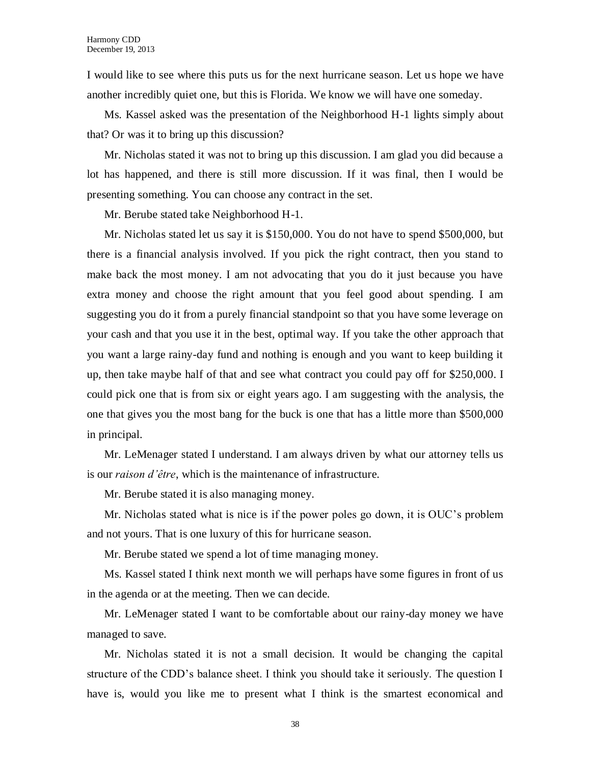I would like to see where this puts us for the next hurricane season. Let us hope we have another incredibly quiet one, but this is Florida. We know we will have one someday.

Ms. Kassel asked was the presentation of the Neighborhood H-1 lights simply about that? Or was it to bring up this discussion?

Mr. Nicholas stated it was not to bring up this discussion. I am glad you did because a lot has happened, and there is still more discussion. If it was final, then I would be presenting something. You can choose any contract in the set.

Mr. Berube stated take Neighborhood H-1.

Mr. Nicholas stated let us say it is $150,000. You do not have to spend $500,000, but there is a financial analysis involved. If you pick the right contract, then you stand to make back the most money. I am not advocating that you do it just because you have extra money and choose the right amount that you feel good about spending. I am suggesting you do it from a purely financial standpoint so that you have some leverage on your cash and that you use it in the best, optimal way. If you take the other approach that you want a large rainy-day fund and nothing is enough and you want to keep building it up, then take maybe half of that and see what contract you could pay off for $250,000. I could pick one that is from six or eight years ago. I am suggesting with the analysis, the one that gives you the most bang for the buck is one that has a little more than $500,000 in principal.

Mr. LeMenager stated I understand. I am always driven by what our attorney tells us is our *raison d'être*, which is the maintenance of infrastructure.

Mr. Berube stated it is also managing money.

Mr. Nicholas stated what is nice is if the power poles go down, it is OUC's problem and not yours. That is one luxury of this for hurricane season.

Mr. Berube stated we spend a lot of time managing money.

Ms. Kassel stated I think next month we will perhaps have some figures in front of us in the agenda or at the meeting. Then we can decide.

Mr. LeMenager stated I want to be comfortable about our rainy-day money we have managed to save.

Mr. Nicholas stated it is not a small decision. It would be changing the capital structure of the CDD's balance sheet. I think you should take it seriously. The question I have is, would you like me to present what I think is the smartest economical and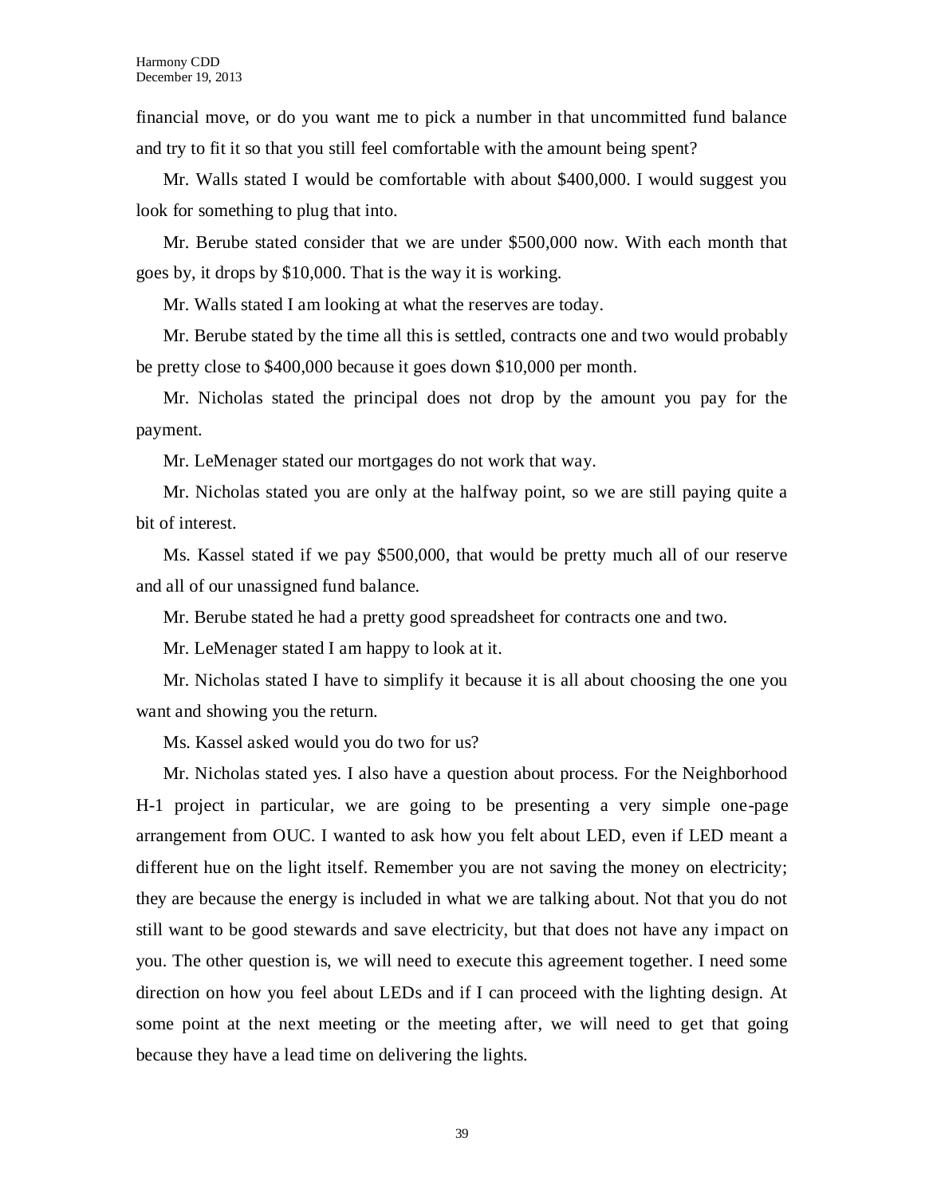financial move, or do you want me to pick a number in that uncommitted fund balance and try to fit it so that you still feel comfortable with the amount being spent?

Mr. Walls stated I would be comfortable with about $400,000. I would suggest you look for something to plug that into.

Mr. Berube stated consider that we are under $500,000 now. With each month that goes by, it drops by $10,000. That is the way it is working.

Mr. Walls stated I am looking at what the reserves are today.

Mr. Berube stated by the time all this is settled, contracts one and two would probably be pretty close to $400,000 because it goes down $10,000 per month.

Mr. Nicholas stated the principal does not drop by the amount you pay for the payment.

Mr. LeMenager stated our mortgages do not work that way.

Mr. Nicholas stated you are only at the halfway point, so we are still paying quite a bit of interest.

Ms. Kassel stated if we pay $500,000, that would be pretty much all of our reserve and all of our unassigned fund balance.

Mr. Berube stated he had a pretty good spreadsheet for contracts one and two.

Mr. LeMenager stated I am happy to look at it.

Mr. Nicholas stated I have to simplify it because it is all about choosing the one you want and showing you the return.

Ms. Kassel asked would you do two for us?

Mr. Nicholas stated yes. I also have a question about process. For the Neighborhood H-1 project in particular, we are going to be presenting a very simple one-page arrangement from OUC. I wanted to ask how you felt about LED, even if LED meant a different hue on the light itself. Remember you are not saving the money on electricity; they are because the energy is included in what we are talking about. Not that you do not still want to be good stewards and save electricity, but that does not have any impact on you. The other question is, we will need to execute this agreement together. I need some direction on how you feel about LEDs and if I can proceed with the lighting design. At some point at the next meeting or the meeting after, we will need to get that going because they have a lead time on delivering the lights.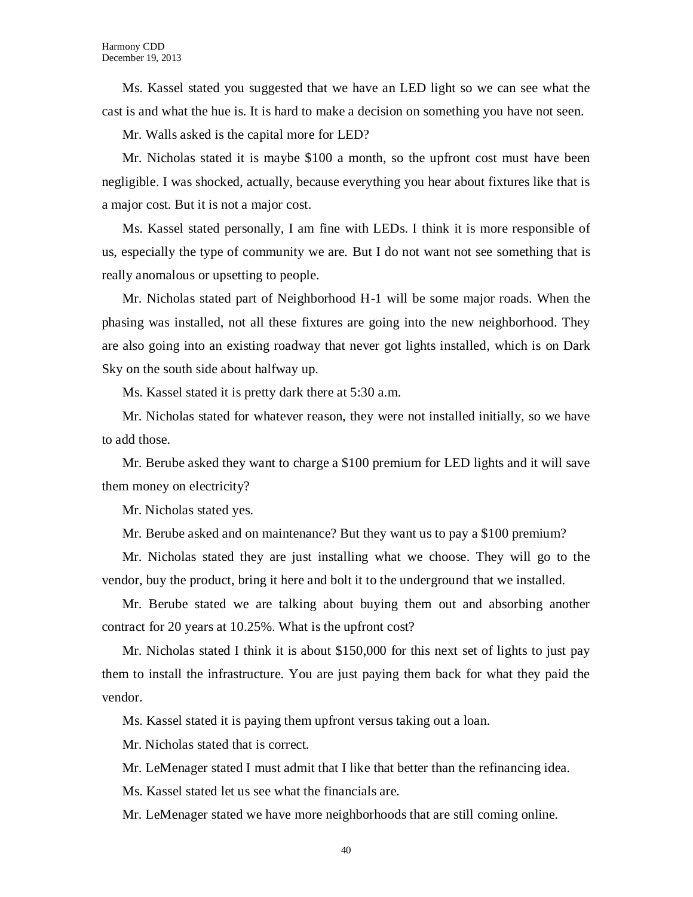Ms. Kassel stated you suggested that we have an LED light so we can see what the cast is and what the hue is. It is hard to make a decision on something you have not seen.

Mr. Walls asked is the capital more for LED?

Mr. Nicholas stated it is maybe $100 a month, so the upfront cost must have been negligible. I was shocked, actually, because everything you hear about fixtures like that is a major cost. But it is not a major cost.

Ms. Kassel stated personally, I am fine with LEDs. I think it is more responsible of us, especially the type of community we are. But I do not want not see something that is really anomalous or upsetting to people.

Mr. Nicholas stated part of Neighborhood H-1 will be some major roads. When the phasing was installed, not all these fixtures are going into the new neighborhood. They are also going into an existing roadway that never got lights installed, which is on Dark Sky on the south side about halfway up.

Ms. Kassel stated it is pretty dark there at 5:30 a.m.

Mr. Nicholas stated for whatever reason, they were not installed initially, so we have to add those.

Mr. Berube asked they want to charge a $100 premium for LED lights and it will save them money on electricity?

Mr. Nicholas stated yes.

Mr. Berube asked and on maintenance? But they want us to pay a $100 premium?

Mr. Nicholas stated they are just installing what we choose. They will go to the vendor, buy the product, bring it here and bolt it to the underground that we installed.

Mr. Berube stated we are talking about buying them out and absorbing another contract for 20 years at 10.25%. What is the upfront cost?

Mr. Nicholas stated I think it is about $150,000 for this next set of lights to just pay them to install the infrastructure. You are just paying them back for what they paid the vendor.

Ms. Kassel stated it is paying them upfront versus taking out a loan.

Mr. Nicholas stated that is correct.

Mr. LeMenager stated I must admit that I like that better than the refinancing idea.

Ms. Kassel stated let us see what the financials are.

Mr. LeMenager stated we have more neighborhoods that are still coming online.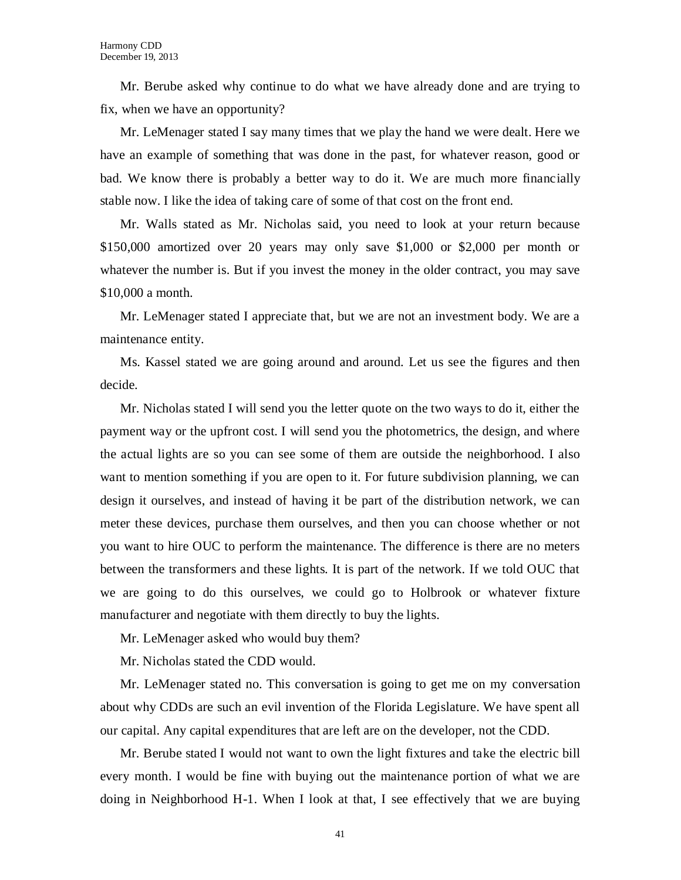Mr. Berube asked why continue to do what we have already done and are trying to fix, when we have an opportunity?

Mr. LeMenager stated I say many times that we play the hand we were dealt. Here we have an example of something that was done in the past, for whatever reason, good or bad. We know there is probably a better way to do it. We are much more financially stable now. I like the idea of taking care of some of that cost on the front end.

Mr. Walls stated as Mr. Nicholas said, you need to look at your return because $150,000 amortized over 20 years may only save $1,000 or $2,000 per month or whatever the number is. But if you invest the money in the older contract, you may save $10,000 a month.

Mr. LeMenager stated I appreciate that, but we are not an investment body. We are a maintenance entity.

Ms. Kassel stated we are going around and around. Let us see the figures and then decide.

Mr. Nicholas stated I will send you the letter quote on the two ways to do it, either the payment way or the upfront cost. I will send you the photometrics, the design, and where the actual lights are so you can see some of them are outside the neighborhood. I also want to mention something if you are open to it. For future subdivision planning, we can design it ourselves, and instead of having it be part of the distribution network, we can meter these devices, purchase them ourselves, and then you can choose whether or not you want to hire OUC to perform the maintenance. The difference is there are no meters between the transformers and these lights. It is part of the network. If we told OUC that we are going to do this ourselves, we could go to Holbrook or whatever fixture manufacturer and negotiate with them directly to buy the lights.

Mr. LeMenager asked who would buy them?

Mr. Nicholas stated the CDD would.

Mr. LeMenager stated no. This conversation is going to get me on my conversation about why CDDs are such an evil invention of the Florida Legislature. We have spent all our capital. Any capital expenditures that are left are on the developer, not the CDD.

Mr. Berube stated I would not want to own the light fixtures and take the electric bill every month. I would be fine with buying out the maintenance portion of what we are doing in Neighborhood H-1. When I look at that, I see effectively that we are buying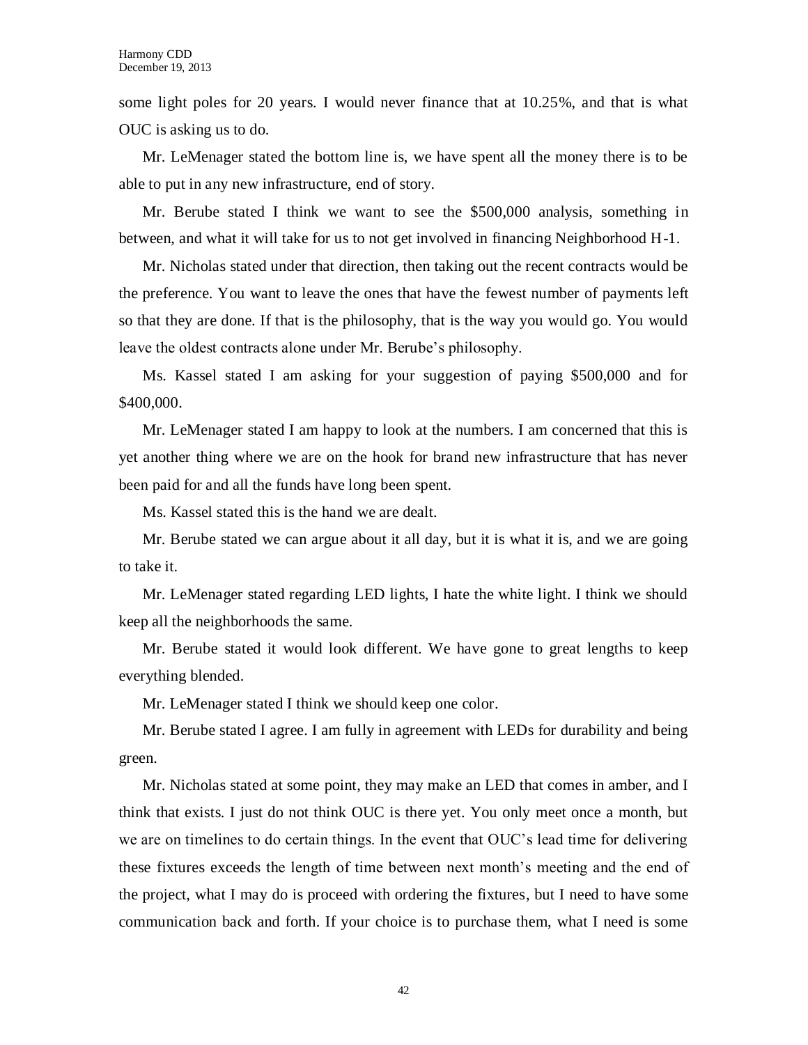some light poles for 20 years. I would never finance that at 10.25%, and that is what OUC is asking us to do.

Mr. LeMenager stated the bottom line is, we have spent all the money there is to be able to put in any new infrastructure, end of story.

Mr. Berube stated I think we want to see the $500,000 analysis, something in between, and what it will take for us to not get involved in financing Neighborhood H-1.

Mr. Nicholas stated under that direction, then taking out the recent contracts would be the preference. You want to leave the ones that have the fewest number of payments left so that they are done. If that is the philosophy, that is the way you would go. You would leave the oldest contracts alone under Mr. Berube's philosophy.

Ms. Kassel stated I am asking for your suggestion of paying $500,000 and for $400,000.

Mr. LeMenager stated I am happy to look at the numbers. I am concerned that this is yet another thing where we are on the hook for brand new infrastructure that has never been paid for and all the funds have long been spent.

Ms. Kassel stated this is the hand we are dealt.

Mr. Berube stated we can argue about it all day, but it is what it is, and we are going to take it.

Mr. LeMenager stated regarding LED lights, I hate the white light. I think we should keep all the neighborhoods the same.

Mr. Berube stated it would look different. We have gone to great lengths to keep everything blended.

Mr. LeMenager stated I think we should keep one color.

Mr. Berube stated I agree. I am fully in agreement with LEDs for durability and being green.

Mr. Nicholas stated at some point, they may make an LED that comes in amber, and I think that exists. I just do not think OUC is there yet. You only meet once a month, but we are on timelines to do certain things. In the event that OUC's lead time for delivering these fixtures exceeds the length of time between next month's meeting and the end of the project, what I may do is proceed with ordering the fixtures, but I need to have some communication back and forth. If your choice is to purchase them, what I need is some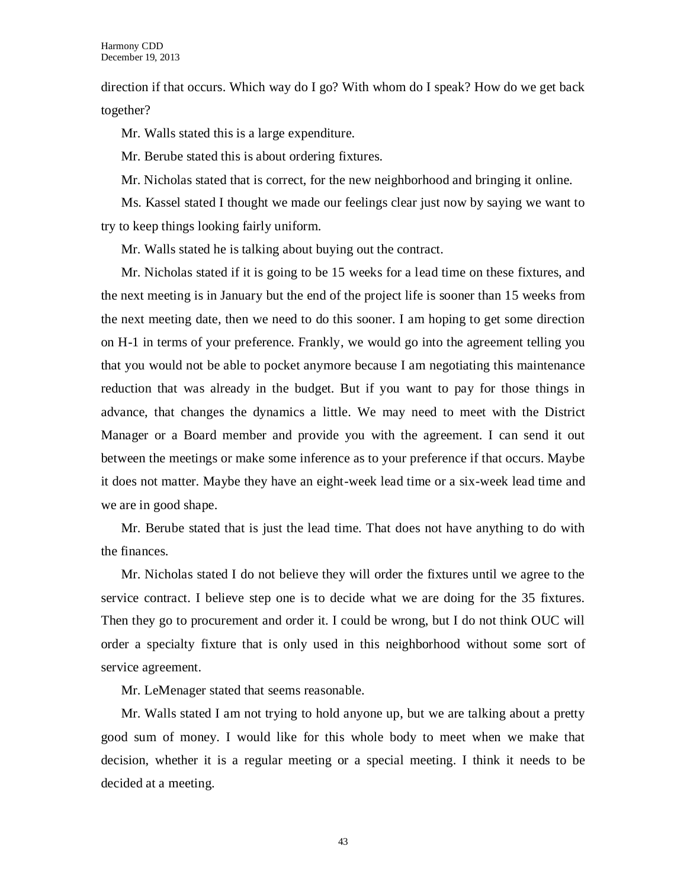direction if that occurs. Which way do I go? With whom do I speak? How do we get back together?

Mr. Walls stated this is a large expenditure.

Mr. Berube stated this is about ordering fixtures.

Mr. Nicholas stated that is correct, for the new neighborhood and bringing it online.

Ms. Kassel stated I thought we made our feelings clear just now by saying we want to try to keep things looking fairly uniform.

Mr. Walls stated he is talking about buying out the contract.

Mr. Nicholas stated if it is going to be 15 weeks for a lead time on these fixtures, and the next meeting is in January but the end of the project life is sooner than 15 weeks from the next meeting date, then we need to do this sooner. I am hoping to get some direction on H-1 in terms of your preference. Frankly, we would go into the agreement telling you that you would not be able to pocket anymore because I am negotiating this maintenance reduction that was already in the budget. But if you want to pay for those things in advance, that changes the dynamics a little. We may need to meet with the District Manager or a Board member and provide you with the agreement. I can send it out between the meetings or make some inference as to your preference if that occurs. Maybe it does not matter. Maybe they have an eight-week lead time or a six-week lead time and we are in good shape.

Mr. Berube stated that is just the lead time. That does not have anything to do with the finances.

Mr. Nicholas stated I do not believe they will order the fixtures until we agree to the service contract. I believe step one is to decide what we are doing for the 35 fixtures. Then they go to procurement and order it. I could be wrong, but I do not think OUC will order a specialty fixture that is only used in this neighborhood without some sort of service agreement.

Mr. LeMenager stated that seems reasonable.

Mr. Walls stated I am not trying to hold anyone up, but we are talking about a pretty good sum of money. I would like for this whole body to meet when we make that decision, whether it is a regular meeting or a special meeting. I think it needs to be decided at a meeting.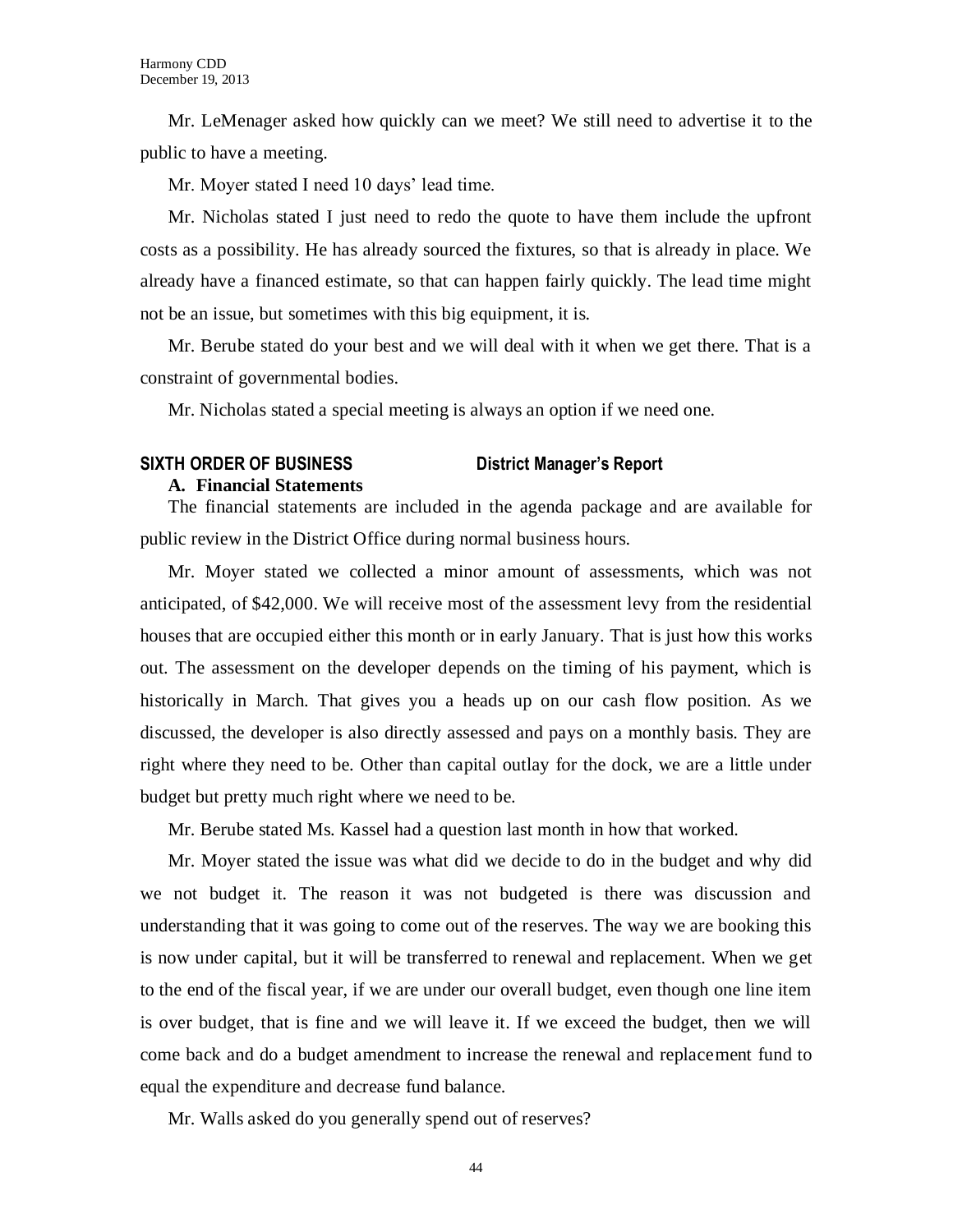Mr. LeMenager asked how quickly can we meet? We still need to advertise it to the public to have a meeting.

Mr. Moyer stated I need 10 days' lead time.

Mr. Nicholas stated I just need to redo the quote to have them include the upfront costs as a possibility. He has already sourced the fixtures, so that is already in place. We already have a financed estimate, so that can happen fairly quickly. The lead time might not be an issue, but sometimes with this big equipment, it is.

Mr. Berube stated do your best and we will deal with it when we get there. That is a constraint of governmental bodies.

Mr. Nicholas stated a special meeting is always an option if we need one.

## SIXTH ORDER OF BUSINESS District Manager's Report

### A. Financial Statements

The financial statements are included in the agenda package and are available for public review in the District Office during normal business hours.

Mr. Moyer stated we collected a minor amount of assessments, which was not anticipated, of $42,000. We will receive most of the assessment levy from the residential houses that are occupied either this month or in early January. That is just how this works out. The assessment on the developer depends on the timing of his payment, which is historically in March. That gives you a heads up on our cash flow position. As we discussed, the developer is also directly assessed and pays on a monthly basis. They are right where they need to be. Other than capital outlay for the dock, we are a little under budget but pretty much right where we need to be.

Mr. Berube stated Ms. Kassel had a question last month in how that worked.

Mr. Moyer stated the issue was what did we decide to do in the budget and why did we not budget it. The reason it was not budgeted is there was discussion and understanding that it was going to come out of the reserves. The way we are booking this is now under capital, but it will be transferred to renewal and replacement. When we get to the end of the fiscal year, if we are under our overall budget, even though one line item is over budget, that is fine and we will leave it. If we exceed the budget, then we will come back and do a budget amendment to increase the renewal and replacement fund to equal the expenditure and decrease fund balance.

Mr. Walls asked do you generally spend out of reserves?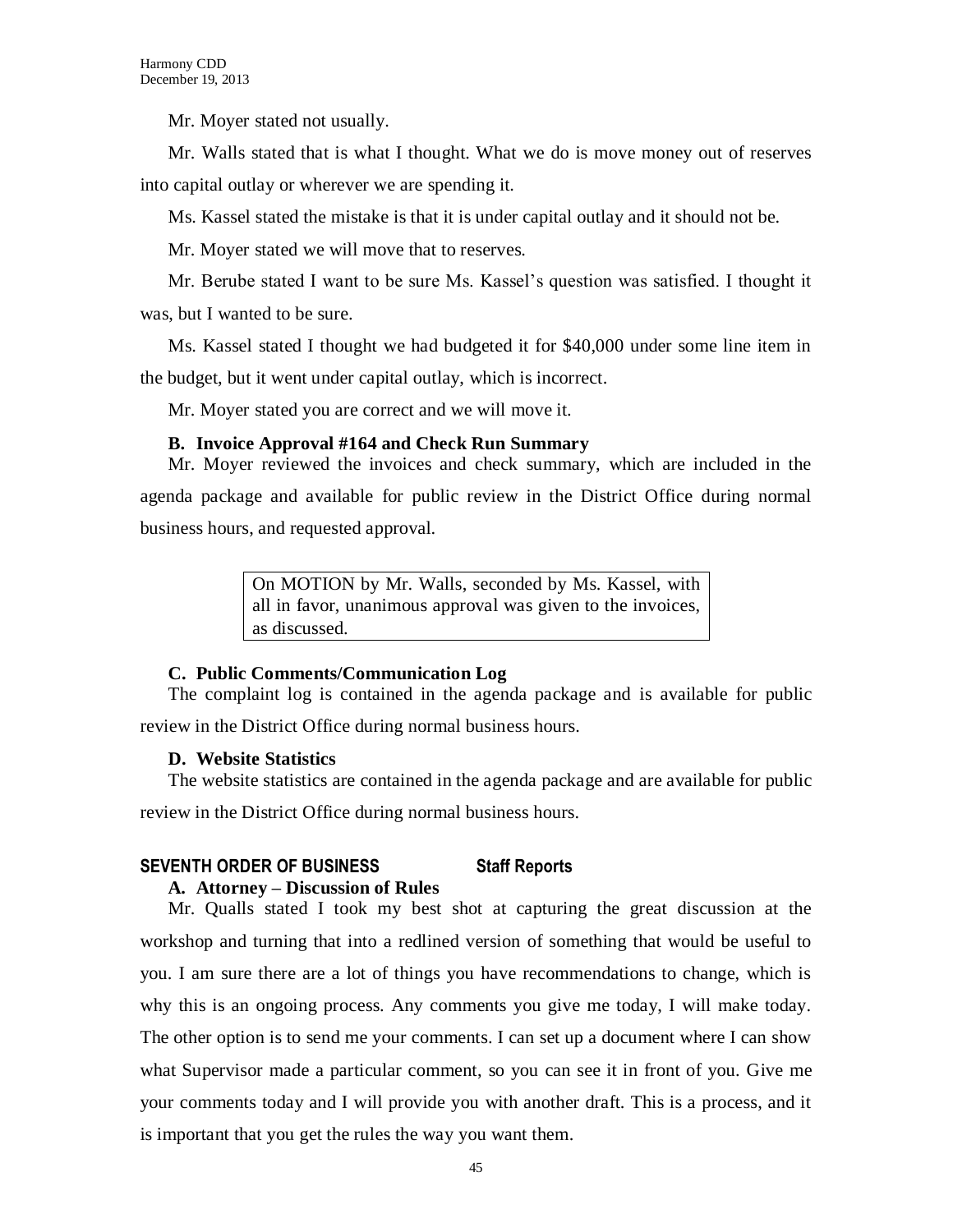Mr. Moyer stated not usually.

Mr. Walls stated that is what I thought. What we do is move money out of reserves into capital outlay or wherever we are spending it.

Ms. Kassel stated the mistake is that it is under capital outlay and it should not be.

Mr. Moyer stated we will move that to reserves.

Mr. Berube stated I want to be sure Ms. Kassel's question was satisfied. I thought it was, but I wanted to be sure.

Ms. Kassel stated I thought we had budgeted it for $40,000 under some line item in the budget, but it went under capital outlay, which is incorrect.

Mr. Moyer stated you are correct and we will move it.

**B. Invoice Approval #164 and Check Run Summary**

Mr. Moyer reviewed the invoices and check summary, which are included in the agenda package and available for public review in the District Office during normal business hours, and requested approval.

> On MOTION by Mr. Walls, seconded by Ms. Kassel, with all in favor, unanimous approval was given to the invoices, as discussed.

**C. Public Comments/Communication Log**

The complaint log is contained in the agenda package and is available for public review in the District Office during normal business hours.

**D. Website Statistics**

The website statistics are contained in the agenda package and are available for public review in the District Office during normal business hours.

## SEVENTH ORDER OF BUSINESS Staff Reports

**A. Attorney – Discussion of Rules**

Mr. Qualls stated I took my best shot at capturing the great discussion at the workshop and turning that into a redlined version of something that would be useful to you. I am sure there are a lot of things you have recommendations to change, which is why this is an ongoing process. Any comments you give me today, I will make today. The other option is to send me your comments. I can set up a document where I can show what Supervisor made a particular comment, so you can see it in front of you. Give me your comments today and I will provide you with another draft. This is a process, and it is important that you get the rules the way you want them.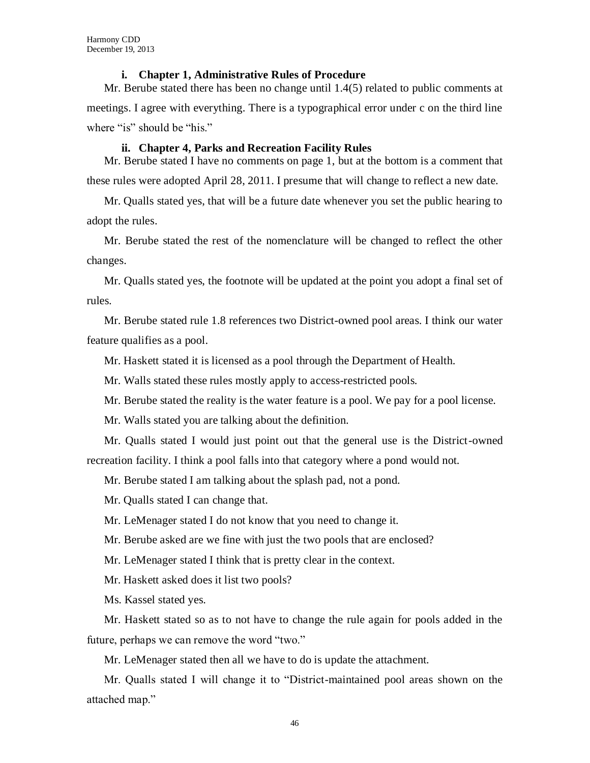#### i. Chapter 1, Administrative Rules of Procedure

Mr. Berube stated there has been no change until 1.4(5) related to public comments at meetings. I agree with everything. There is a typographical error under c on the third line where "is" should be "his."

#### ii. Chapter 4, Parks and Recreation Facility Rules

Mr. Berube stated I have no comments on page 1, but at the bottom is a comment that these rules were adopted April 28, 2011. I presume that will change to reflect a new date.

Mr. Qualls stated yes, that will be a future date whenever you set the public hearing to adopt the rules.

Mr. Berube stated the rest of the nomenclature will be changed to reflect the other changes.

Mr. Qualls stated yes, the footnote will be updated at the point you adopt a final set of rules.

Mr. Berube stated rule 1.8 references two District-owned pool areas. I think our water feature qualifies as a pool.

Mr. Haskett stated it is licensed as a pool through the Department of Health.

Mr. Walls stated these rules mostly apply to access-restricted pools.

Mr. Berube stated the reality is the water feature is a pool. We pay for a pool license.

Mr. Walls stated you are talking about the definition.

Mr. Qualls stated I would just point out that the general use is the District-owned recreation facility. I think a pool falls into that category where a pond would not.

Mr. Berube stated I am talking about the splash pad, not a pond.

Mr. Qualls stated I can change that.

Mr. LeMenager stated I do not know that you need to change it.

Mr. Berube asked are we fine with just the two pools that are enclosed?

Mr. LeMenager stated I think that is pretty clear in the context.

Mr. Haskett asked does it list two pools?

Ms. Kassel stated yes.

Mr. Haskett stated so as to not have to change the rule again for pools added in the future, perhaps we can remove the word "two."

Mr. LeMenager stated then all we have to do is update the attachment.

Mr. Qualls stated I will change it to "District-maintained pool areas shown on the attached map."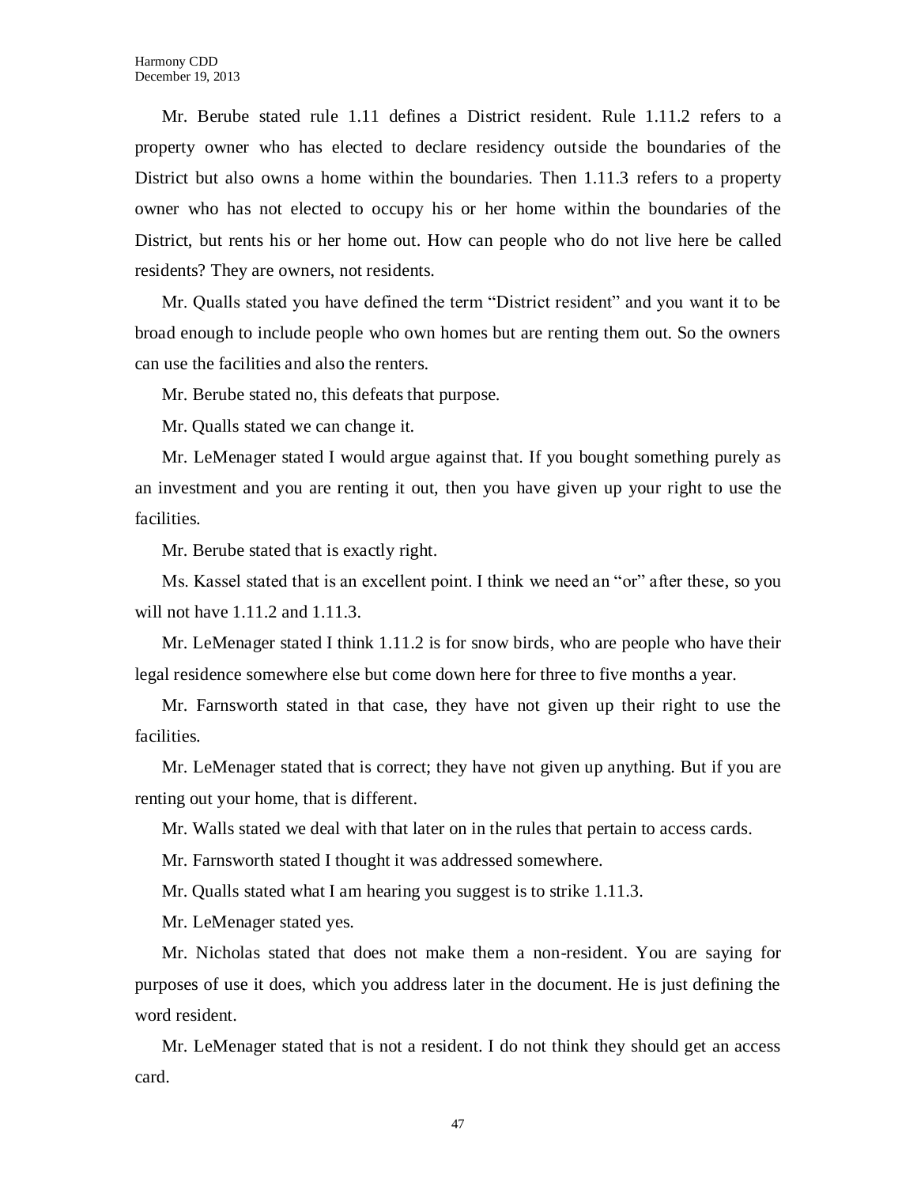Mr. Berube stated rule 1.11 defines a District resident. Rule 1.11.2 refers to a property owner who has elected to declare residency outside the boundaries of the District but also owns a home within the boundaries. Then 1.11.3 refers to a property owner who has not elected to occupy his or her home within the boundaries of the District, but rents his or her home out. How can people who do not live here be called residents? They are owners, not residents.

Mr. Qualls stated you have defined the term "District resident" and you want it to be broad enough to include people who own homes but are renting them out. So the owners can use the facilities and also the renters.

Mr. Berube stated no, this defeats that purpose.

Mr. Qualls stated we can change it.

Mr. LeMenager stated I would argue against that. If you bought something purely as an investment and you are renting it out, then you have given up your right to use the facilities.

Mr. Berube stated that is exactly right.

Ms. Kassel stated that is an excellent point. I think we need an "or" after these, so you will not have 1.11.2 and 1.11.3.

Mr. LeMenager stated I think 1.11.2 is for snow birds, who are people who have their legal residence somewhere else but come down here for three to five months a year.

Mr. Farnsworth stated in that case, they have not given up their right to use the facilities.

Mr. LeMenager stated that is correct; they have not given up anything. But if you are renting out your home, that is different.

Mr. Walls stated we deal with that later on in the rules that pertain to access cards.

Mr. Farnsworth stated I thought it was addressed somewhere.

Mr. Qualls stated what I am hearing you suggest is to strike 1.11.3.

Mr. LeMenager stated yes.

Mr. Nicholas stated that does not make them a non-resident. You are saying for purposes of use it does, which you address later in the document. He is just defining the word resident.

Mr. LeMenager stated that is not a resident. I do not think they should get an access card.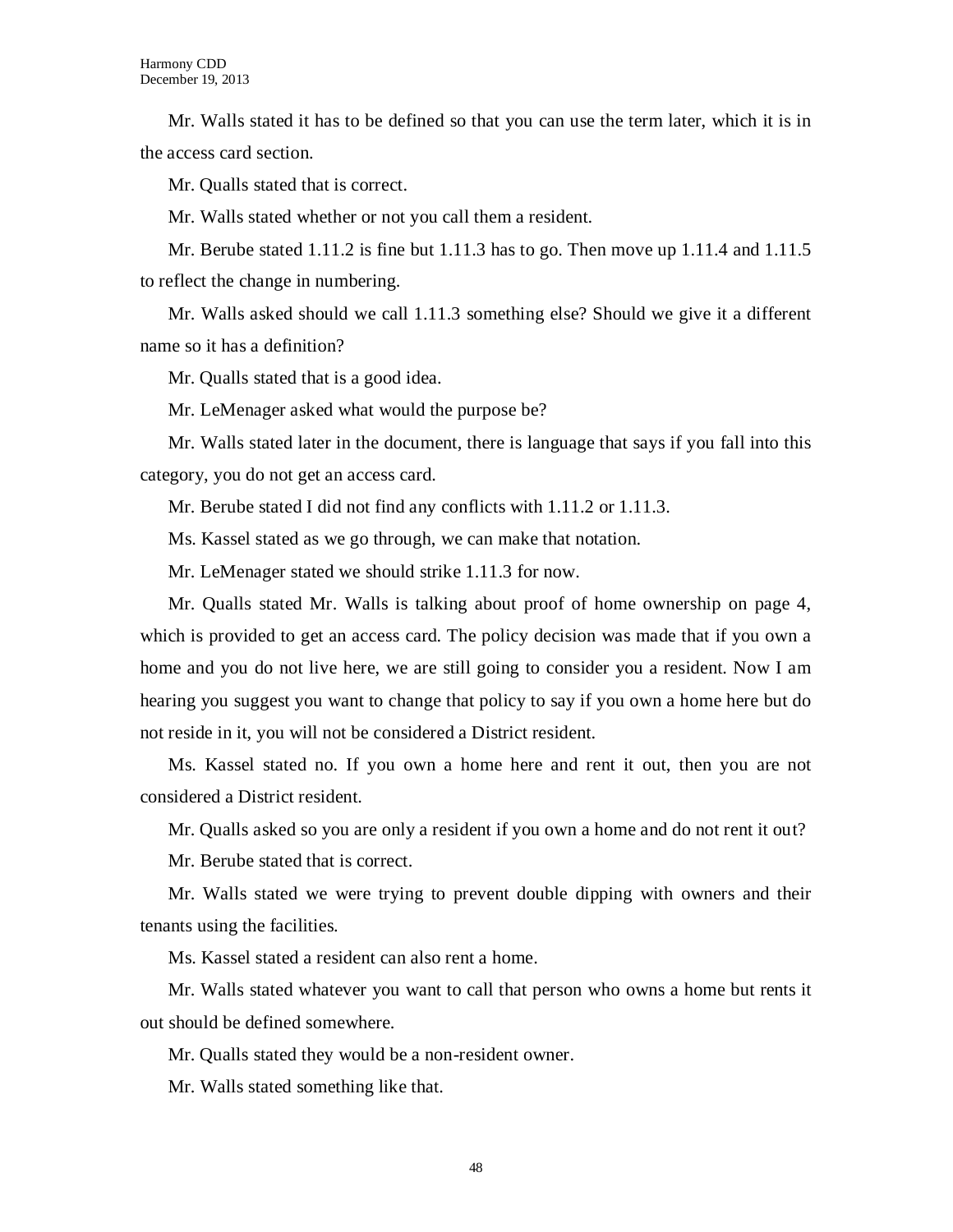Mr. Walls stated it has to be defined so that you can use the term later, which it is in the access card section.

Mr. Qualls stated that is correct.

Mr. Walls stated whether or not you call them a resident.

Mr. Berube stated 1.11.2 is fine but 1.11.3 has to go. Then move up 1.11.4 and 1.11.5 to reflect the change in numbering.

Mr. Walls asked should we call 1.11.3 something else? Should we give it a different name so it has a definition?

Mr. Qualls stated that is a good idea.

Mr. LeMenager asked what would the purpose be?

Mr. Walls stated later in the document, there is language that says if you fall into this category, you do not get an access card.

Mr. Berube stated I did not find any conflicts with 1.11.2 or 1.11.3.

Ms. Kassel stated as we go through, we can make that notation.

Mr. LeMenager stated we should strike 1.11.3 for now.

Mr. Qualls stated Mr. Walls is talking about proof of home ownership on page 4, which is provided to get an access card. The policy decision was made that if you own a home and you do not live here, we are still going to consider you a resident. Now I am hearing you suggest you want to change that policy to say if you own a home here but do not reside in it, you will not be considered a District resident.

Ms. Kassel stated no. If you own a home here and rent it out, then you are not considered a District resident.

Mr. Qualls asked so you are only a resident if you own a home and do not rent it out?

Mr. Berube stated that is correct.

Mr. Walls stated we were trying to prevent double dipping with owners and their tenants using the facilities.

Ms. Kassel stated a resident can also rent a home.

Mr. Walls stated whatever you want to call that person who owns a home but rents it out should be defined somewhere.

Mr. Qualls stated they would be a non-resident owner.

Mr. Walls stated something like that.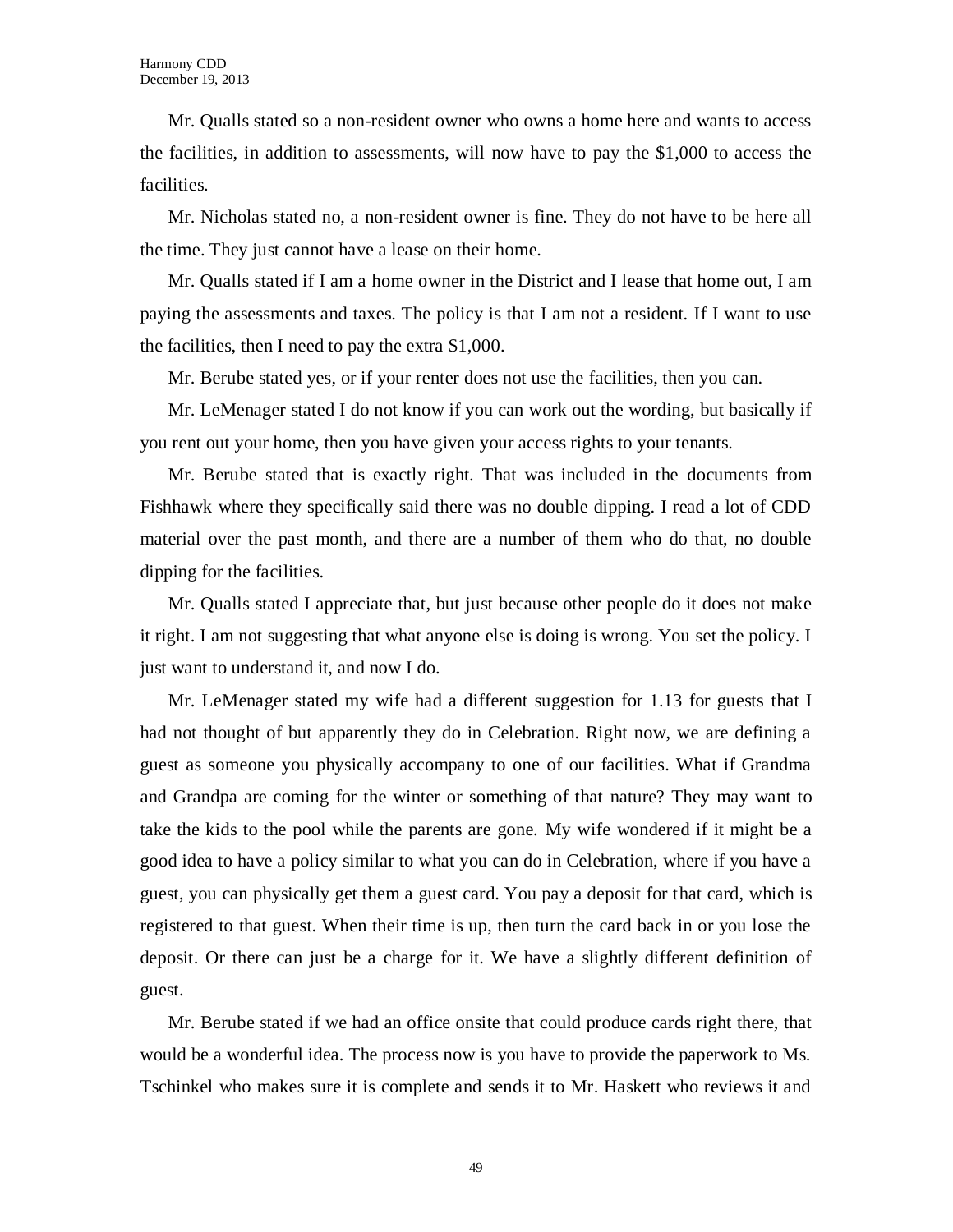Mr. Qualls stated so a non-resident owner who owns a home here and wants to access the facilities, in addition to assessments, will now have to pay the $1,000 to access the facilities.

Mr. Nicholas stated no, a non-resident owner is fine. They do not have to be here all the time. They just cannot have a lease on their home.

Mr. Qualls stated if I am a home owner in the District and I lease that home out, I am paying the assessments and taxes. The policy is that I am not a resident. If I want to use the facilities, then I need to pay the extra $1,000.

Mr. Berube stated yes, or if your renter does not use the facilities, then you can.

Mr. LeMenager stated I do not know if you can work out the wording, but basically if you rent out your home, then you have given your access rights to your tenants.

Mr. Berube stated that is exactly right. That was included in the documents from Fishhawk where they specifically said there was no double dipping. I read a lot of CDD material over the past month, and there are a number of them who do that, no double dipping for the facilities.

Mr. Qualls stated I appreciate that, but just because other people do it does not make it right. I am not suggesting that what anyone else is doing is wrong. You set the policy. I just want to understand it, and now I do.

Mr. LeMenager stated my wife had a different suggestion for 1.13 for guests that I had not thought of but apparently they do in Celebration. Right now, we are defining a guest as someone you physically accompany to one of our facilities. What if Grandma and Grandpa are coming for the winter or something of that nature? They may want to take the kids to the pool while the parents are gone. My wife wondered if it might be a good idea to have a policy similar to what you can do in Celebration, where if you have a guest, you can physically get them a guest card. You pay a deposit for that card, which is registered to that guest. When their time is up, then turn the card back in or you lose the deposit. Or there can just be a charge for it. We have a slightly different definition of guest.

Mr. Berube stated if we had an office onsite that could produce cards right there, that would be a wonderful idea. The process now is you have to provide the paperwork to Ms. Tschinkel who makes sure it is complete and sends it to Mr. Haskett who reviews it and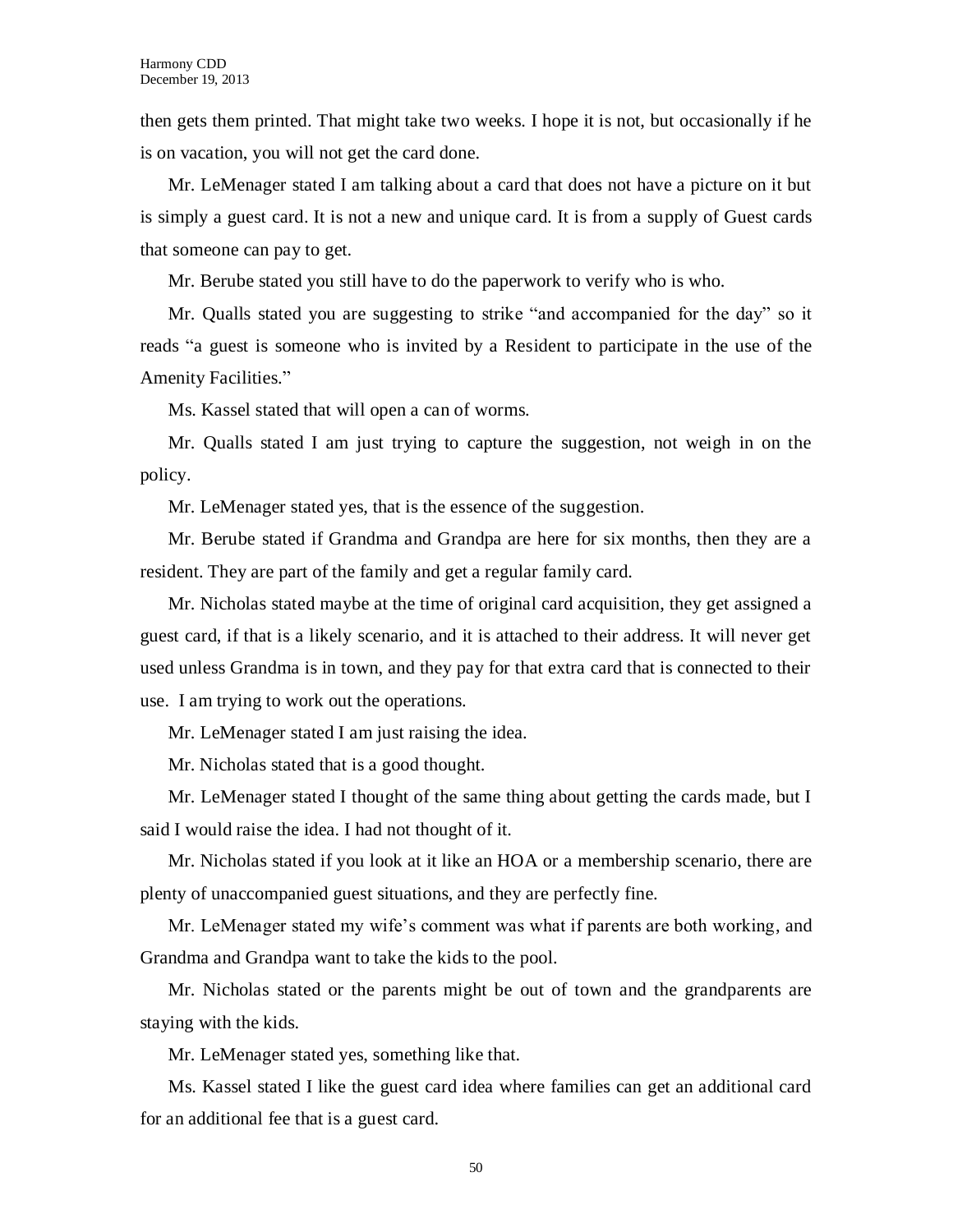then gets them printed. That might take two weeks. I hope it is not, but occasionally if he is on vacation, you will not get the card done.

Mr. LeMenager stated I am talking about a card that does not have a picture on it but is simply a guest card. It is not a new and unique card. It is from a supply of Guest cards that someone can pay to get.

Mr. Berube stated you still have to do the paperwork to verify who is who.

Mr. Qualls stated you are suggesting to strike "and accompanied for the day" so it reads "a guest is someone who is invited by a Resident to participate in the use of the Amenity Facilities."

Ms. Kassel stated that will open a can of worms.

Mr. Qualls stated I am just trying to capture the suggestion, not weigh in on the policy.

Mr. LeMenager stated yes, that is the essence of the suggestion.

Mr. Berube stated if Grandma and Grandpa are here for six months, then they are a resident. They are part of the family and get a regular family card.

Mr. Nicholas stated maybe at the time of original card acquisition, they get assigned a guest card, if that is a likely scenario, and it is attached to their address. It will never get used unless Grandma is in town, and they pay for that extra card that is connected to their use. I am trying to work out the operations.

Mr. LeMenager stated I am just raising the idea.

Mr. Nicholas stated that is a good thought.

Mr. LeMenager stated I thought of the same thing about getting the cards made, but I said I would raise the idea. I had not thought of it.

Mr. Nicholas stated if you look at it like an HOA or a membership scenario, there are plenty of unaccompanied guest situations, and they are perfectly fine.

Mr. LeMenager stated my wife's comment was what if parents are both working, and Grandma and Grandpa want to take the kids to the pool.

Mr. Nicholas stated or the parents might be out of town and the grandparents are staying with the kids.

Mr. LeMenager stated yes, something like that.

Ms. Kassel stated I like the guest card idea where families can get an additional card for an additional fee that is a guest card.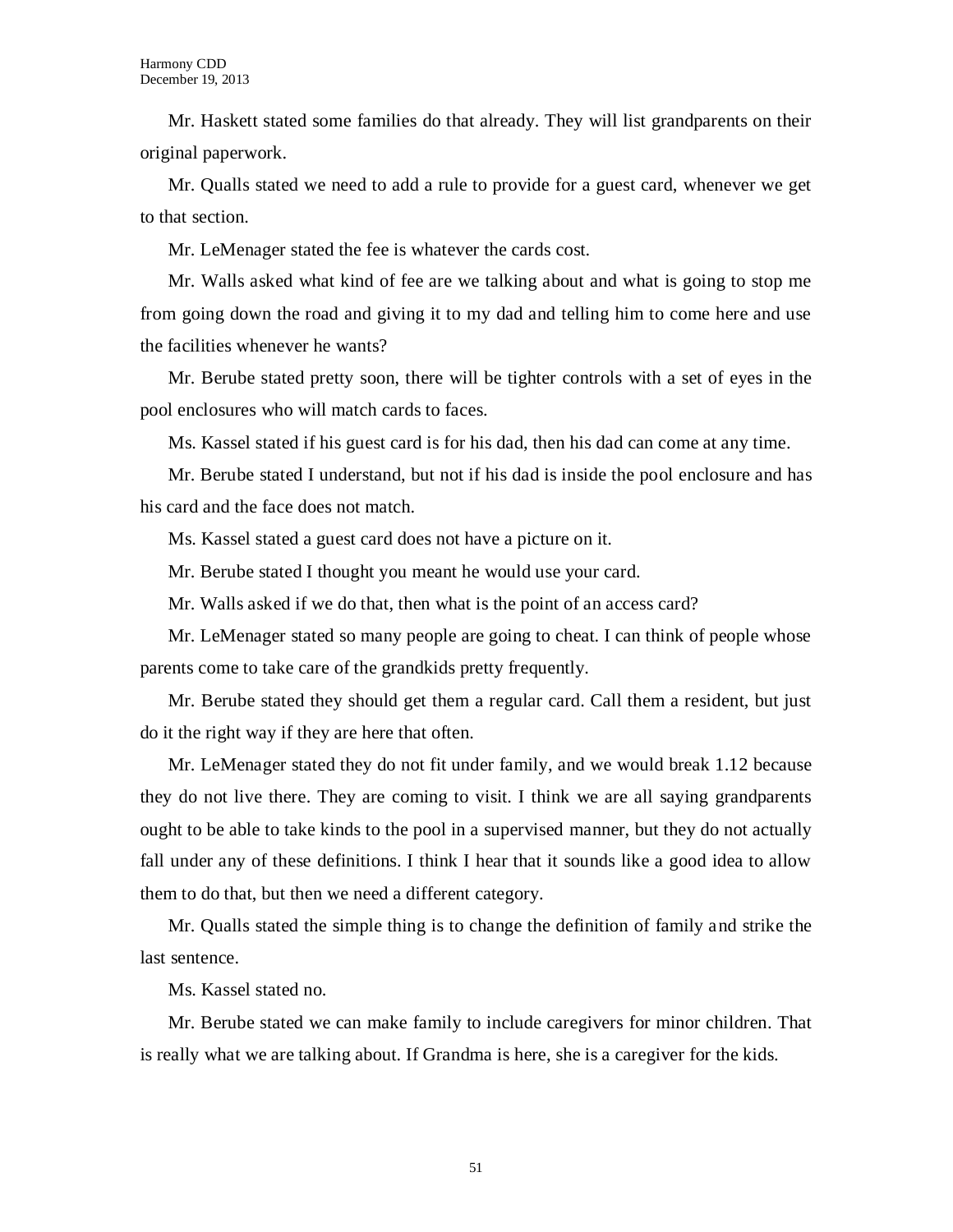Mr. Haskett stated some families do that already. They will list grandparents on their original paperwork.

Mr. Qualls stated we need to add a rule to provide for a guest card, whenever we get to that section.

Mr. LeMenager stated the fee is whatever the cards cost.

Mr. Walls asked what kind of fee are we talking about and what is going to stop me from going down the road and giving it to my dad and telling him to come here and use the facilities whenever he wants?

Mr. Berube stated pretty soon, there will be tighter controls with a set of eyes in the pool enclosures who will match cards to faces.

Ms. Kassel stated if his guest card is for his dad, then his dad can come at any time.

Mr. Berube stated I understand, but not if his dad is inside the pool enclosure and has his card and the face does not match.

Ms. Kassel stated a guest card does not have a picture on it.

Mr. Berube stated I thought you meant he would use your card.

Mr. Walls asked if we do that, then what is the point of an access card?

Mr. LeMenager stated so many people are going to cheat. I can think of people whose parents come to take care of the grandkids pretty frequently.

Mr. Berube stated they should get them a regular card. Call them a resident, but just do it the right way if they are here that often.

Mr. LeMenager stated they do not fit under family, and we would break 1.12 because they do not live there. They are coming to visit. I think we are all saying grandparents ought to be able to take kinds to the pool in a supervised manner, but they do not actually fall under any of these definitions. I think I hear that it sounds like a good idea to allow them to do that, but then we need a different category.

Mr. Qualls stated the simple thing is to change the definition of family and strike the last sentence.

Ms. Kassel stated no.

Mr. Berube stated we can make family to include caregivers for minor children. That is really what we are talking about. If Grandma is here, she is a caregiver for the kids.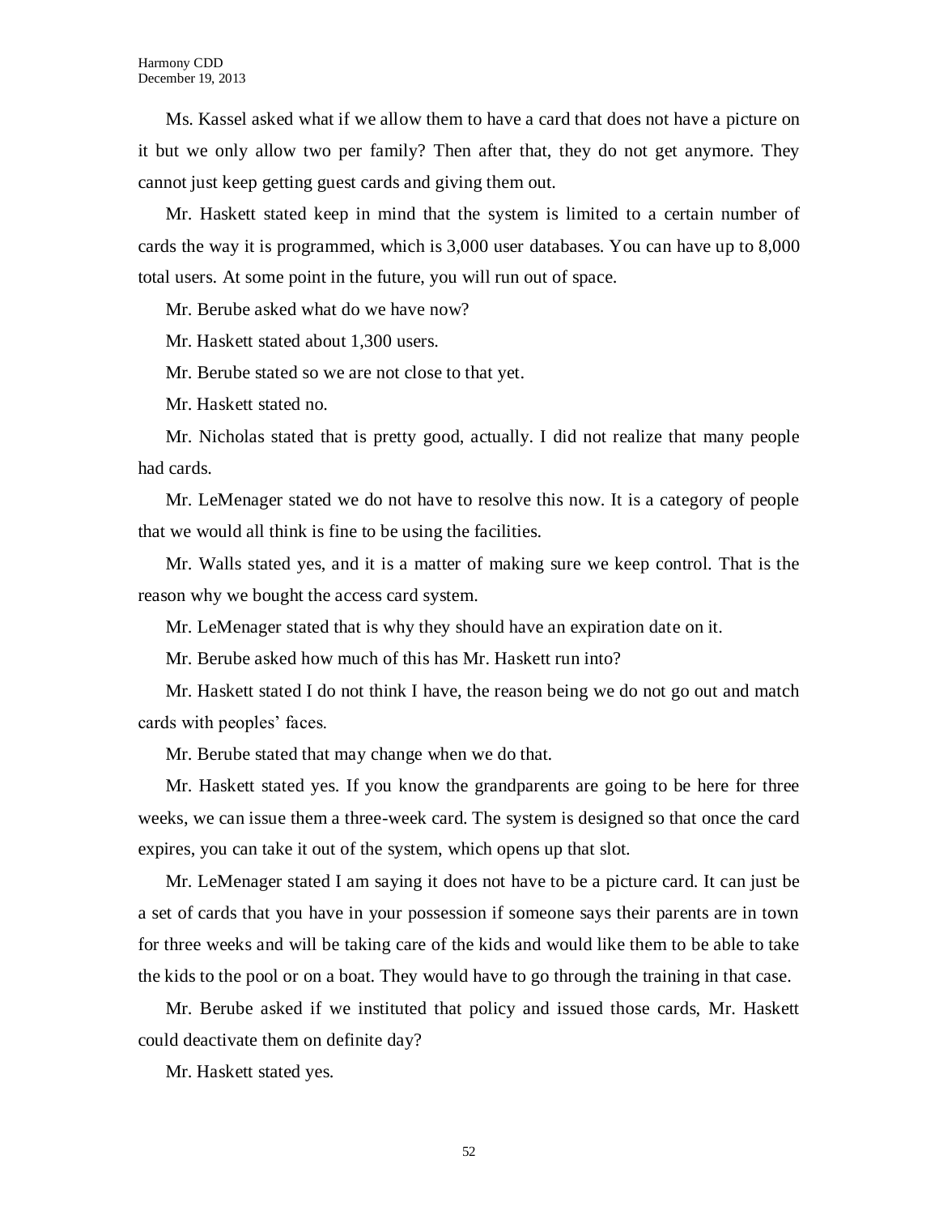Ms. Kassel asked what if we allow them to have a card that does not have a picture on it but we only allow two per family? Then after that, they do not get anymore. They cannot just keep getting guest cards and giving them out.

Mr. Haskett stated keep in mind that the system is limited to a certain number of cards the way it is programmed, which is 3,000 user databases. You can have up to 8,000 total users. At some point in the future, you will run out of space.

Mr. Berube asked what do we have now?

Mr. Haskett stated about 1,300 users.

Mr. Berube stated so we are not close to that yet.

Mr. Haskett stated no.

Mr. Nicholas stated that is pretty good, actually. I did not realize that many people had cards.

Mr. LeMenager stated we do not have to resolve this now. It is a category of people that we would all think is fine to be using the facilities.

Mr. Walls stated yes, and it is a matter of making sure we keep control. That is the reason why we bought the access card system.

Mr. LeMenager stated that is why they should have an expiration date on it.

Mr. Berube asked how much of this has Mr. Haskett run into?

Mr. Haskett stated I do not think I have, the reason being we do not go out and match cards with peoples' faces.

Mr. Berube stated that may change when we do that.

Mr. Haskett stated yes. If you know the grandparents are going to be here for three weeks, we can issue them a three-week card. The system is designed so that once the card expires, you can take it out of the system, which opens up that slot.

Mr. LeMenager stated I am saying it does not have to be a picture card. It can just be a set of cards that you have in your possession if someone says their parents are in town for three weeks and will be taking care of the kids and would like them to be able to take the kids to the pool or on a boat. They would have to go through the training in that case.

Mr. Berube asked if we instituted that policy and issued those cards, Mr. Haskett could deactivate them on definite day?

Mr. Haskett stated yes.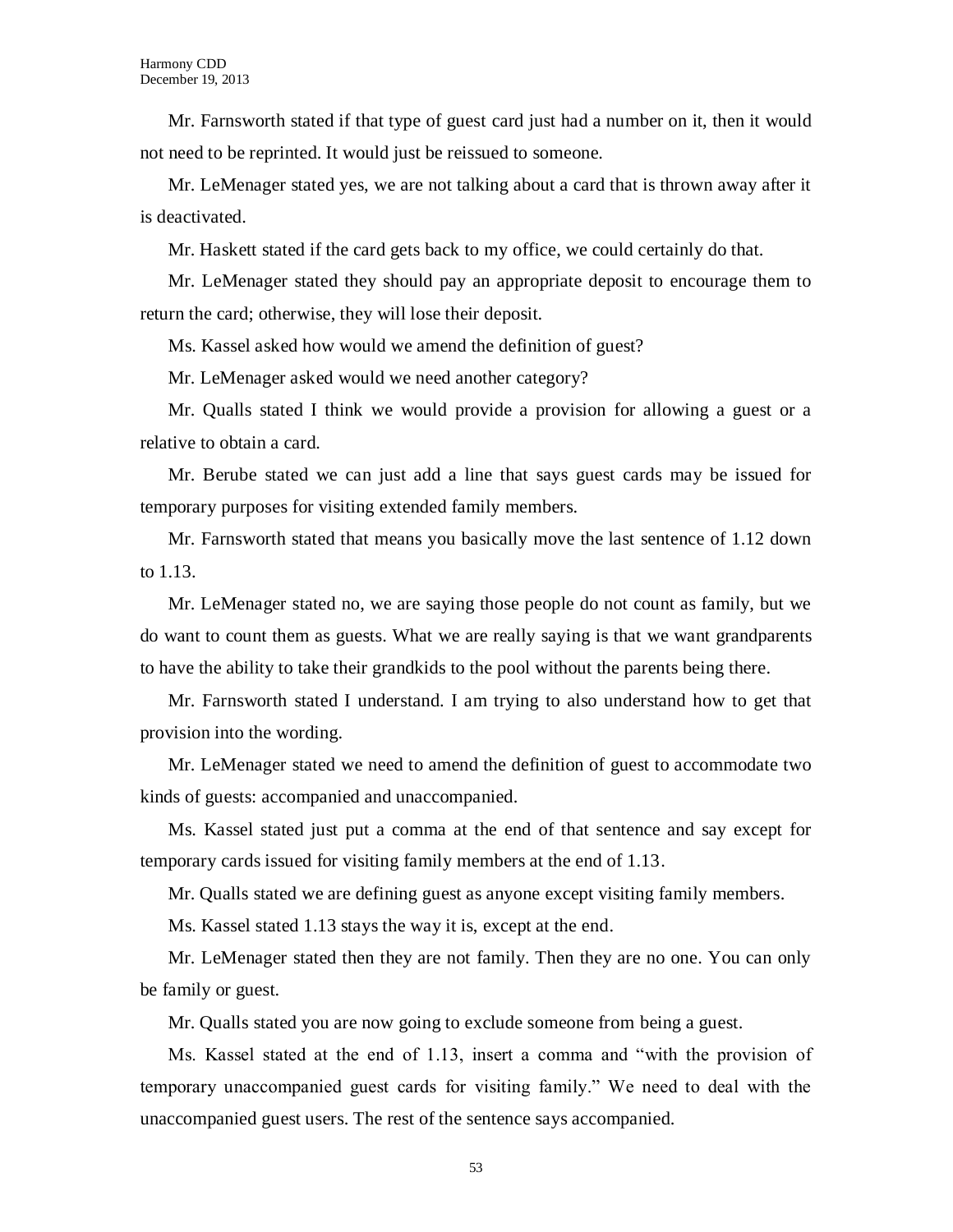Mr. Farnsworth stated if that type of guest card just had a number on it, then it would not need to be reprinted. It would just be reissued to someone.

Mr. LeMenager stated yes, we are not talking about a card that is thrown away after it is deactivated.

Mr. Haskett stated if the card gets back to my office, we could certainly do that.

Mr. LeMenager stated they should pay an appropriate deposit to encourage them to return the card; otherwise, they will lose their deposit.

Ms. Kassel asked how would we amend the definition of guest?

Mr. LeMenager asked would we need another category?

Mr. Qualls stated I think we would provide a provision for allowing a guest or a relative to obtain a card.

Mr. Berube stated we can just add a line that says guest cards may be issued for temporary purposes for visiting extended family members.

Mr. Farnsworth stated that means you basically move the last sentence of 1.12 down to 1.13.

Mr. LeMenager stated no, we are saying those people do not count as family, but we do want to count them as guests. What we are really saying is that we want grandparents to have the ability to take their grandkids to the pool without the parents being there.

Mr. Farnsworth stated I understand. I am trying to also understand how to get that provision into the wording.

Mr. LeMenager stated we need to amend the definition of guest to accommodate two kinds of guests: accompanied and unaccompanied.

Ms. Kassel stated just put a comma at the end of that sentence and say except for temporary cards issued for visiting family members at the end of 1.13.

Mr. Qualls stated we are defining guest as anyone except visiting family members.

Ms. Kassel stated 1.13 stays the way it is, except at the end.

Mr. LeMenager stated then they are not family. Then they are no one. You can only be family or guest.

Mr. Qualls stated you are now going to exclude someone from being a guest.

Ms. Kassel stated at the end of 1.13, insert a comma and "with the provision of temporary unaccompanied guest cards for visiting family." We need to deal with the unaccompanied guest users. The rest of the sentence says accompanied.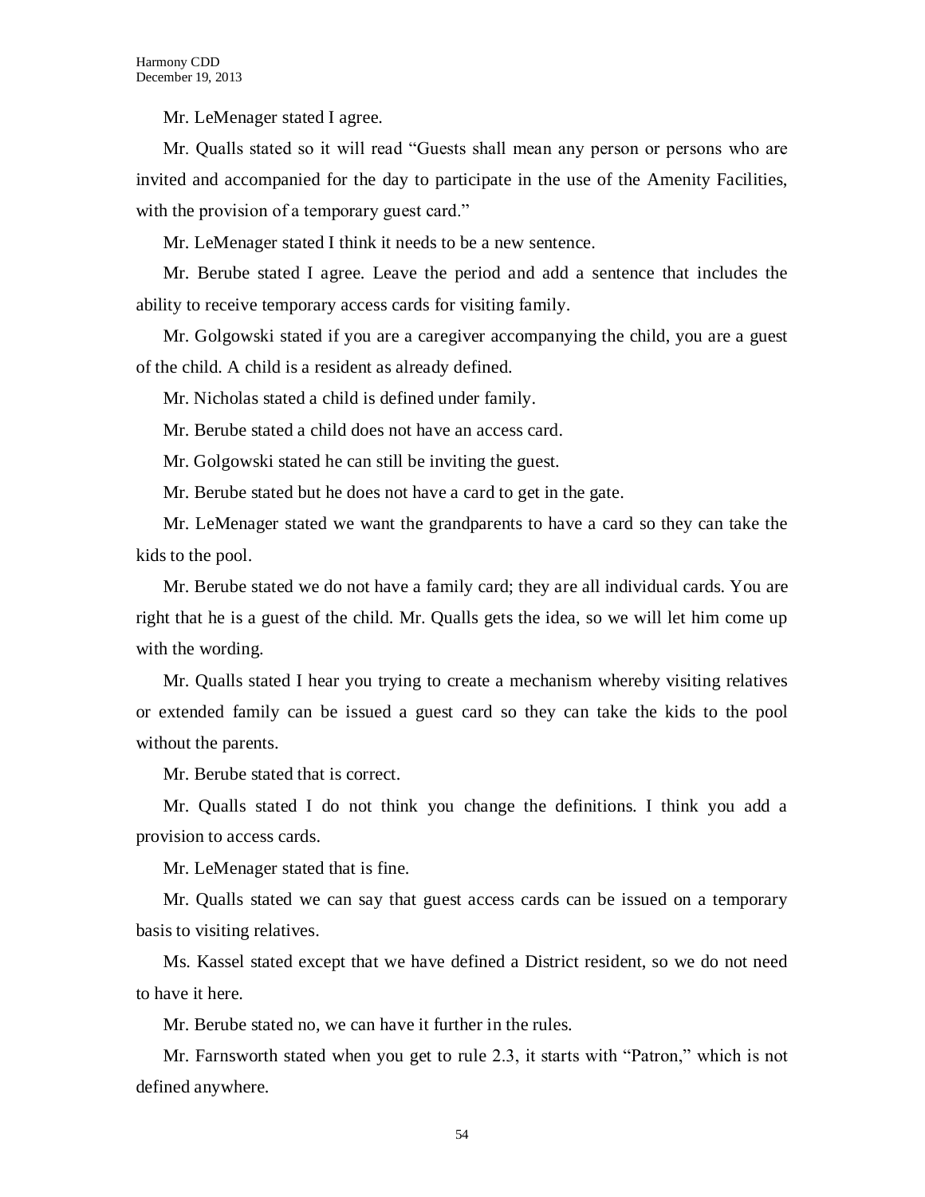Mr. LeMenager stated I agree.

Mr. Qualls stated so it will read "Guests shall mean any person or persons who are invited and accompanied for the day to participate in the use of the Amenity Facilities, with the provision of a temporary guest card."

Mr. LeMenager stated I think it needs to be a new sentence.

Mr. Berube stated I agree. Leave the period and add a sentence that includes the ability to receive temporary access cards for visiting family.

Mr. Golgowski stated if you are a caregiver accompanying the child, you are a guest of the child. A child is a resident as already defined.

Mr. Nicholas stated a child is defined under family.

Mr. Berube stated a child does not have an access card.

Mr. Golgowski stated he can still be inviting the guest.

Mr. Berube stated but he does not have a card to get in the gate.

Mr. LeMenager stated we want the grandparents to have a card so they can take the kids to the pool.

Mr. Berube stated we do not have a family card; they are all individual cards. You are right that he is a guest of the child. Mr. Qualls gets the idea, so we will let him come up with the wording.

Mr. Qualls stated I hear you trying to create a mechanism whereby visiting relatives or extended family can be issued a guest card so they can take the kids to the pool without the parents.

Mr. Berube stated that is correct.

Mr. Qualls stated I do not think you change the definitions. I think you add a provision to access cards.

Mr. LeMenager stated that is fine.

Mr. Qualls stated we can say that guest access cards can be issued on a temporary basis to visiting relatives.

Ms. Kassel stated except that we have defined a District resident, so we do not need to have it here.

Mr. Berube stated no, we can have it further in the rules.

Mr. Farnsworth stated when you get to rule 2.3, it starts with "Patron," which is not defined anywhere.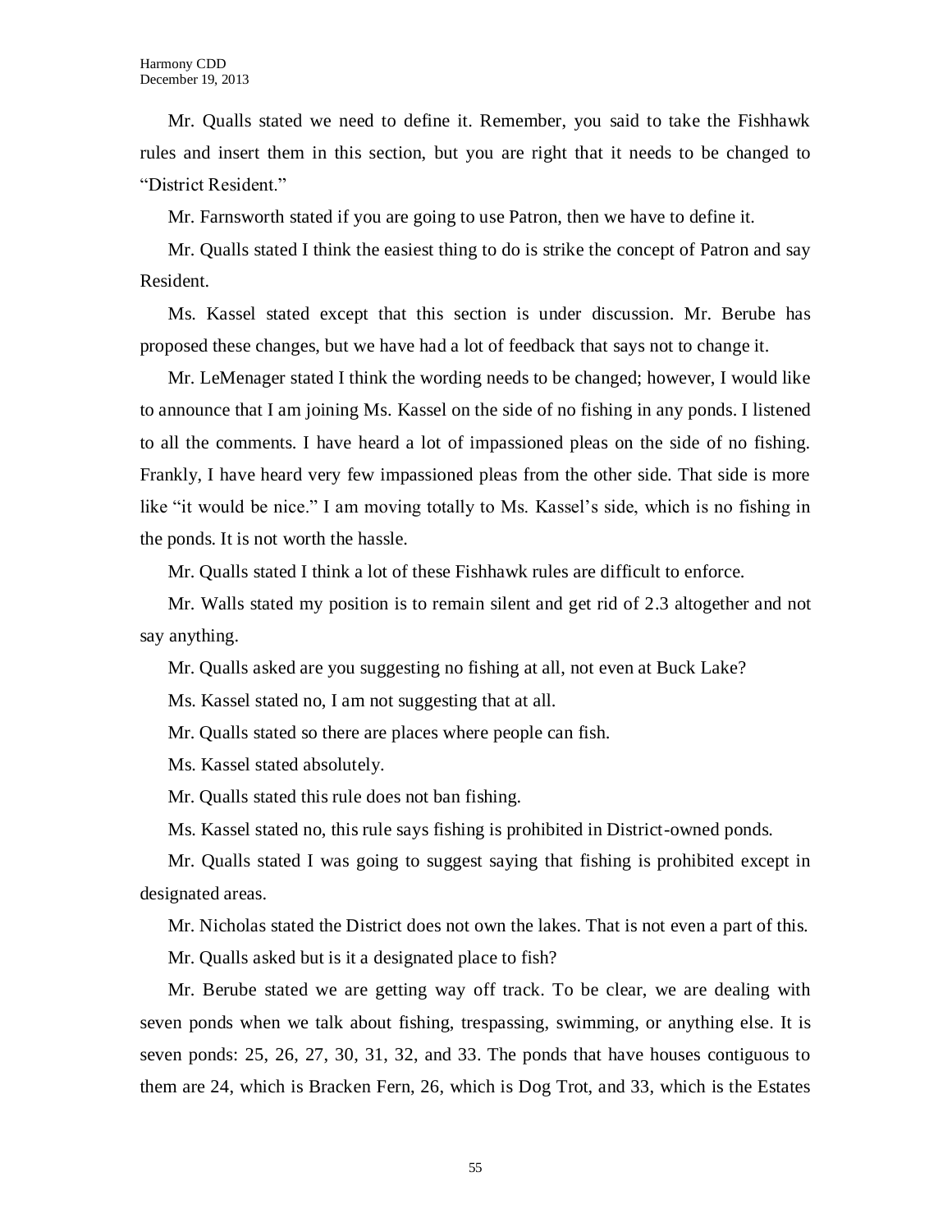Mr. Qualls stated we need to define it. Remember, you said to take the Fishhawk rules and insert them in this section, but you are right that it needs to be changed to "District Resident."

Mr. Farnsworth stated if you are going to use Patron, then we have to define it.

Mr. Qualls stated I think the easiest thing to do is strike the concept of Patron and say Resident.

Ms. Kassel stated except that this section is under discussion. Mr. Berube has proposed these changes, but we have had a lot of feedback that says not to change it.

Mr. LeMenager stated I think the wording needs to be changed; however, I would like to announce that I am joining Ms. Kassel on the side of no fishing in any ponds. I listened to all the comments. I have heard a lot of impassioned pleas on the side of no fishing. Frankly, I have heard very few impassioned pleas from the other side. That side is more like "it would be nice." I am moving totally to Ms. Kassel's side, which is no fishing in the ponds. It is not worth the hassle.

Mr. Qualls stated I think a lot of these Fishhawk rules are difficult to enforce.

Mr. Walls stated my position is to remain silent and get rid of 2.3 altogether and not say anything.

Mr. Qualls asked are you suggesting no fishing at all, not even at Buck Lake?

Ms. Kassel stated no, I am not suggesting that at all.

Mr. Qualls stated so there are places where people can fish.

Ms. Kassel stated absolutely.

Mr. Qualls stated this rule does not ban fishing.

Ms. Kassel stated no, this rule says fishing is prohibited in District-owned ponds.

Mr. Qualls stated I was going to suggest saying that fishing is prohibited except in designated areas.

Mr. Nicholas stated the District does not own the lakes. That is not even a part of this.

Mr. Qualls asked but is it a designated place to fish?

Mr. Berube stated we are getting way off track. To be clear, we are dealing with seven ponds when we talk about fishing, trespassing, swimming, or anything else. It is seven ponds: 25, 26, 27, 30, 31, 32, and 33. The ponds that have houses contiguous to them are 24, which is Bracken Fern, 26, which is Dog Trot, and 33, which is the Estates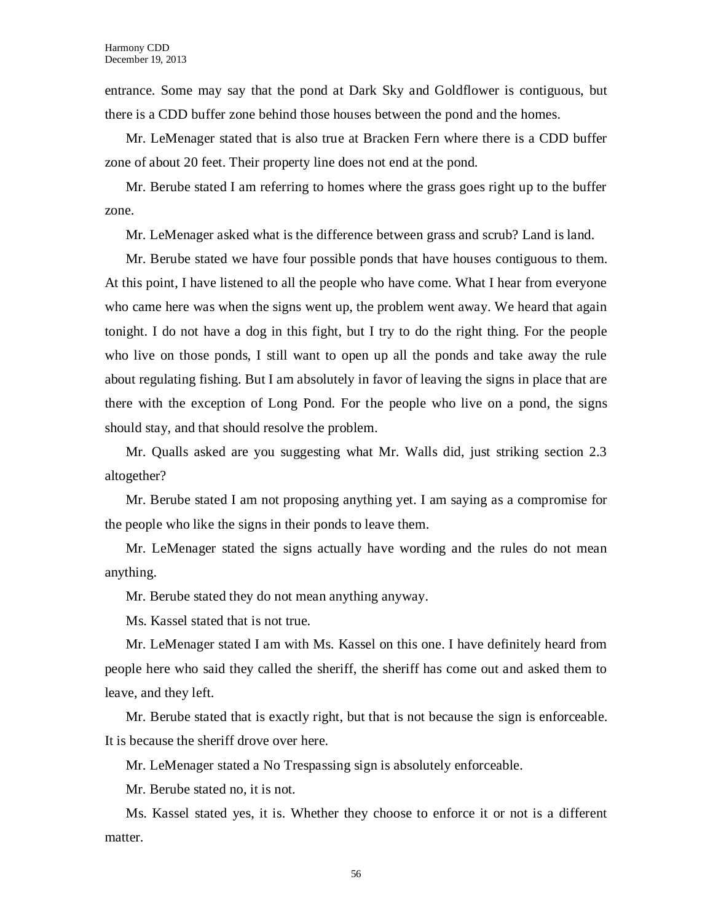entrance. Some may say that the pond at Dark Sky and Goldflower is contiguous, but there is a CDD buffer zone behind those houses between the pond and the homes.

Mr. LeMenager stated that is also true at Bracken Fern where there is a CDD buffer zone of about 20 feet. Their property line does not end at the pond.

Mr. Berube stated I am referring to homes where the grass goes right up to the buffer zone.

Mr. LeMenager asked what is the difference between grass and scrub? Land is land.

Mr. Berube stated we have four possible ponds that have houses contiguous to them. At this point, I have listened to all the people who have come. What I hear from everyone who came here was when the signs went up, the problem went away. We heard that again tonight. I do not have a dog in this fight, but I try to do the right thing. For the people who live on those ponds, I still want to open up all the ponds and take away the rule about regulating fishing. But I am absolutely in favor of leaving the signs in place that are there with the exception of Long Pond. For the people who live on a pond, the signs should stay, and that should resolve the problem.

Mr. Qualls asked are you suggesting what Mr. Walls did, just striking section 2.3 altogether?

Mr. Berube stated I am not proposing anything yet. I am saying as a compromise for the people who like the signs in their ponds to leave them.

Mr. LeMenager stated the signs actually have wording and the rules do not mean anything.

Mr. Berube stated they do not mean anything anyway.

Ms. Kassel stated that is not true.

Mr. LeMenager stated I am with Ms. Kassel on this one. I have definitely heard from people here who said they called the sheriff, the sheriff has come out and asked them to leave, and they left.

Mr. Berube stated that is exactly right, but that is not because the sign is enforceable. It is because the sheriff drove over here.

Mr. LeMenager stated a No Trespassing sign is absolutely enforceable.

Mr. Berube stated no, it is not.

Ms. Kassel stated yes, it is. Whether they choose to enforce it or not is a different matter.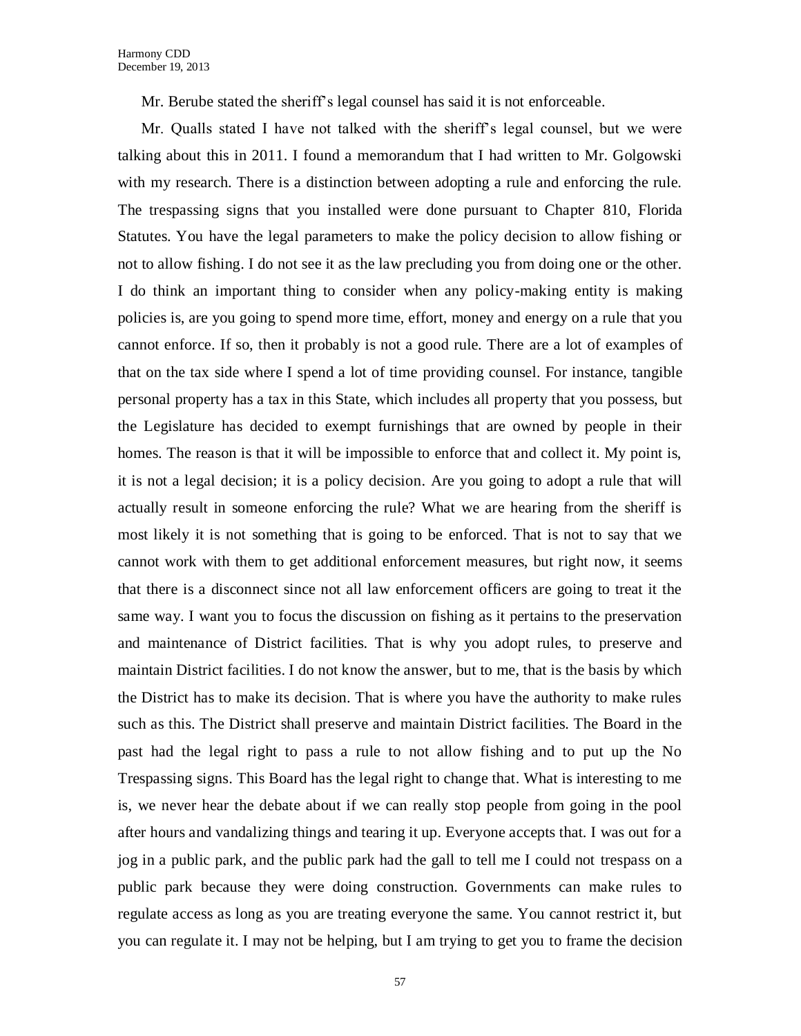Mr. Berube stated the sheriff's legal counsel has said it is not enforceable.

Mr. Qualls stated I have not talked with the sheriff's legal counsel, but we were talking about this in 2011. I found a memorandum that I had written to Mr. Golgowski with my research. There is a distinction between adopting a rule and enforcing the rule. The trespassing signs that you installed were done pursuant to Chapter 810, Florida Statutes. You have the legal parameters to make the policy decision to allow fishing or not to allow fishing. I do not see it as the law precluding you from doing one or the other. I do think an important thing to consider when any policy-making entity is making policies is, are you going to spend more time, effort, money and energy on a rule that you cannot enforce. If so, then it probably is not a good rule. There are a lot of examples of that on the tax side where I spend a lot of time providing counsel. For instance, tangible personal property has a tax in this State, which includes all property that you possess, but the Legislature has decided to exempt furnishings that are owned by people in their homes. The reason is that it will be impossible to enforce that and collect it. My point is, it is not a legal decision; it is a policy decision. Are you going to adopt a rule that will actually result in someone enforcing the rule? What we are hearing from the sheriff is most likely it is not something that is going to be enforced. That is not to say that we cannot work with them to get additional enforcement measures, but right now, it seems that there is a disconnect since not all law enforcement officers are going to treat it the same way. I want you to focus the discussion on fishing as it pertains to the preservation and maintenance of District facilities. That is why you adopt rules, to preserve and maintain District facilities. I do not know the answer, but to me, that is the basis by which the District has to make its decision. That is where you have the authority to make rules such as this. The District shall preserve and maintain District facilities. The Board in the past had the legal right to pass a rule to not allow fishing and to put up the No Trespassing signs. This Board has the legal right to change that. What is interesting to me is, we never hear the debate about if we can really stop people from going in the pool after hours and vandalizing things and tearing it up. Everyone accepts that. I was out for a jog in a public park, and the public park had the gall to tell me I could not trespass on a public park because they were doing construction. Governments can make rules to regulate access as long as you are treating everyone the same. You cannot restrict it, but you can regulate it. I may not be helping, but I am trying to get you to frame the decision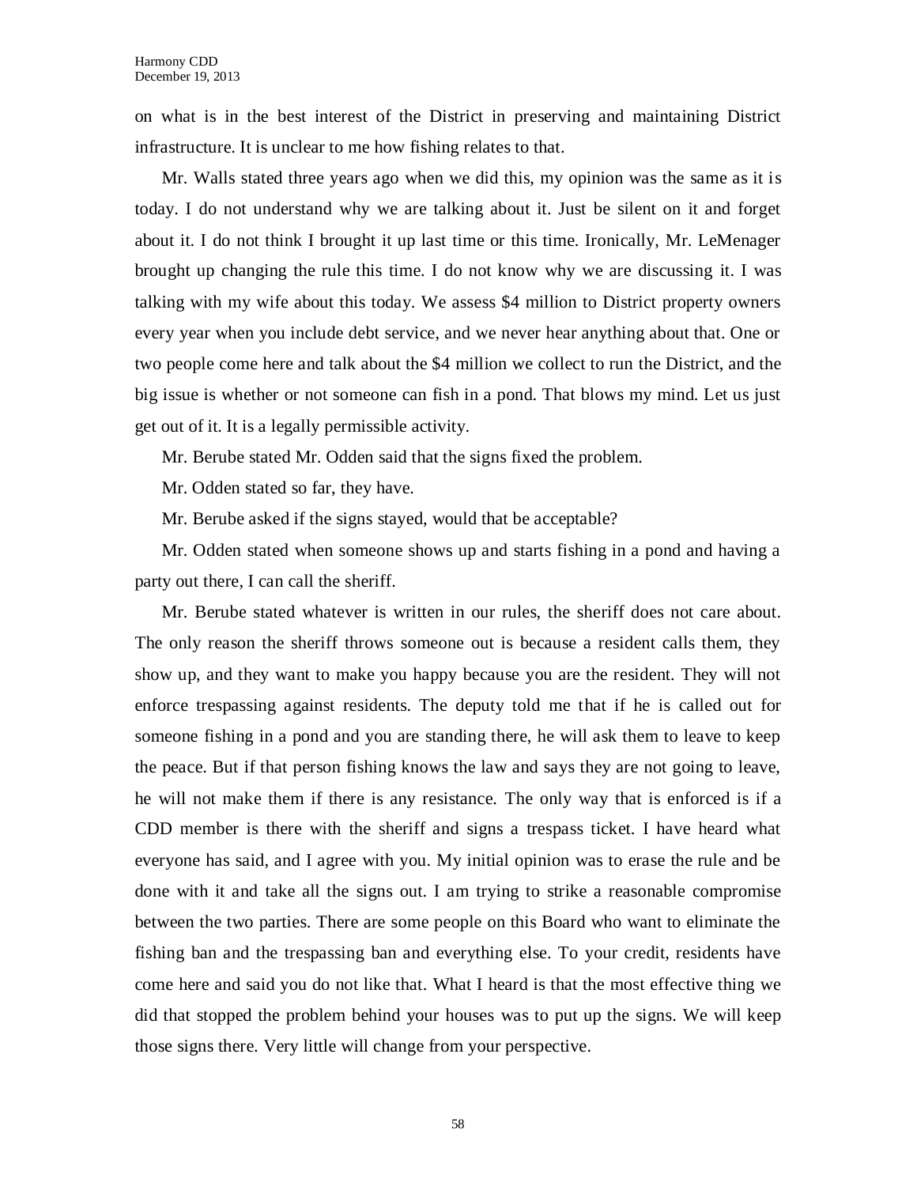on what is in the best interest of the District in preserving and maintaining District infrastructure. It is unclear to me how fishing relates to that.

Mr. Walls stated three years ago when we did this, my opinion was the same as it is today. I do not understand why we are talking about it. Just be silent on it and forget about it. I do not think I brought it up last time or this time. Ironically, Mr. LeMenager brought up changing the rule this time. I do not know why we are discussing it. I was talking with my wife about this today. We assess $4 million to District property owners every year when you include debt service, and we never hear anything about that. One or two people come here and talk about the $4 million we collect to run the District, and the big issue is whether or not someone can fish in a pond. That blows my mind. Let us just get out of it. It is a legally permissible activity.

Mr. Berube stated Mr. Odden said that the signs fixed the problem.

Mr. Odden stated so far, they have.

Mr. Berube asked if the signs stayed, would that be acceptable?

Mr. Odden stated when someone shows up and starts fishing in a pond and having a party out there, I can call the sheriff.

Mr. Berube stated whatever is written in our rules, the sheriff does not care about. The only reason the sheriff throws someone out is because a resident calls them, they show up, and they want to make you happy because you are the resident. They will not enforce trespassing against residents. The deputy told me that if he is called out for someone fishing in a pond and you are standing there, he will ask them to leave to keep the peace. But if that person fishing knows the law and says they are not going to leave, he will not make them if there is any resistance. The only way that is enforced is if a CDD member is there with the sheriff and signs a trespass ticket. I have heard what everyone has said, and I agree with you. My initial opinion was to erase the rule and be done with it and take all the signs out. I am trying to strike a reasonable compromise between the two parties. There are some people on this Board who want to eliminate the fishing ban and the trespassing ban and everything else. To your credit, residents have come here and said you do not like that. What I heard is that the most effective thing we did that stopped the problem behind your houses was to put up the signs. We will keep those signs there. Very little will change from your perspective.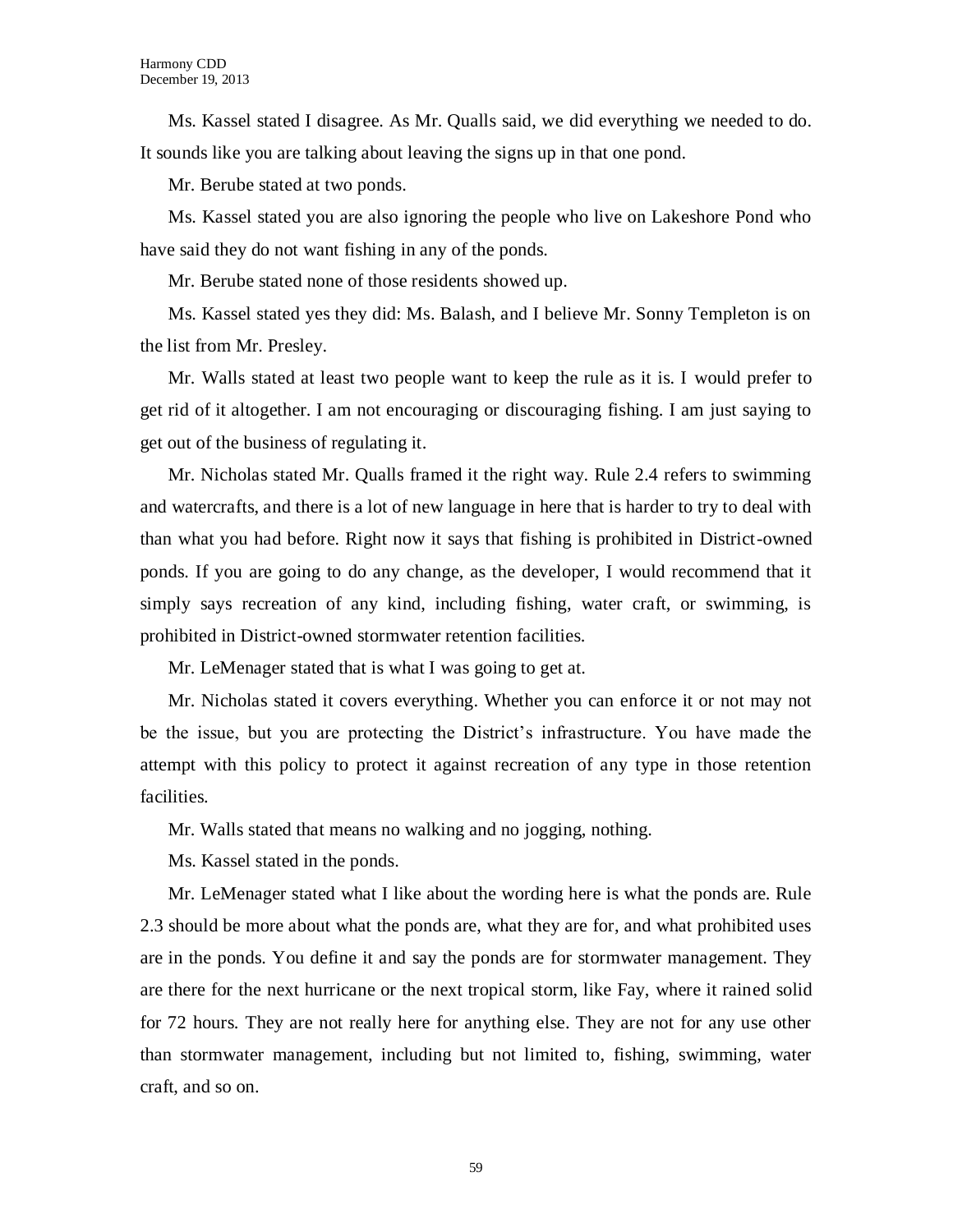Ms. Kassel stated I disagree. As Mr. Qualls said, we did everything we needed to do. It sounds like you are talking about leaving the signs up in that one pond.

Mr. Berube stated at two ponds.

Ms. Kassel stated you are also ignoring the people who live on Lakeshore Pond who have said they do not want fishing in any of the ponds.

Mr. Berube stated none of those residents showed up.

Ms. Kassel stated yes they did: Ms. Balash, and I believe Mr. Sonny Templeton is on the list from Mr. Presley.

Mr. Walls stated at least two people want to keep the rule as it is. I would prefer to get rid of it altogether. I am not encouraging or discouraging fishing. I am just saying to get out of the business of regulating it.

Mr. Nicholas stated Mr. Qualls framed it the right way. Rule 2.4 refers to swimming and watercrafts, and there is a lot of new language in here that is harder to try to deal with than what you had before. Right now it says that fishing is prohibited in District-owned ponds. If you are going to do any change, as the developer, I would recommend that it simply says recreation of any kind, including fishing, water craft, or swimming, is prohibited in District-owned stormwater retention facilities.

Mr. LeMenager stated that is what I was going to get at.

Mr. Nicholas stated it covers everything. Whether you can enforce it or not may not be the issue, but you are protecting the District's infrastructure. You have made the attempt with this policy to protect it against recreation of any type in those retention facilities.

Mr. Walls stated that means no walking and no jogging, nothing.

Ms. Kassel stated in the ponds.

Mr. LeMenager stated what I like about the wording here is what the ponds are. Rule 2.3 should be more about what the ponds are, what they are for, and what prohibited uses are in the ponds. You define it and say the ponds are for stormwater management. They are there for the next hurricane or the next tropical storm, like Fay, where it rained solid for 72 hours. They are not really here for anything else. They are not for any use other than stormwater management, including but not limited to, fishing, swimming, water craft, and so on.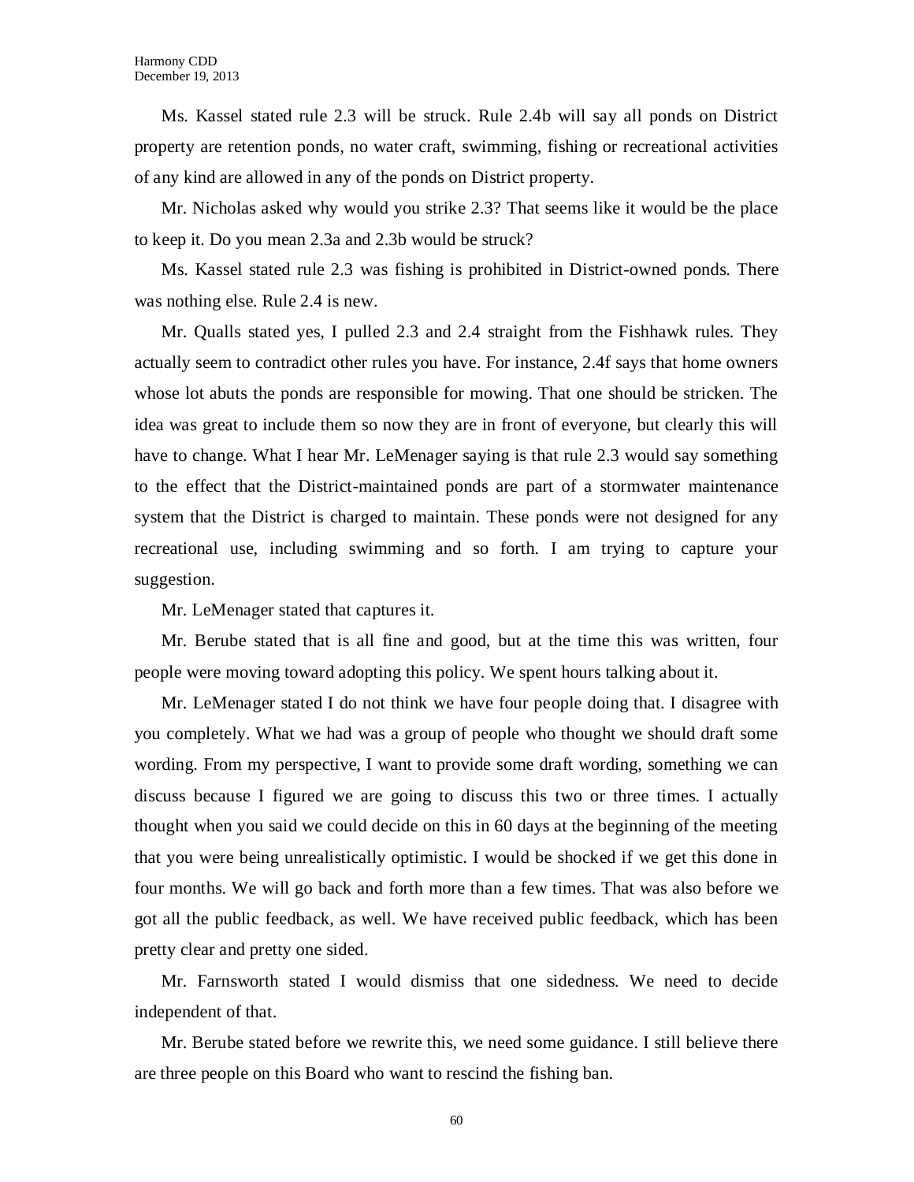Ms. Kassel stated rule 2.3 will be struck. Rule 2.4b will say all ponds on District property are retention ponds, no water craft, swimming, fishing or recreational activities of any kind are allowed in any of the ponds on District property.

Mr. Nicholas asked why would you strike 2.3? That seems like it would be the place to keep it. Do you mean 2.3a and 2.3b would be struck?

Ms. Kassel stated rule 2.3 was fishing is prohibited in District-owned ponds. There was nothing else. Rule 2.4 is new.

Mr. Qualls stated yes, I pulled 2.3 and 2.4 straight from the Fishhawk rules. They actually seem to contradict other rules you have. For instance, 2.4f says that home owners whose lot abuts the ponds are responsible for mowing. That one should be stricken. The idea was great to include them so now they are in front of everyone, but clearly this will have to change. What I hear Mr. LeMenager saying is that rule 2.3 would say something to the effect that the District-maintained ponds are part of a stormwater maintenance system that the District is charged to maintain. These ponds were not designed for any recreational use, including swimming and so forth. I am trying to capture your suggestion.

Mr. LeMenager stated that captures it.

Mr. Berube stated that is all fine and good, but at the time this was written, four people were moving toward adopting this policy. We spent hours talking about it.

Mr. LeMenager stated I do not think we have four people doing that. I disagree with you completely. What we had was a group of people who thought we should draft some wording. From my perspective, I want to provide some draft wording, something we can discuss because I figured we are going to discuss this two or three times. I actually thought when you said we could decide on this in 60 days at the beginning of the meeting that you were being unrealistically optimistic. I would be shocked if we get this done in four months. We will go back and forth more than a few times. That was also before we got all the public feedback, as well. We have received public feedback, which has been pretty clear and pretty one sided.

Mr. Farnsworth stated I would dismiss that one sidedness. We need to decide independent of that.

Mr. Berube stated before we rewrite this, we need some guidance. I still believe there are three people on this Board who want to rescind the fishing ban.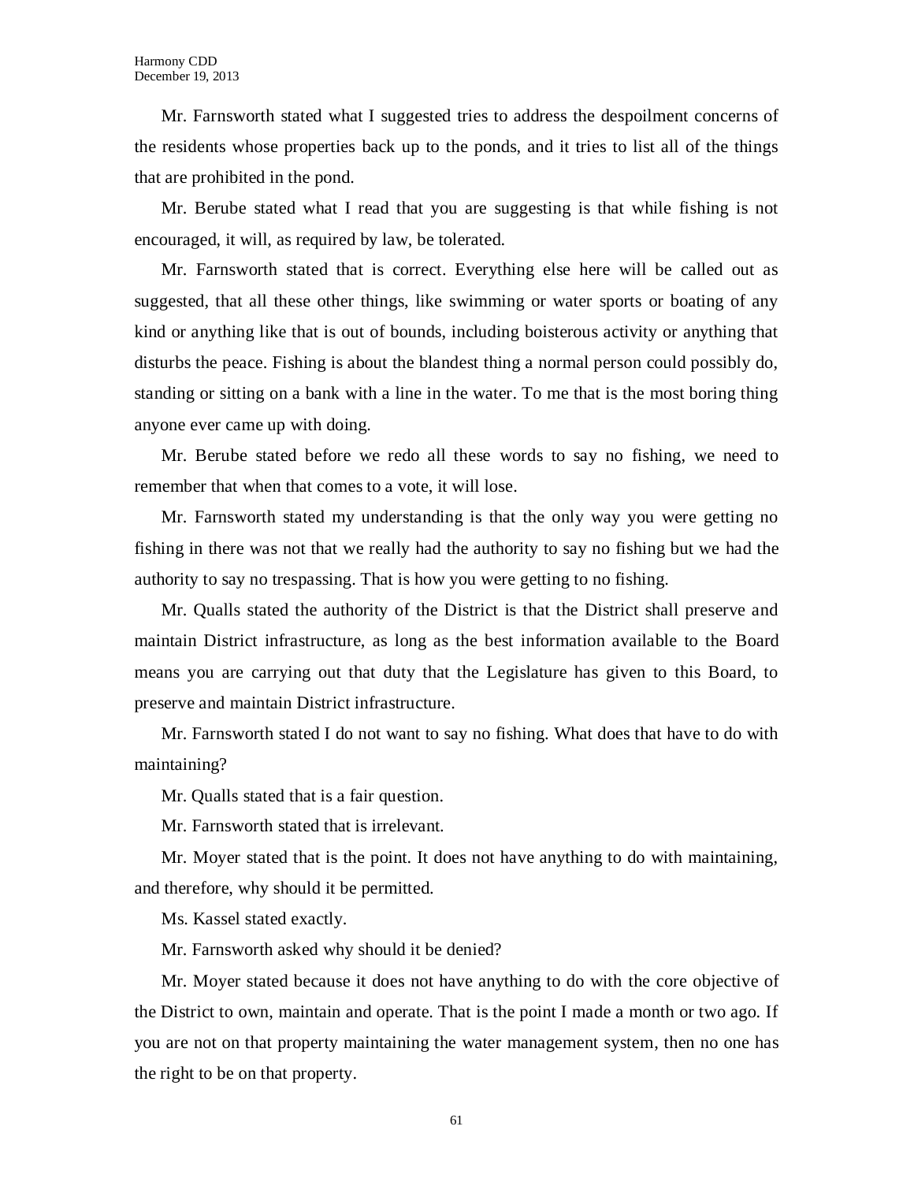Mr. Farnsworth stated what I suggested tries to address the despoilment concerns of the residents whose properties back up to the ponds, and it tries to list all of the things that are prohibited in the pond.

Mr. Berube stated what I read that you are suggesting is that while fishing is not encouraged, it will, as required by law, be tolerated.

Mr. Farnsworth stated that is correct. Everything else here will be called out as suggested, that all these other things, like swimming or water sports or boating of any kind or anything like that is out of bounds, including boisterous activity or anything that disturbs the peace. Fishing is about the blandest thing a normal person could possibly do, standing or sitting on a bank with a line in the water. To me that is the most boring thing anyone ever came up with doing.

Mr. Berube stated before we redo all these words to say no fishing, we need to remember that when that comes to a vote, it will lose.

Mr. Farnsworth stated my understanding is that the only way you were getting no fishing in there was not that we really had the authority to say no fishing but we had the authority to say no trespassing. That is how you were getting to no fishing.

Mr. Qualls stated the authority of the District is that the District shall preserve and maintain District infrastructure, as long as the best information available to the Board means you are carrying out that duty that the Legislature has given to this Board, to preserve and maintain District infrastructure.

Mr. Farnsworth stated I do not want to say no fishing. What does that have to do with maintaining?

Mr. Qualls stated that is a fair question.

Mr. Farnsworth stated that is irrelevant.

Mr. Moyer stated that is the point. It does not have anything to do with maintaining, and therefore, why should it be permitted.

Ms. Kassel stated exactly.

Mr. Farnsworth asked why should it be denied?

Mr. Moyer stated because it does not have anything to do with the core objective of the District to own, maintain and operate. That is the point I made a month or two ago. If you are not on that property maintaining the water management system, then no one has the right to be on that property.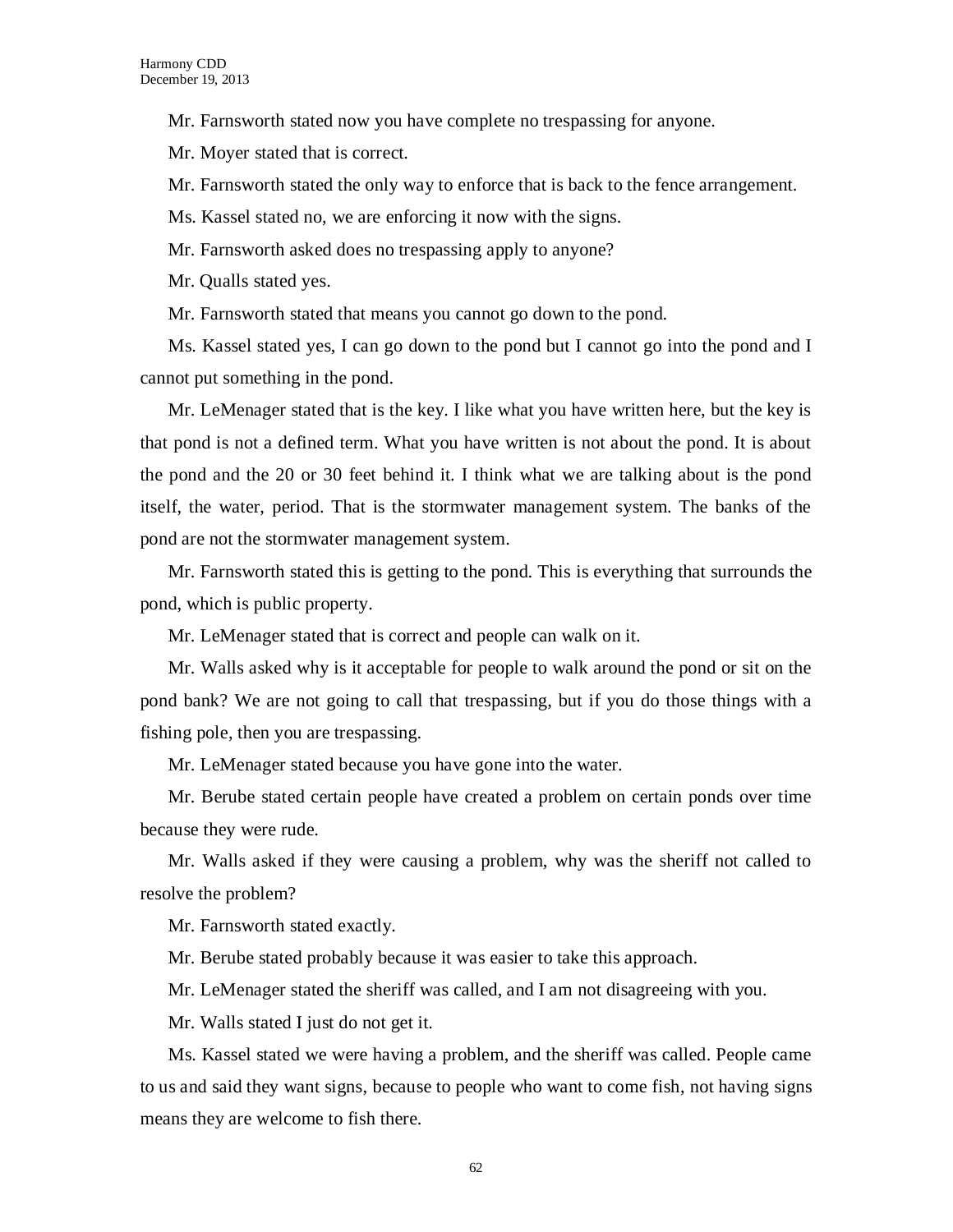Mr. Farnsworth stated now you have complete no trespassing for anyone.

Mr. Moyer stated that is correct.

Mr. Farnsworth stated the only way to enforce that is back to the fence arrangement.

Ms. Kassel stated no, we are enforcing it now with the signs.

Mr. Farnsworth asked does no trespassing apply to anyone?

Mr. Qualls stated yes.

Mr. Farnsworth stated that means you cannot go down to the pond.

Ms. Kassel stated yes, I can go down to the pond but I cannot go into the pond and I cannot put something in the pond.

Mr. LeMenager stated that is the key. I like what you have written here, but the key is that pond is not a defined term. What you have written is not about the pond. It is about the pond and the 20 or 30 feet behind it. I think what we are talking about is the pond itself, the water, period. That is the stormwater management system. The banks of the pond are not the stormwater management system.

Mr. Farnsworth stated this is getting to the pond. This is everything that surrounds the pond, which is public property.

Mr. LeMenager stated that is correct and people can walk on it.

Mr. Walls asked why is it acceptable for people to walk around the pond or sit on the pond bank? We are not going to call that trespassing, but if you do those things with a fishing pole, then you are trespassing.

Mr. LeMenager stated because you have gone into the water.

Mr. Berube stated certain people have created a problem on certain ponds over time because they were rude.

Mr. Walls asked if they were causing a problem, why was the sheriff not called to resolve the problem?

Mr. Farnsworth stated exactly.

Mr. Berube stated probably because it was easier to take this approach.

Mr. LeMenager stated the sheriff was called, and I am not disagreeing with you.

Mr. Walls stated I just do not get it.

Ms. Kassel stated we were having a problem, and the sheriff was called. People came to us and said they want signs, because to people who want to come fish, not having signs means they are welcome to fish there.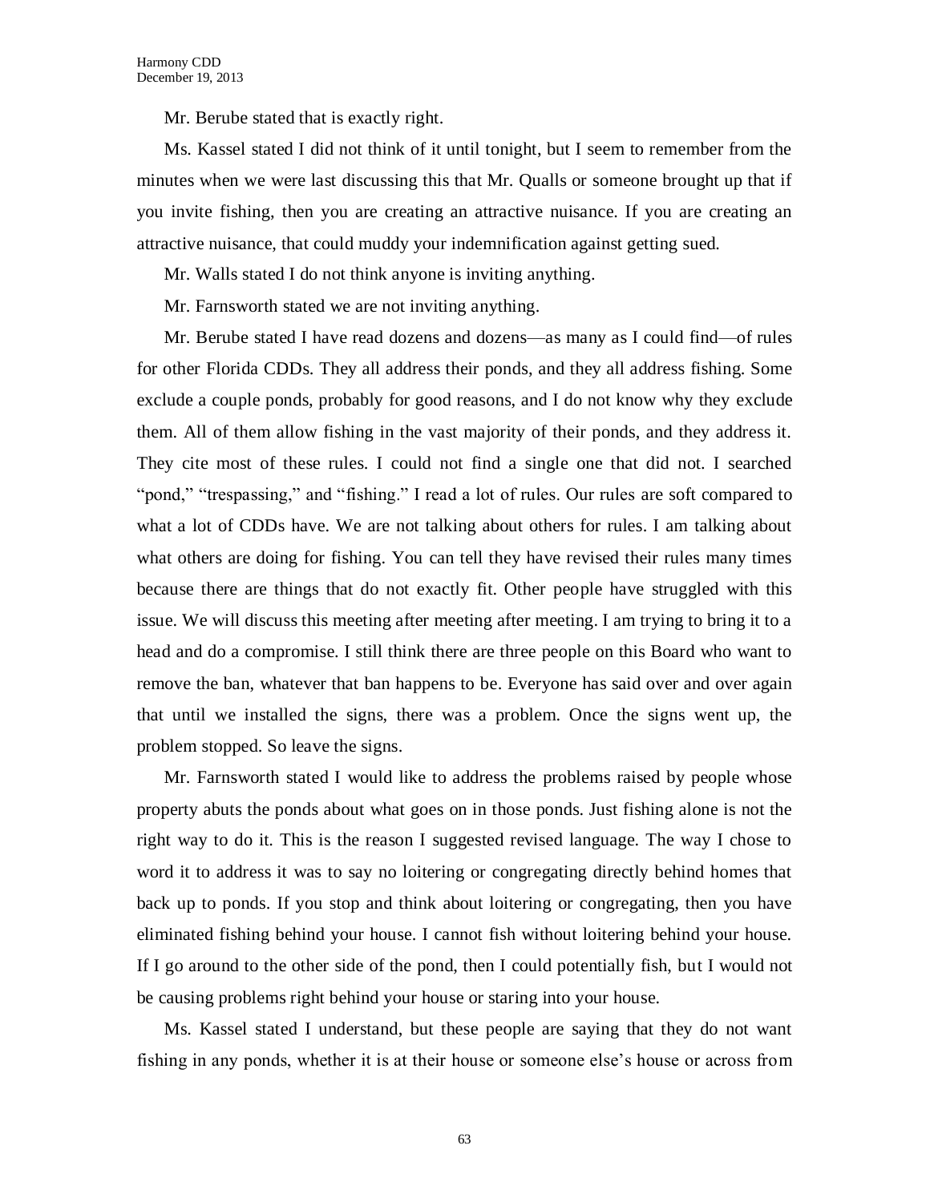Mr. Berube stated that is exactly right.

Ms. Kassel stated I did not think of it until tonight, but I seem to remember from the minutes when we were last discussing this that Mr. Qualls or someone brought up that if you invite fishing, then you are creating an attractive nuisance. If you are creating an attractive nuisance, that could muddy your indemnification against getting sued.

Mr. Walls stated I do not think anyone is inviting anything.

Mr. Farnsworth stated we are not inviting anything.

Mr. Berube stated I have read dozens and dozens—as many as I could find—of rules for other Florida CDDs. They all address their ponds, and they all address fishing. Some exclude a couple ponds, probably for good reasons, and I do not know why they exclude them. All of them allow fishing in the vast majority of their ponds, and they address it. They cite most of these rules. I could not find a single one that did not. I searched "pond," "trespassing," and "fishing." I read a lot of rules. Our rules are soft compared to what a lot of CDDs have. We are not talking about others for rules. I am talking about what others are doing for fishing. You can tell they have revised their rules many times because there are things that do not exactly fit. Other people have struggled with this issue. We will discuss this meeting after meeting after meeting. I am trying to bring it to a head and do a compromise. I still think there are three people on this Board who want to remove the ban, whatever that ban happens to be. Everyone has said over and over again that until we installed the signs, there was a problem. Once the signs went up, the problem stopped. So leave the signs.

Mr. Farnsworth stated I would like to address the problems raised by people whose property abuts the ponds about what goes on in those ponds. Just fishing alone is not the right way to do it. This is the reason I suggested revised language. The way I chose to word it to address it was to say no loitering or congregating directly behind homes that back up to ponds. If you stop and think about loitering or congregating, then you have eliminated fishing behind your house. I cannot fish without loitering behind your house. If I go around to the other side of the pond, then I could potentially fish, but I would not be causing problems right behind your house or staring into your house.

Ms. Kassel stated I understand, but these people are saying that they do not want fishing in any ponds, whether it is at their house or someone else's house or across from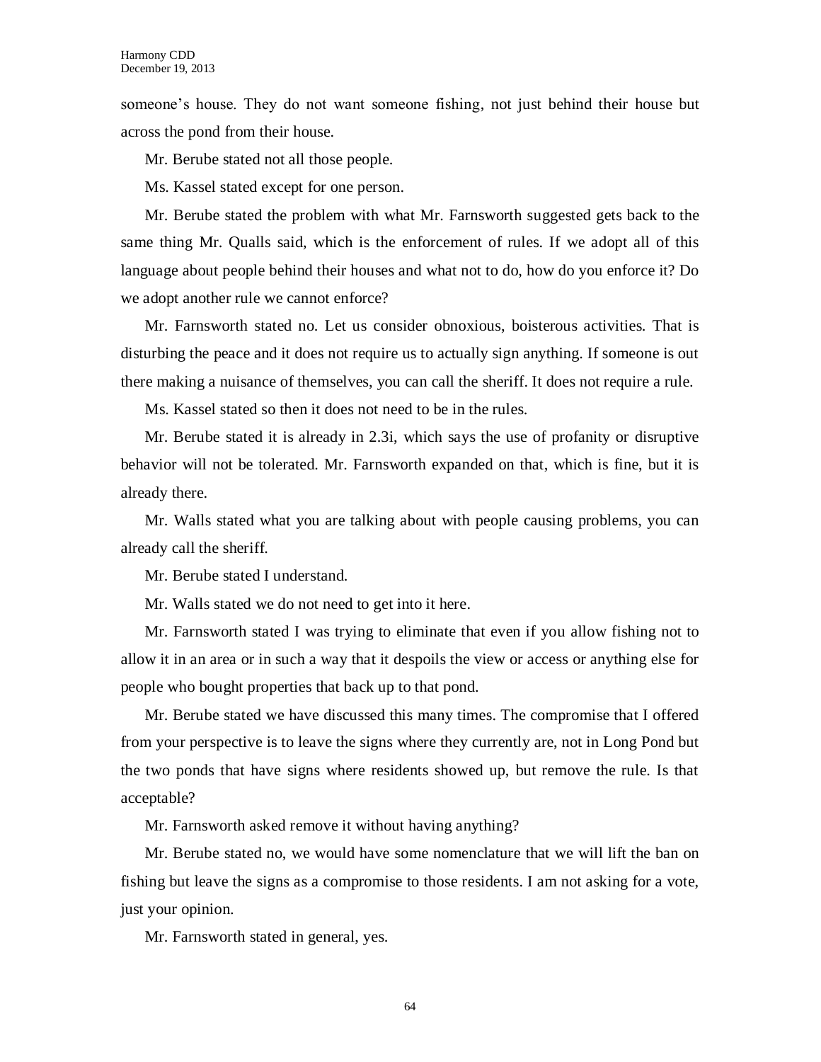someone's house. They do not want someone fishing, not just behind their house but across the pond from their house.

Mr. Berube stated not all those people.

Ms. Kassel stated except for one person.

Mr. Berube stated the problem with what Mr. Farnsworth suggested gets back to the same thing Mr. Qualls said, which is the enforcement of rules. If we adopt all of this language about people behind their houses and what not to do, how do you enforce it? Do we adopt another rule we cannot enforce?

Mr. Farnsworth stated no. Let us consider obnoxious, boisterous activities. That is disturbing the peace and it does not require us to actually sign anything. If someone is out there making a nuisance of themselves, you can call the sheriff. It does not require a rule.

Ms. Kassel stated so then it does not need to be in the rules.

Mr. Berube stated it is already in 2.3i, which says the use of profanity or disruptive behavior will not be tolerated. Mr. Farnsworth expanded on that, which is fine, but it is already there.

Mr. Walls stated what you are talking about with people causing problems, you can already call the sheriff.

Mr. Berube stated I understand.

Mr. Walls stated we do not need to get into it here.

Mr. Farnsworth stated I was trying to eliminate that even if you allow fishing not to allow it in an area or in such a way that it despoils the view or access or anything else for people who bought properties that back up to that pond.

Mr. Berube stated we have discussed this many times. The compromise that I offered from your perspective is to leave the signs where they currently are, not in Long Pond but the two ponds that have signs where residents showed up, but remove the rule. Is that acceptable?

Mr. Farnsworth asked remove it without having anything?

Mr. Berube stated no, we would have some nomenclature that we will lift the ban on fishing but leave the signs as a compromise to those residents. I am not asking for a vote, just your opinion.

Mr. Farnsworth stated in general, yes.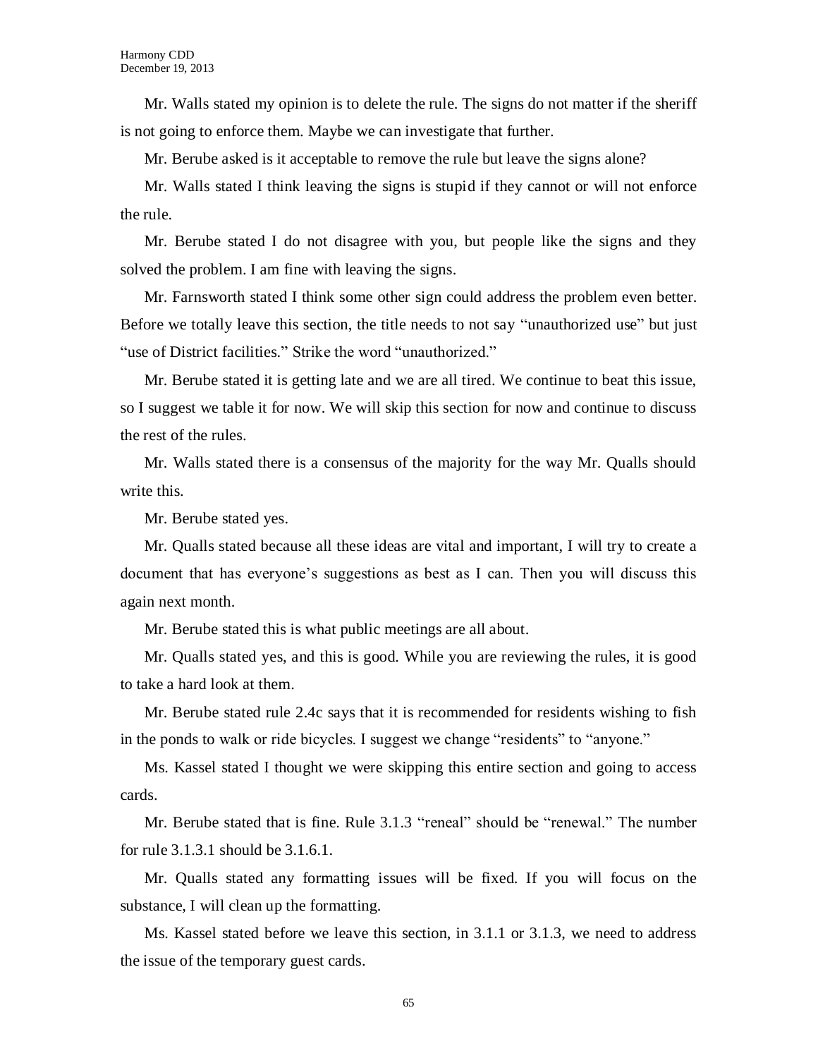Mr. Walls stated my opinion is to delete the rule. The signs do not matter if the sheriff is not going to enforce them. Maybe we can investigate that further.

Mr. Berube asked is it acceptable to remove the rule but leave the signs alone?

Mr. Walls stated I think leaving the signs is stupid if they cannot or will not enforce the rule.

Mr. Berube stated I do not disagree with you, but people like the signs and they solved the problem. I am fine with leaving the signs.

Mr. Farnsworth stated I think some other sign could address the problem even better. Before we totally leave this section, the title needs to not say "unauthorized use" but just "use of District facilities." Strike the word "unauthorized."

Mr. Berube stated it is getting late and we are all tired. We continue to beat this issue, so I suggest we table it for now. We will skip this section for now and continue to discuss the rest of the rules.

Mr. Walls stated there is a consensus of the majority for the way Mr. Qualls should write this.

Mr. Berube stated yes.

Mr. Qualls stated because all these ideas are vital and important, I will try to create a document that has everyone's suggestions as best as I can. Then you will discuss this again next month.

Mr. Berube stated this is what public meetings are all about.

Mr. Qualls stated yes, and this is good. While you are reviewing the rules, it is good to take a hard look at them.

Mr. Berube stated rule 2.4c says that it is recommended for residents wishing to fish in the ponds to walk or ride bicycles. I suggest we change "residents" to "anyone."

Ms. Kassel stated I thought we were skipping this entire section and going to access cards.

Mr. Berube stated that is fine. Rule 3.1.3 "reneal" should be "renewal." The number for rule 3.1.3.1 should be 3.1.6.1.

Mr. Qualls stated any formatting issues will be fixed. If you will focus on the substance, I will clean up the formatting.

Ms. Kassel stated before we leave this section, in 3.1.1 or 3.1.3, we need to address the issue of the temporary guest cards.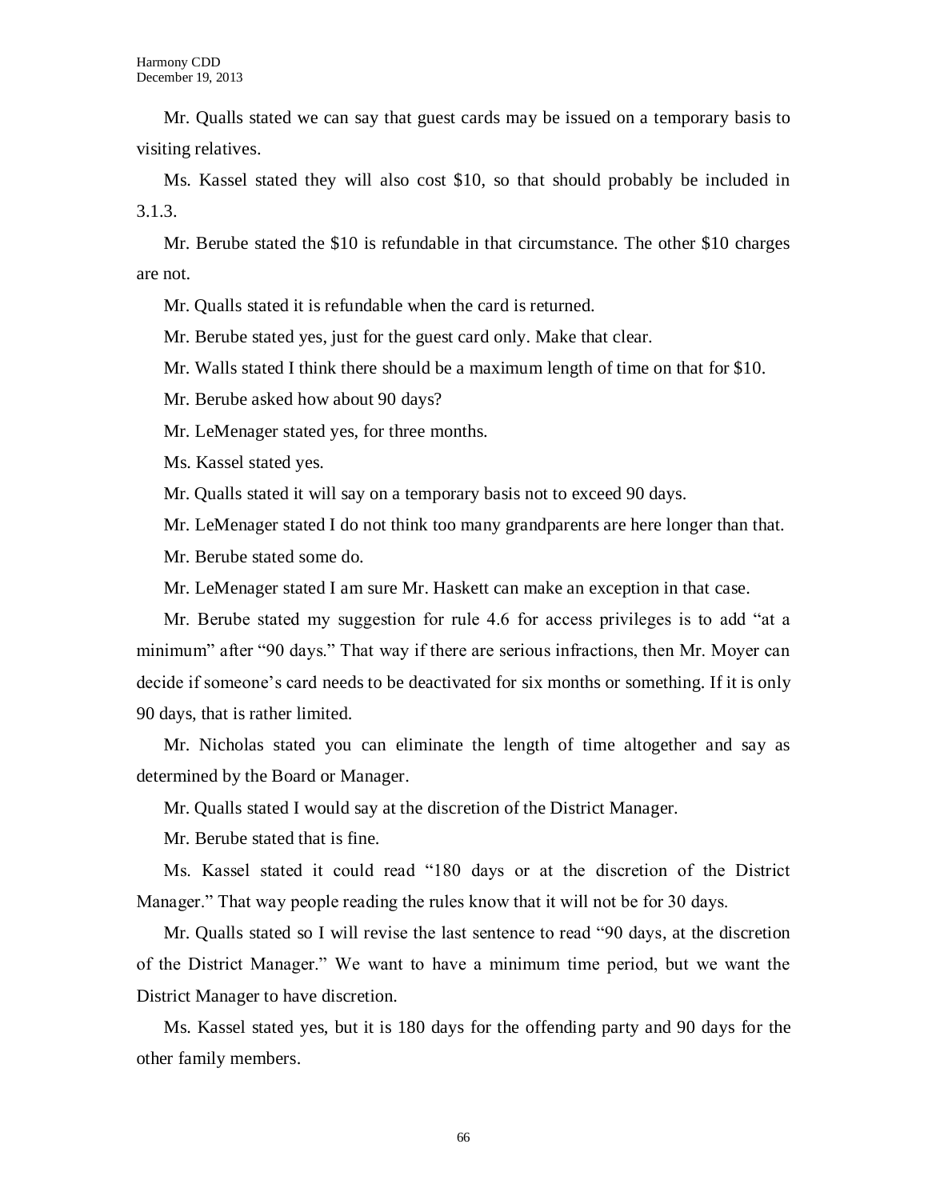Mr. Qualls stated we can say that guest cards may be issued on a temporary basis to visiting relatives.

Ms. Kassel stated they will also cost $10, so that should probably be included in 3.1.3.

Mr. Berube stated the $10 is refundable in that circumstance. The other $10 charges are not.

Mr. Qualls stated it is refundable when the card is returned.

Mr. Berube stated yes, just for the guest card only. Make that clear.

Mr. Walls stated I think there should be a maximum length of time on that for $10.

Mr. Berube asked how about 90 days?

Mr. LeMenager stated yes, for three months.

Ms. Kassel stated yes.

Mr. Qualls stated it will say on a temporary basis not to exceed 90 days.

Mr. LeMenager stated I do not think too many grandparents are here longer than that.

Mr. Berube stated some do.

Mr. LeMenager stated I am sure Mr. Haskett can make an exception in that case.

Mr. Berube stated my suggestion for rule 4.6 for access privileges is to add "at a minimum" after "90 days." That way if there are serious infractions, then Mr. Moyer can decide if someone's card needs to be deactivated for six months or something. If it is only 90 days, that is rather limited.

Mr. Nicholas stated you can eliminate the length of time altogether and say as determined by the Board or Manager.

Mr. Qualls stated I would say at the discretion of the District Manager.

Mr. Berube stated that is fine.

Ms. Kassel stated it could read "180 days or at the discretion of the District Manager." That way people reading the rules know that it will not be for 30 days.

Mr. Qualls stated so I will revise the last sentence to read "90 days, at the discretion of the District Manager." We want to have a minimum time period, but we want the District Manager to have discretion.

Ms. Kassel stated yes, but it is 180 days for the offending party and 90 days for the other family members.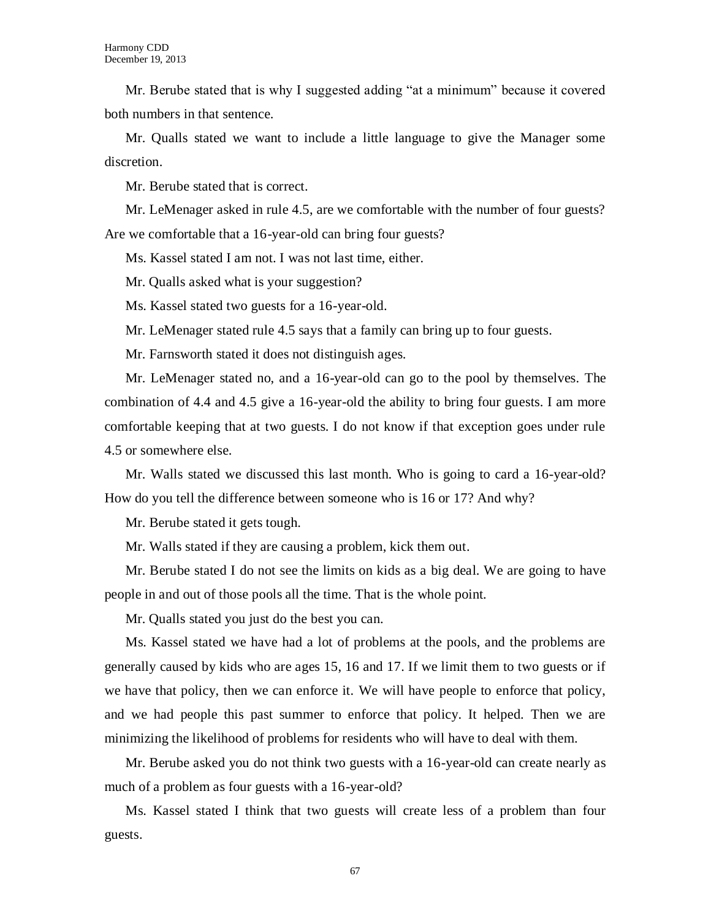Mr. Berube stated that is why I suggested adding "at a minimum" because it covered both numbers in that sentence.

Mr. Qualls stated we want to include a little language to give the Manager some discretion.

Mr. Berube stated that is correct.

Mr. LeMenager asked in rule 4.5, are we comfortable with the number of four guests? Are we comfortable that a 16-year-old can bring four guests?

Ms. Kassel stated I am not. I was not last time, either.

Mr. Qualls asked what is your suggestion?

Ms. Kassel stated two guests for a 16-year-old.

Mr. LeMenager stated rule 4.5 says that a family can bring up to four guests.

Mr. Farnsworth stated it does not distinguish ages.

Mr. LeMenager stated no, and a 16-year-old can go to the pool by themselves. The combination of 4.4 and 4.5 give a 16-year-old the ability to bring four guests. I am more comfortable keeping that at two guests. I do not know if that exception goes under rule 4.5 or somewhere else.

Mr. Walls stated we discussed this last month. Who is going to card a 16-year-old? How do you tell the difference between someone who is 16 or 17? And why?

Mr. Berube stated it gets tough.

Mr. Walls stated if they are causing a problem, kick them out.

Mr. Berube stated I do not see the limits on kids as a big deal. We are going to have people in and out of those pools all the time. That is the whole point.

Mr. Qualls stated you just do the best you can.

Ms. Kassel stated we have had a lot of problems at the pools, and the problems are generally caused by kids who are ages 15, 16 and 17. If we limit them to two guests or if we have that policy, then we can enforce it. We will have people to enforce that policy, and we had people this past summer to enforce that policy. It helped. Then we are minimizing the likelihood of problems for residents who will have to deal with them.

Mr. Berube asked you do not think two guests with a 16-year-old can create nearly as much of a problem as four guests with a 16-year-old?

Ms. Kassel stated I think that two guests will create less of a problem than four guests.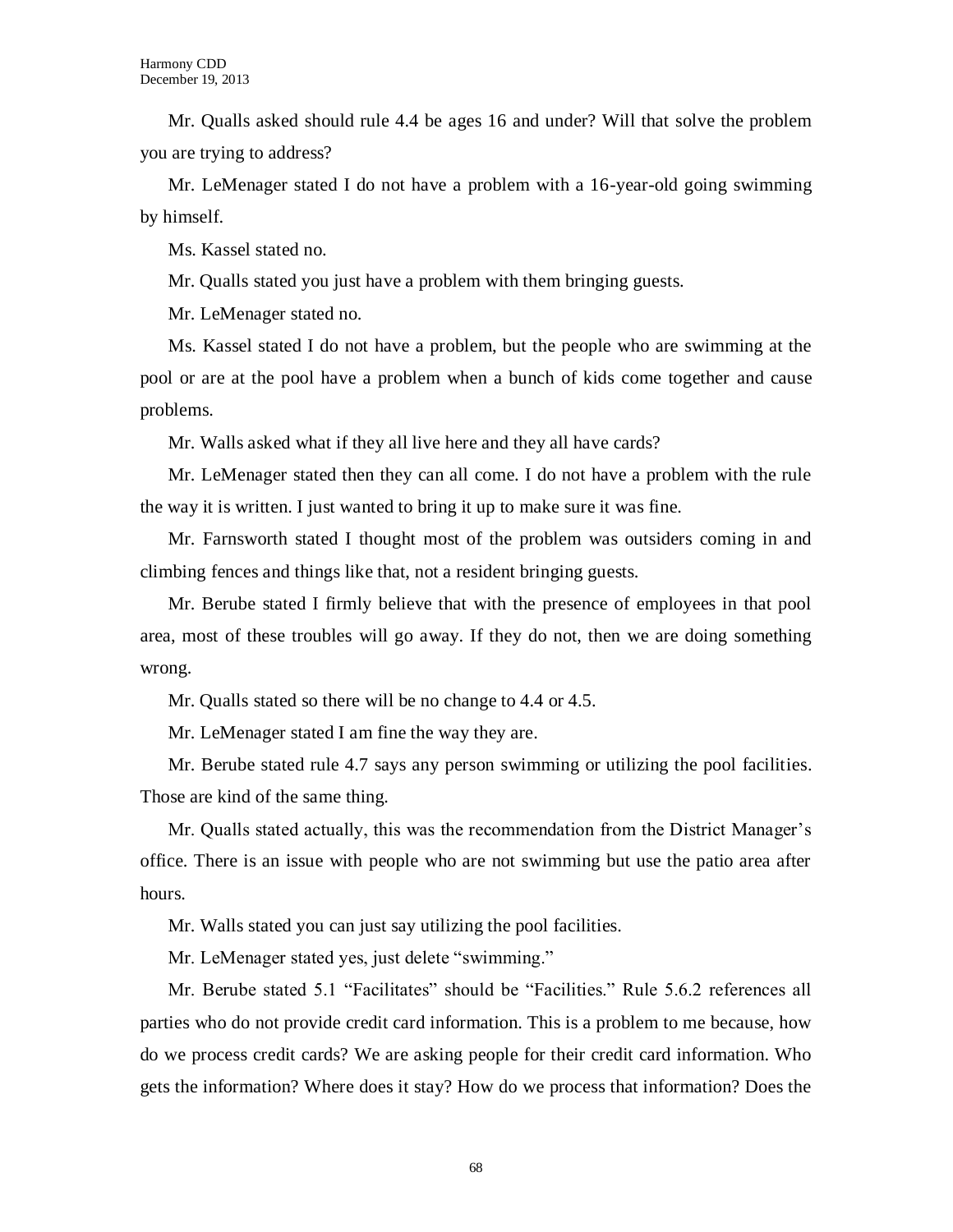Mr. Qualls asked should rule 4.4 be ages 16 and under? Will that solve the problem you are trying to address?

Mr. LeMenager stated I do not have a problem with a 16-year-old going swimming by himself.

Ms. Kassel stated no.

Mr. Qualls stated you just have a problem with them bringing guests.

Mr. LeMenager stated no.

Ms. Kassel stated I do not have a problem, but the people who are swimming at the pool or are at the pool have a problem when a bunch of kids come together and cause problems.

Mr. Walls asked what if they all live here and they all have cards?

Mr. LeMenager stated then they can all come. I do not have a problem with the rule the way it is written. I just wanted to bring it up to make sure it was fine.

Mr. Farnsworth stated I thought most of the problem was outsiders coming in and climbing fences and things like that, not a resident bringing guests.

Mr. Berube stated I firmly believe that with the presence of employees in that pool area, most of these troubles will go away. If they do not, then we are doing something wrong.

Mr. Qualls stated so there will be no change to 4.4 or 4.5.

Mr. LeMenager stated I am fine the way they are.

Mr. Berube stated rule 4.7 says any person swimming or utilizing the pool facilities. Those are kind of the same thing.

Mr. Qualls stated actually, this was the recommendation from the District Manager's office. There is an issue with people who are not swimming but use the patio area after hours.

Mr. Walls stated you can just say utilizing the pool facilities.

Mr. LeMenager stated yes, just delete "swimming."

Mr. Berube stated 5.1 "Facilitates" should be "Facilities." Rule 5.6.2 references all parties who do not provide credit card information. This is a problem to me because, how do we process credit cards? We are asking people for their credit card information. Who gets the information? Where does it stay? How do we process that information? Does the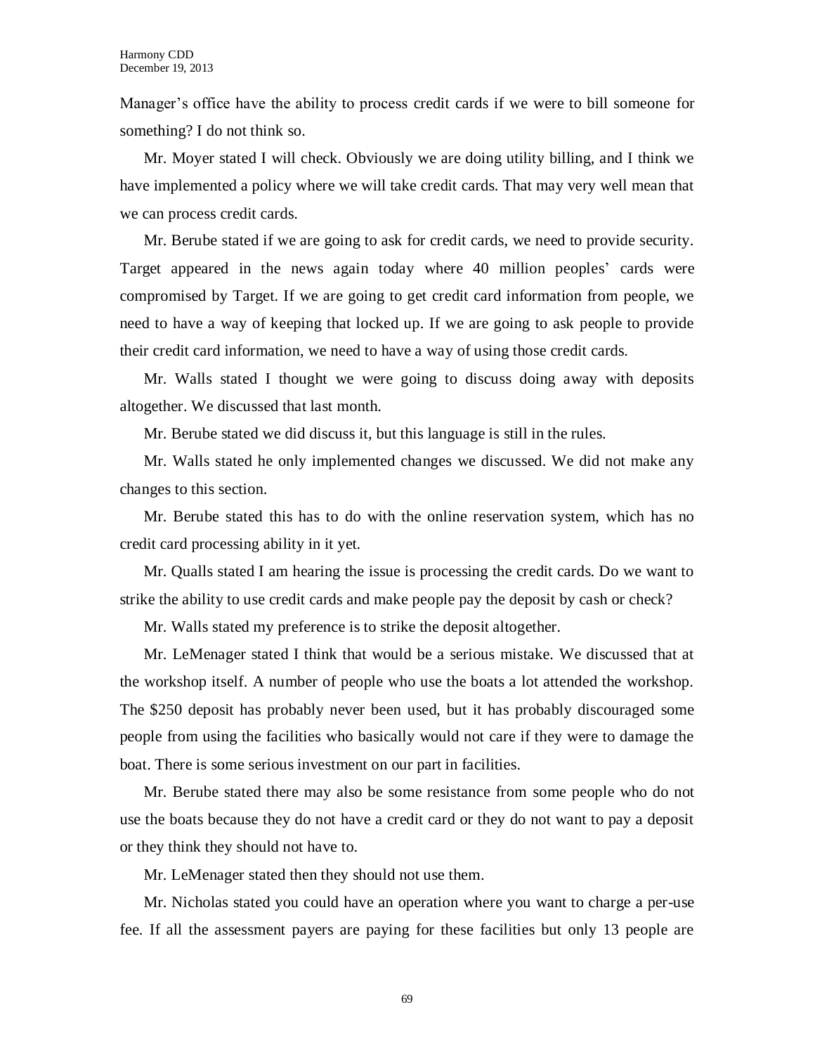Manager's office have the ability to process credit cards if we were to bill someone for something? I do not think so.

Mr. Moyer stated I will check. Obviously we are doing utility billing, and I think we have implemented a policy where we will take credit cards. That may very well mean that we can process credit cards.

Mr. Berube stated if we are going to ask for credit cards, we need to provide security. Target appeared in the news again today where 40 million peoples' cards were compromised by Target. If we are going to get credit card information from people, we need to have a way of keeping that locked up. If we are going to ask people to provide their credit card information, we need to have a way of using those credit cards.

Mr. Walls stated I thought we were going to discuss doing away with deposits altogether. We discussed that last month.

Mr. Berube stated we did discuss it, but this language is still in the rules.

Mr. Walls stated he only implemented changes we discussed. We did not make any changes to this section.

Mr. Berube stated this has to do with the online reservation system, which has no credit card processing ability in it yet.

Mr. Qualls stated I am hearing the issue is processing the credit cards. Do we want to strike the ability to use credit cards and make people pay the deposit by cash or check?

Mr. Walls stated my preference is to strike the deposit altogether.

Mr. LeMenager stated I think that would be a serious mistake. We discussed that at the workshop itself. A number of people who use the boats a lot attended the workshop. The $250 deposit has probably never been used, but it has probably discouraged some people from using the facilities who basically would not care if they were to damage the boat. There is some serious investment on our part in facilities.

Mr. Berube stated there may also be some resistance from some people who do not use the boats because they do not have a credit card or they do not want to pay a deposit or they think they should not have to.

Mr. LeMenager stated then they should not use them.

Mr. Nicholas stated you could have an operation where you want to charge a per-use fee. If all the assessment payers are paying for these facilities but only 13 people are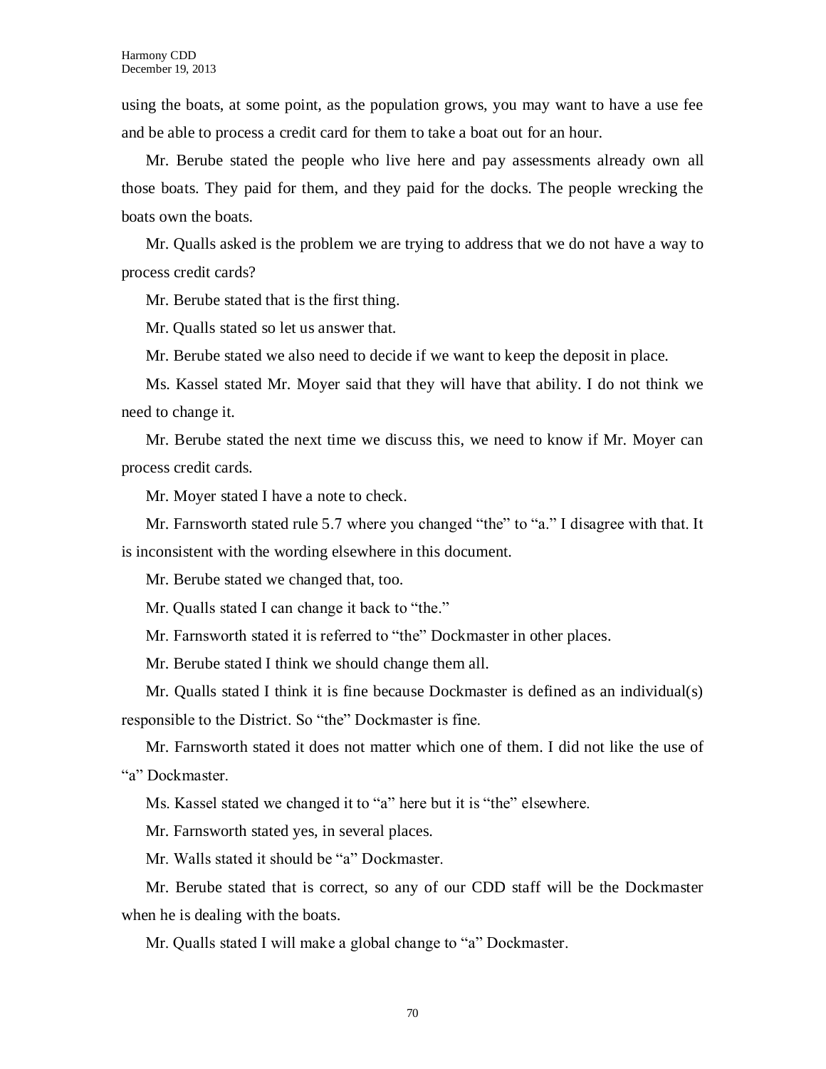using the boats, at some point, as the population grows, you may want to have a use fee and be able to process a credit card for them to take a boat out for an hour.

Mr. Berube stated the people who live here and pay assessments already own all those boats. They paid for them, and they paid for the docks. The people wrecking the boats own the boats.

Mr. Qualls asked is the problem we are trying to address that we do not have a way to process credit cards?

Mr. Berube stated that is the first thing.

Mr. Qualls stated so let us answer that.

Mr. Berube stated we also need to decide if we want to keep the deposit in place.

Ms. Kassel stated Mr. Moyer said that they will have that ability. I do not think we need to change it.

Mr. Berube stated the next time we discuss this, we need to know if Mr. Moyer can process credit cards.

Mr. Moyer stated I have a note to check.

Mr. Farnsworth stated rule 5.7 where you changed "the" to "a." I disagree with that. It is inconsistent with the wording elsewhere in this document.

Mr. Berube stated we changed that, too.

Mr. Qualls stated I can change it back to "the."

Mr. Farnsworth stated it is referred to "the" Dockmaster in other places.

Mr. Berube stated I think we should change them all.

Mr. Qualls stated I think it is fine because Dockmaster is defined as an individual(s) responsible to the District. So "the" Dockmaster is fine.

Mr. Farnsworth stated it does not matter which one of them. I did not like the use of "a" Dockmaster.

Ms. Kassel stated we changed it to "a" here but it is "the" elsewhere.

Mr. Farnsworth stated yes, in several places.

Mr. Walls stated it should be "a" Dockmaster.

Mr. Berube stated that is correct, so any of our CDD staff will be the Dockmaster when he is dealing with the boats.

Mr. Qualls stated I will make a global change to "a" Dockmaster.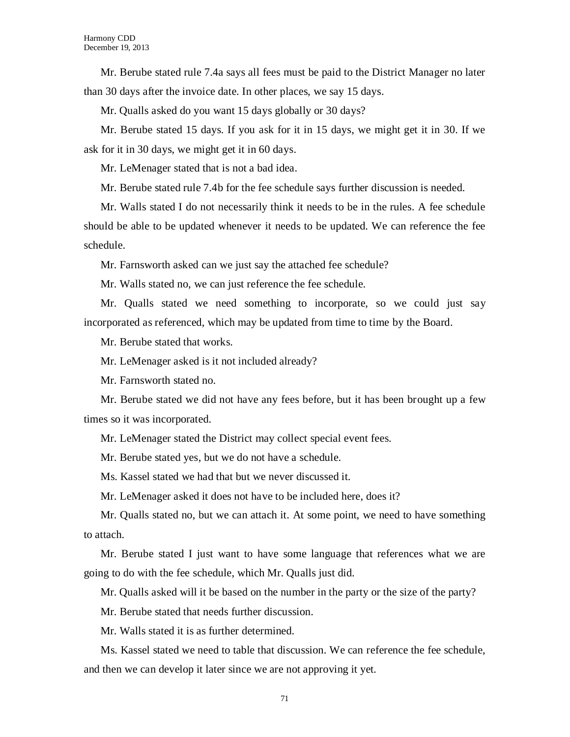Mr. Berube stated rule 7.4a says all fees must be paid to the District Manager no later than 30 days after the invoice date. In other places, we say 15 days.

Mr. Qualls asked do you want 15 days globally or 30 days?

Mr. Berube stated 15 days. If you ask for it in 15 days, we might get it in 30. If we ask for it in 30 days, we might get it in 60 days.

Mr. LeMenager stated that is not a bad idea.

Mr. Berube stated rule 7.4b for the fee schedule says further discussion is needed.

Mr. Walls stated I do not necessarily think it needs to be in the rules. A fee schedule should be able to be updated whenever it needs to be updated. We can reference the fee schedule.

Mr. Farnsworth asked can we just say the attached fee schedule?

Mr. Walls stated no, we can just reference the fee schedule.

Mr. Qualls stated we need something to incorporate, so we could just say incorporated as referenced, which may be updated from time to time by the Board.

Mr. Berube stated that works.

Mr. LeMenager asked is it not included already?

Mr. Farnsworth stated no.

Mr. Berube stated we did not have any fees before, but it has been brought up a few times so it was incorporated.

Mr. LeMenager stated the District may collect special event fees.

Mr. Berube stated yes, but we do not have a schedule.

Ms. Kassel stated we had that but we never discussed it.

Mr. LeMenager asked it does not have to be included here, does it?

Mr. Qualls stated no, but we can attach it. At some point, we need to have something to attach.

Mr. Berube stated I just want to have some language that references what we are going to do with the fee schedule, which Mr. Qualls just did.

Mr. Qualls asked will it be based on the number in the party or the size of the party?

Mr. Berube stated that needs further discussion.

Mr. Walls stated it is as further determined.

Ms. Kassel stated we need to table that discussion. We can reference the fee schedule, and then we can develop it later since we are not approving it yet.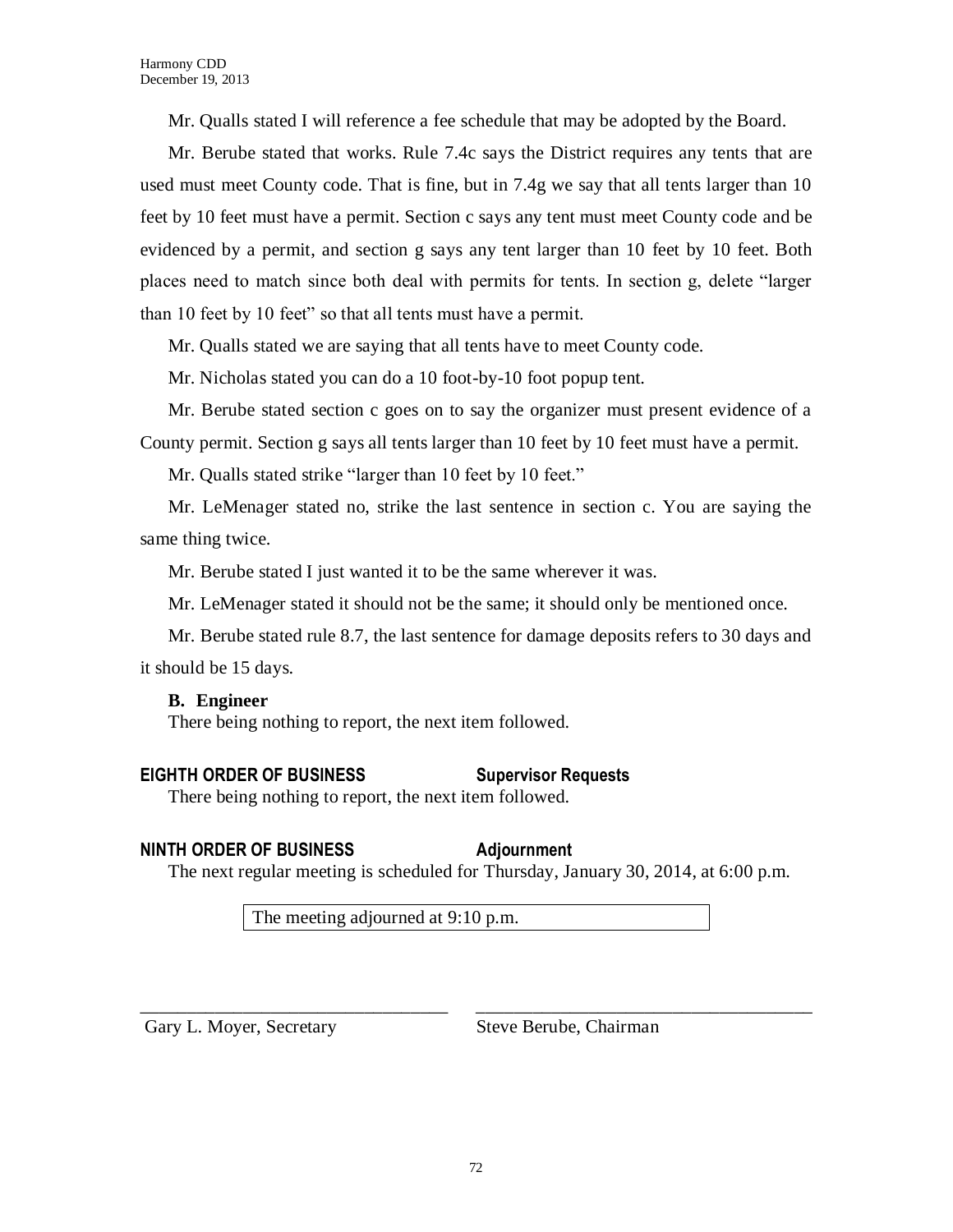Mr. Qualls stated I will reference a fee schedule that may be adopted by the Board.

Mr. Berube stated that works. Rule 7.4c says the District requires any tents that are used must meet County code. That is fine, but in 7.4g we say that all tents larger than 10 feet by 10 feet must have a permit. Section c says any tent must meet County code and be evidenced by a permit, and section g says any tent larger than 10 feet by 10 feet. Both places need to match since both deal with permits for tents. In section g, delete "larger than 10 feet by 10 feet" so that all tents must have a permit.

Mr. Qualls stated we are saying that all tents have to meet County code.

Mr. Nicholas stated you can do a 10 foot-by-10 foot popup tent.

Mr. Berube stated section c goes on to say the organizer must present evidence of a County permit. Section g says all tents larger than 10 feet by 10 feet must have a permit.

Mr. Qualls stated strike "larger than 10 feet by 10 feet."

Mr. LeMenager stated no, strike the last sentence in section c. You are saying the same thing twice.

Mr. Berube stated I just wanted it to be the same wherever it was.

Mr. LeMenager stated it should not be the same; it should only be mentioned once.

Mr. Berube stated rule 8.7, the last sentence for damage deposits refers to 30 days and it should be 15 days.

**B. Engineer**

There being nothing to report, the next item followed.

**EIGHTH ORDER OF BUSINESS Supervisor Requests**

There being nothing to report, the next item followed.

**NINTH ORDER OF BUSINESS Adjournment**

The next regular meeting is scheduled for Thursday, January 30, 2014, at 6:00 p.m.

The meeting adjourned at 9:10 p.m.

\_\_\_\_\_\_\_\_\_\_\_\_\_\_\_\_\_\_\_\_\_\_\_\_\_\_\_\_\_\_\_\_\_\_ \_\_\_\_\_\_\_\_\_\_\_\_\_\_\_\_\_\_\_\_\_\_\_\_\_\_\_\_\_\_\_\_\_\_\_\_\_\_

Gary L. Moyer, Secretary Steve Berube, Chairman